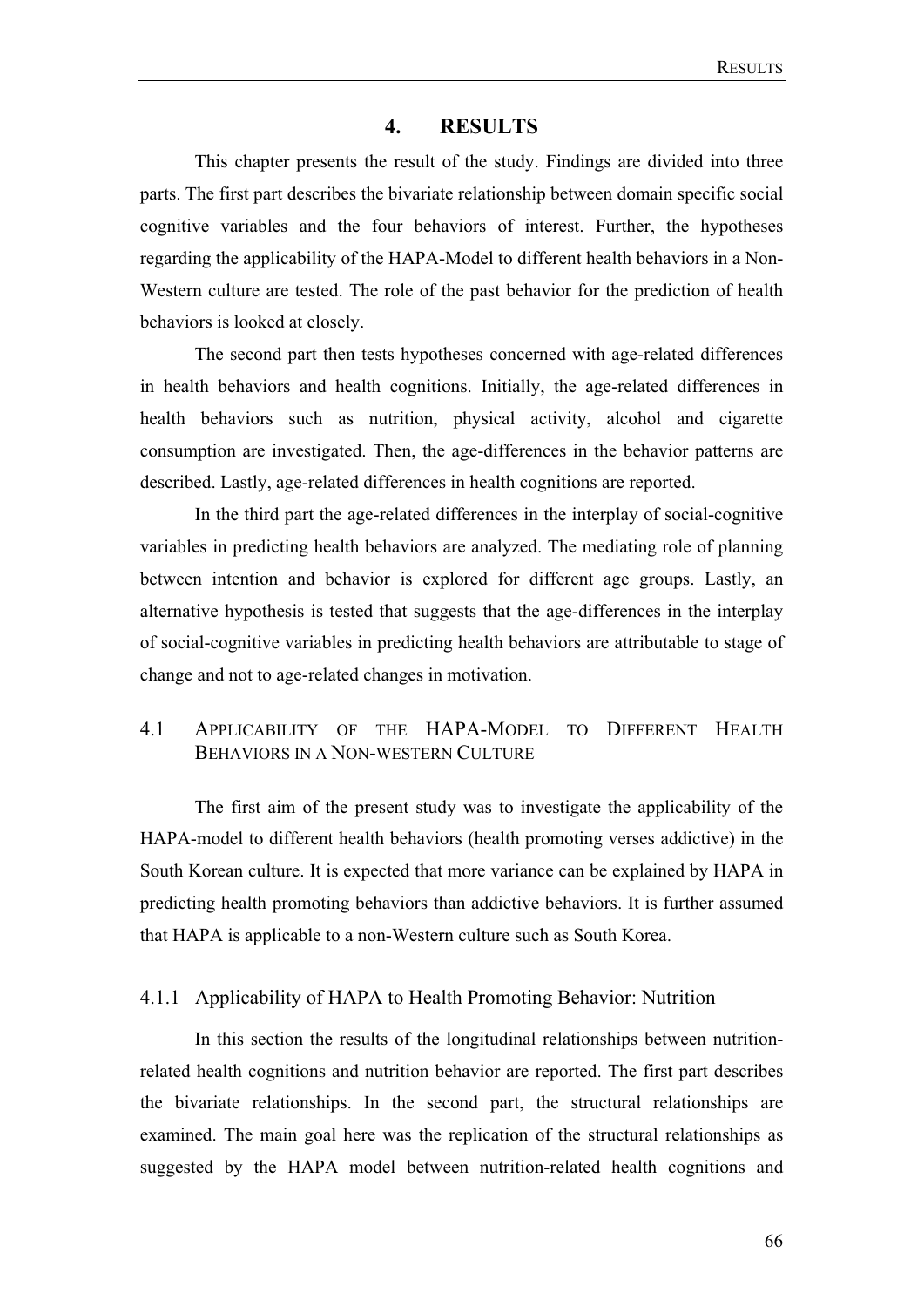# 4. RESULTS

This chapter presents the result of the study. Findings are divided into three parts. The first part describes the bivariate relationship between domain specific social cognitive variables and the four behaviors of interest. Further, the hypotheses regarding the applicability of the HAPA-Model to different health behaviors in a Non-Western culture are tested. The role of the past behavior for the prediction of health behaviors is looked at closely.

The second part then tests hypotheses concerned with age-related differences in health behaviors and health cognitions. Initially, the age-related differences in health behaviors such as nutrition, physical activity, alcohol and cigarette consumption are investigated. Then, the age-differences in the behavior patterns are described. Lastly, age-related differences in health cognitions are reported.

In the third part the age-related differences in the interplay of social-cognitive variables in predicting health behaviors are analyzed. The mediating role of planning between intention and behavior is explored for different age groups. Lastly, an alternative hypothesis is tested that suggests that the age-differences in the interplay of social-cognitive variables in predicting health behaviors are attributable to stage of change and not to age-related changes in motivation.

## 4.1 Applicability of the HAPA-Model to Different Health Behaviors in a Non-western Culture

The first aim of the present study was to investigate the applicability of the HAPA-model to different health behaviors (health promoting verses addictive) in the South Korean culture. It is expected that more variance can be explained by HAPA in predicting health promoting behaviors than addictive behaviors. It is further assumed that HAPA is applicable to a non-Western culture such as South Korea.

### 4.1.1 Applicability of HAPA to Health Promoting Behavior: Nutrition

In this section the results of the longitudinal relationships between nutrition-related health cognitions and nutrition behavior are reported. The first part describes the bivariate relationships. In the second part, the structural relationships are examined. The main goal here was the replication of the structural relationships as suggested by the HAPA model between nutrition-related health cognitions and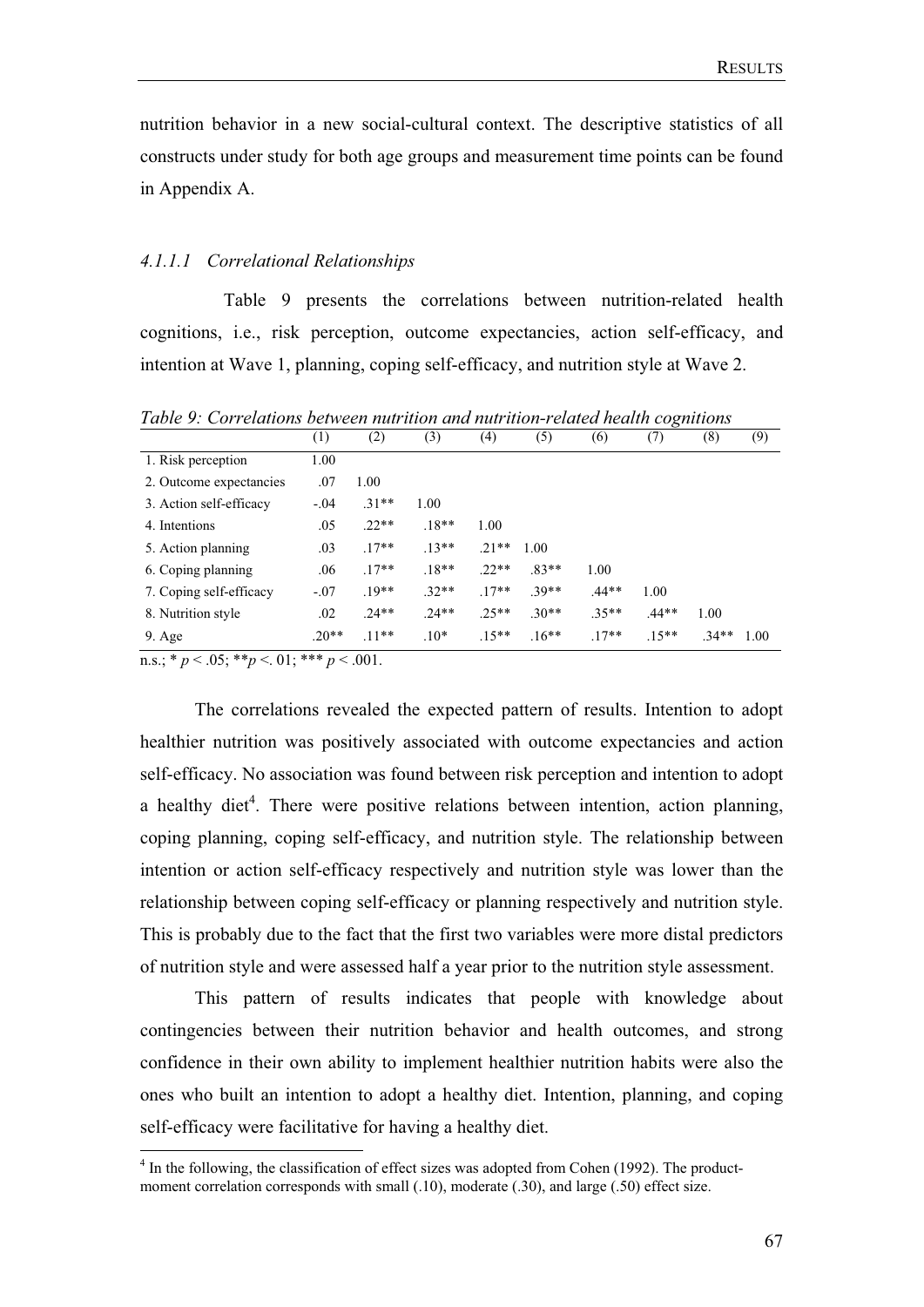nutrition behavior in a new social-cultural context. The descriptive statistics of all constructs under study for both age groups and measurement time points can be found in Appendix A.

#### 4.1.1.1 Correlational Relationships

Table 9 presents the correlations between nutrition-related health cognitions, i.e., risk perception, outcome expectancies, action self-efficacy, and intention at Wave 1, planning, coping self-efficacy, and nutrition style at Wave 2.

*Table 9: Correlations between nutrition and nutrition-related health cognitions*

| | (1) | (2) | (3) | (4) | (5) | (6) | (7) | (8) | (9) |
|---|---|---|---|---|---|---|---|---|---|
| 1. Risk perception | 1.00 | | | | | | | | |
| 2. Outcome expectancies | .07 | 1.00 | | | | | | | |
| 3. Action self-efficacy | -.04 | .31** | 1.00 | | | | | | |
| 4. Intentions | .05 | .22** | .18** | 1.00 | | | | | |
| 5. Action planning | .03 | .17** | .13** | .21** | 1.00 | | | | |
| 6. Coping planning | .06 | .17** | .18** | .22** | .83** | 1.00 | | | |
| 7. Coping self-efficacy | -.07 | .19** | .32** | .17** | .39** | .44** | 1.00 | | |
| 8. Nutrition style | .02 | .24** | .24** | .25** | .30** | .35** | .44** | 1.00 | |
| 9. Age | .20** | .11** | .10* | .15** | .16** | .17** | .15** | .34** | 1.00 |

n.s.; * $p < .05$; ** $p < .01$; *** $p < .001$.

The correlations revealed the expected pattern of results. Intention to adopt healthier nutrition was positively associated with outcome expectancies and action self-efficacy. No association was found between risk perception and intention to adopt a healthy diet[4]. There were positive relations between intention, action planning, coping planning, coping self-efficacy, and nutrition style. The relationship between intention or action self-efficacy respectively and nutrition style was lower than the relationship between coping self-efficacy or planning respectively and nutrition style. This is probably due to the fact that the first two variables were more distal predictors of nutrition style and were assessed half a year prior to the nutrition style assessment.

This pattern of results indicates that people with knowledge about contingencies between their nutrition behavior and health outcomes, and strong confidence in their own ability to implement healthier nutrition habits were also the ones who built an intention to adopt a healthy diet. Intention, planning, and coping self-efficacy were facilitative for having a healthy diet.

---

[4] In the following, the classification of effect sizes was adopted from Cohen (1992). The product-moment correlation corresponds with small (.10), moderate (.30), and large (.50) effect size.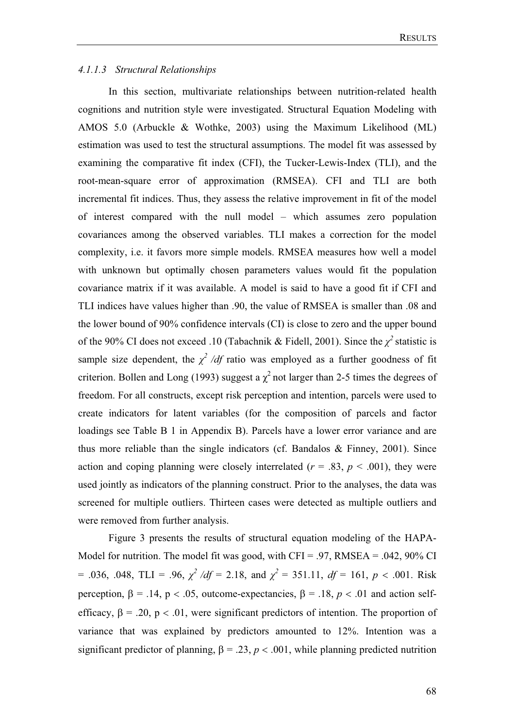#### *4.1.1.3 Structural Relationships*

In this section, multivariate relationships between nutrition-related health cognitions and nutrition style were investigated. Structural Equation Modeling with AMOS 5.0 (Arbuckle & Wothke, 2003) using the Maximum Likelihood (ML) estimation was used to test the structural assumptions. The model fit was assessed by examining the comparative fit index (CFI), the Tucker-Lewis-Index (TLI), and the root-mean-square error of approximation (RMSEA). CFI and TLI are both incremental fit indices. Thus, they assess the relative improvement in fit of the model of interest compared with the null model – which assumes zero population covariances among the observed variables. TLI makes a correction for the model complexity, i.e. it favors more simple models. RMSEA measures how well a model with unknown but optimally chosen parameters values would fit the population covariance matrix if it was available. A model is said to have a good fit if CFI and TLI indices have values higher than .90, the value of RMSEA is smaller than .08 and the lower bound of 90% confidence intervals (CI) is close to zero and the upper bound of the 90% CI does not exceed .10 (Tabachnik & Fidell, 2001). Since the $\chi^2$ statistic is sample size dependent, the $\chi^2/df$ ratio was employed as a further goodness of fit criterion. Bollen and Long (1993) suggest a $\chi^2$ not larger than 2-5 times the degrees of freedom. For all constructs, except risk perception and intention, parcels were used to create indicators for latent variables (for the composition of parcels and factor loadings see Table B 1 in Appendix B). Parcels have a lower error variance and are thus more reliable than the single indicators (cf. Bandalos & Finney, 2001). Since action and coping planning were closely interrelated ($r$ = .83, $p$ < .001), they were used jointly as indicators of the planning construct. Prior to the analyses, the data was screened for multiple outliers. Thirteen cases were detected as multiple outliers and were removed from further analysis.

Figure 3 presents the results of structural equation modeling of the HAPA-Model for nutrition. The model fit was good, with CFI = .97, RMSEA = .042, 90% CI = .036, .048, TLI = .96, $\chi^2/df$ = 2.18, and $\chi^2$ = 351.11, $df$ = 161, $p$ < .001. Risk perception, $\beta$ = .14, p < .05, outcome-expectancies, $\beta$ = .18, $p$ < .01 and action self-efficacy, $\beta$ = .20, p < .01, were significant predictors of intention. The proportion of variance that was explained by predictors amounted to 12%. Intention was a significant predictor of planning, $\beta$ = .23, $p$ < .001, while planning predicted nutrition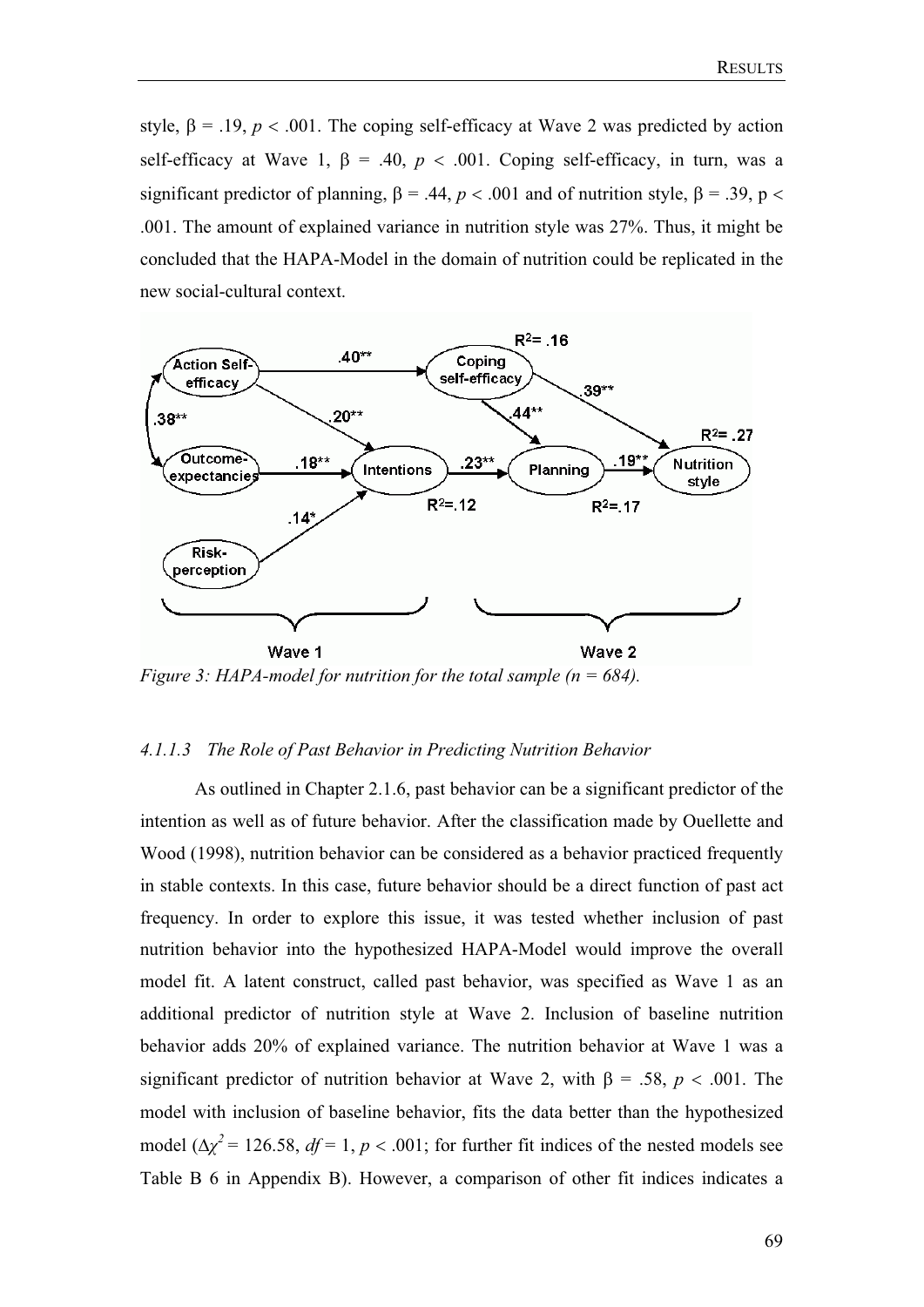style, $\beta = .19$, $p < .001$. The coping self-efficacy at Wave 2 was predicted by action self-efficacy at Wave 1, $\beta = .40$, $p < .001$. Coping self-efficacy, in turn, was a significant predictor of planning, $\beta = .44$, $p < .001$ and of nutrition style, $\beta = .39$, $p < .001$. The amount of explained variance in nutrition style was 27%. Thus, it might be concluded that the HAPA-Model in the domain of nutrition could be replicated in the new social-cultural context.

*Figure 3: HAPA-model for nutrition for the total sample (n = 684).*

#### 4.1.1.3 The Role of Past Behavior in Predicting Nutrition Behavior

As outlined in Chapter 2.1.6, past behavior can be a significant predictor of the intention as well as of future behavior. After the classification made by Ouellette and Wood (1998), nutrition behavior can be considered as a behavior practiced frequently in stable contexts. In this case, future behavior should be a direct function of past act frequency. In order to explore this issue, it was tested whether inclusion of past nutrition behavior into the hypothesized HAPA-Model would improve the overall model fit. A latent construct, called past behavior, was specified as Wave 1 as an additional predictor of nutrition style at Wave 2. Inclusion of baseline nutrition behavior adds 20% of explained variance. The nutrition behavior at Wave 1 was a significant predictor of nutrition behavior at Wave 2, with $\beta = .58$, $p < .001$. The model with inclusion of baseline behavior, fits the data better than the hypothesized model ($\Delta\chi^2 = 126.58$, $df = 1$, $p < .001$; for further fit indices of the nested models see Table B 6 in Appendix B). However, a comparison of other fit indices indicates a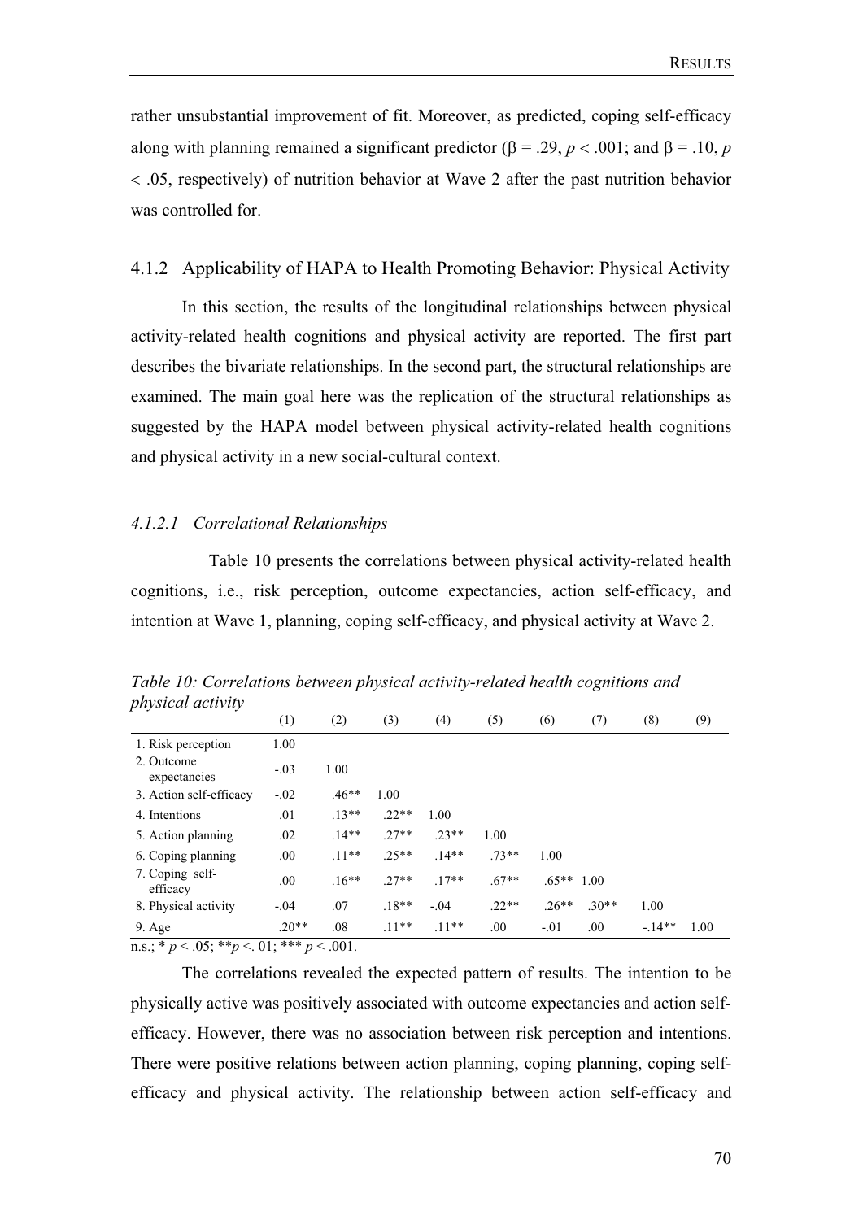rather unsubstantial improvement of fit. Moreover, as predicted, coping self-efficacy along with planning remained a significant predictor ($\beta = .29$, $p < .001$; and $\beta = .10$, $p < .05$, respectively) of nutrition behavior at Wave 2 after the past nutrition behavior was controlled for.

### 4.1.2 Applicability of HAPA to Health Promoting Behavior: Physical Activity

In this section, the results of the longitudinal relationships between physical activity-related health cognitions and physical activity are reported. The first part describes the bivariate relationships. In the second part, the structural relationships are examined. The main goal here was the replication of the structural relationships as suggested by the HAPA model between physical activity-related health cognitions and physical activity in a new social-cultural context.

#### *4.1.2.1 Correlational Relationships*

Table 10 presents the correlations between physical activity-related health cognitions, i.e., risk perception, outcome expectancies, action self-efficacy, and intention at Wave 1, planning, coping self-efficacy, and physical activity at Wave 2.

*Table 10: Correlations between physical activity-related health cognitions and physical activity*

| | (1) | (2) | (3) | (4) | (5) | (6) | (7) | (8) | (9) |
|---|---|---|---|---|---|---|---|---|---|
| 1. Risk perception | 1.00 | | | | | | | | |
| 2. Outcome expectancies | -.03 | 1.00 | | | | | | | |
| 3. Action self-efficacy | -.02 | .46** | 1.00 | | | | | | |
| 4. Intentions | .01 | .13** | .22** | 1.00 | | | | | |
| 5. Action planning | .02 | .14** | .27** | .23** | 1.00 | | | | |
| 6. Coping planning | .00 | .11** | .25** | .14** | .73** | 1.00 | | | |
| 7. Coping self-efficacy | .00 | .16** | .27** | .17** | .67** | .65** | 1.00 | | |
| 8. Physical activity | -.04 | .07 | .18** | -.04 | .22** | .26** | .30** | 1.00 | |
| 9. Age | .20** | .08 | .11** | .11** | .00 | -.01 | .00 | -.14** | 1.00 |

n.s.; * $p < .05$; ** $p < .01$; *** $p < .001$.

The correlations revealed the expected pattern of results. The intention to be physically active was positively associated with outcome expectancies and action self-efficacy. However, there was no association between risk perception and intentions. There were positive relations between action planning, coping planning, coping self-efficacy and physical activity. The relationship between action self-efficacy and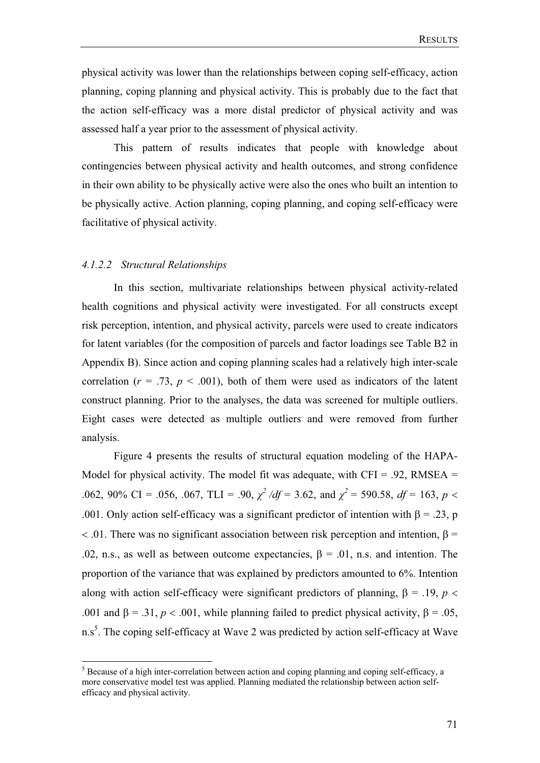physical activity was lower than the relationships between coping self-efficacy, action planning, coping planning and physical activity. This is probably due to the fact that the action self-efficacy was a more distal predictor of physical activity and was assessed half a year prior to the assessment of physical activity.

This pattern of results indicates that people with knowledge about contingencies between physical activity and health outcomes, and strong confidence in their own ability to be physically active were also the ones who built an intention to be physically active. Action planning, coping planning, and coping self-efficacy were facilitative of physical activity.

#### *4.1.2.2 Structural Relationships*

In this section, multivariate relationships between physical activity-related health cognitions and physical activity were investigated. For all constructs except risk perception, intention, and physical activity, parcels were used to create indicators for latent variables (for the composition of parcels and factor loadings see Table B2 in Appendix B). Since action and coping planning scales had a relatively high inter-scale correlation ($r$ = .73, $p$ < .001), both of them were used as indicators of the latent construct planning. Prior to the analyses, the data was screened for multiple outliers. Eight cases were detected as multiple outliers and were removed from further analysis.

Figure 4 presents the results of structural equation modeling of the HAPA-Model for physical activity. The model fit was adequate, with CFI = .92, RMSEA = .062, 90% CI = .056, .067, TLI = .90, $\chi^2 /df$ = 3.62, and $\chi^2$ = 590.58, $df$ = 163, $p$ < .001. Only action self-efficacy was a significant predictor of intention with $\beta$ = .23, p < .01. There was no significant association between risk perception and intention, $\beta$ = .02, n.s., as well as between outcome expectancies, $\beta$ = .01, n.s. and intention. The proportion of the variance that was explained by predictors amounted to 6%. Intention along with action self-efficacy were significant predictors of planning, $\beta$ = .19, $p$ < .001 and $\beta$ = .31, $p$ < .001, while planning failed to predict physical activity, $\beta$ = .05, n.s[5]. The coping self-efficacy at Wave 2 was predicted by action self-efficacy at Wave

[5] Because of a high inter-correlation between action and coping planning and coping self-efficacy, a more conservative model test was applied. Planning mediated the relationship between action self-efficacy and physical activity.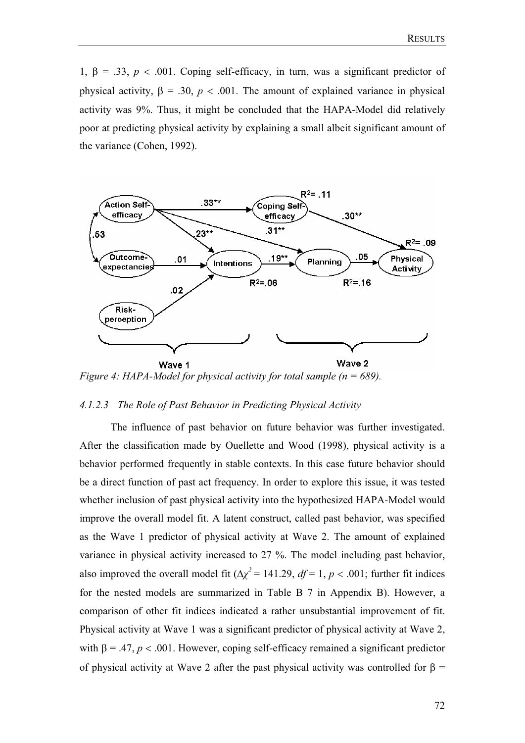1, $\beta$ = .33, $p$ < .001. Coping self-efficacy, in turn, was a significant predictor of physical activity, $\beta$ = .30, $p$ < .001. The amount of explained variance in physical activity was 9%. Thus, it might be concluded that the HAPA-Model did relatively poor at predicting physical activity by explaining a small albeit significant amount of the variance (Cohen, 1992).

*Figure 4: HAPA-Model for physical activity for total sample (n = 689).*

#### *4.1.2.3 The Role of Past Behavior in Predicting Physical Activity*

The influence of past behavior on future behavior was further investigated. After the classification made by Ouellette and Wood (1998), physical activity is a behavior performed frequently in stable contexts. In this case future behavior should be a direct function of past act frequency. In order to explore this issue, it was tested whether inclusion of past physical activity into the hypothesized HAPA-Model would improve the overall model fit. A latent construct, called past behavior, was specified as the Wave 1 predictor of physical activity at Wave 2. The amount of explained variance in physical activity increased to 27 %. The model including past behavior, also improved the overall model fit ($\Delta\chi^2$ = 141.29, $df$ = 1, $p$ < .001; further fit indices for the nested models are summarized in Table B 7 in Appendix B). However, a comparison of other fit indices indicated a rather unsubstantial improvement of fit. Physical activity at Wave 1 was a significant predictor of physical activity at Wave 2, with $\beta$ = .47, $p$ < .001. However, coping self-efficacy remained a significant predictor of physical activity at Wave 2 after the past physical activity was controlled for $\beta$ =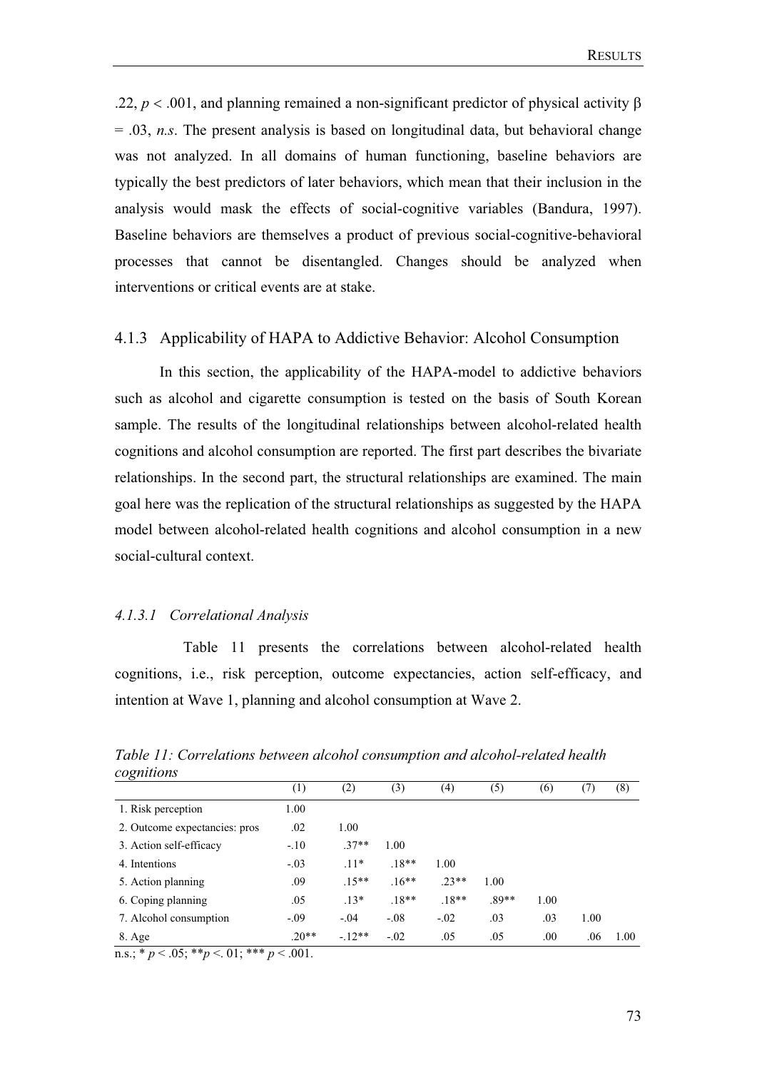.22, $p < .001$, and planning remained a non-significant predictor of physical activity $\beta = .03$, *n.s*. The present analysis is based on longitudinal data, but behavioral change was not analyzed. In all domains of human functioning, baseline behaviors are typically the best predictors of later behaviors, which mean that their inclusion in the analysis would mask the effects of social-cognitive variables (Bandura, 1997). Baseline behaviors are themselves a product of previous social-cognitive-behavioral processes that cannot be disentangled. Changes should be analyzed when interventions or critical events are at stake.

### 4.1.3 Applicability of HAPA to Addictive Behavior: Alcohol Consumption

In this section, the applicability of the HAPA-model to addictive behaviors such as alcohol and cigarette consumption is tested on the basis of South Korean sample. The results of the longitudinal relationships between alcohol-related health cognitions and alcohol consumption are reported. The first part describes the bivariate relationships. In the second part, the structural relationships are examined. The main goal here was the replication of the structural relationships as suggested by the HAPA model between alcohol-related health cognitions and alcohol consumption in a new social-cultural context.

#### *4.1.3.1 Correlational Analysis*

Table 11 presents the correlations between alcohol-related health cognitions, i.e., risk perception, outcome expectancies, action self-efficacy, and intention at Wave 1, planning and alcohol consumption at Wave 2.

*Table 11: Correlations between alcohol consumption and alcohol-related health cognitions*

| | (1) | (2) | (3) | (4) | (5) | (6) | (7) | (8) |
|---|---|---|---|---|---|---|---|---|
| 1. Risk perception | 1.00 | | | | | | | |
| 2. Outcome expectancies: pros | .02 | 1.00 | | | | | | |
| 3. Action self-efficacy | -.10 | .37** | 1.00 | | | | | |
| 4. Intentions | -.03 | .11* | .18** | 1.00 | | | | |
| 5. Action planning | .09 | .15** | .16** | .23** | 1.00 | | | |
| 6. Coping planning | .05 | .13* | .18** | .18** | .89** | 1.00 | | |
| 7. Alcohol consumption | -.09 | -.04 | -.08 | -.02 | .03 | .03 | 1.00 | |
| 8. Age | .20** | -.12** | -.02 | .05 | .05 | .00 | .06 | 1.00 |

n.s.; * $p < .05$; ** $p < .01$; *** $p < .001$.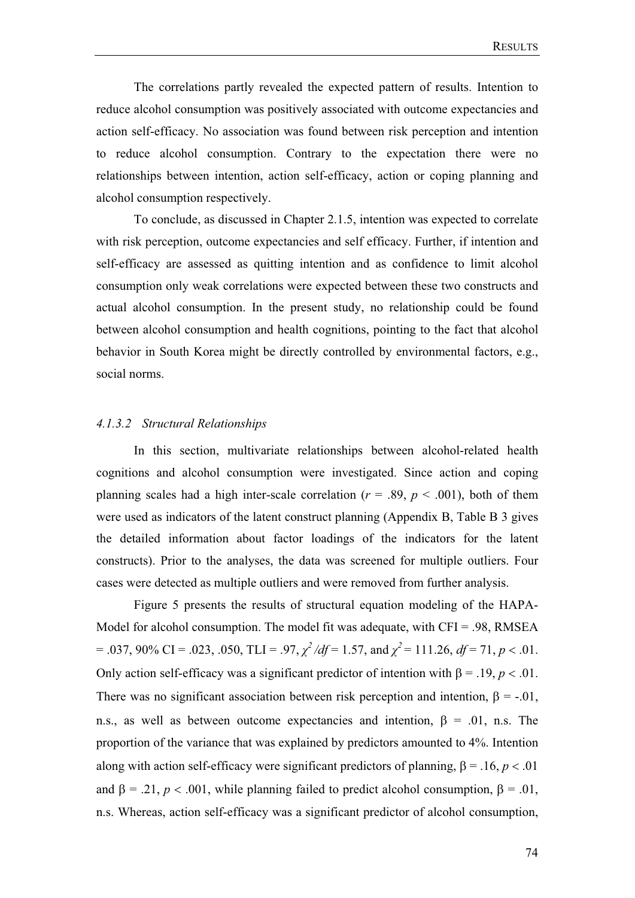The correlations partly revealed the expected pattern of results. Intention to reduce alcohol consumption was positively associated with outcome expectancies and action self-efficacy. No association was found between risk perception and intention to reduce alcohol consumption. Contrary to the expectation there were no relationships between intention, action self-efficacy, action or coping planning and alcohol consumption respectively.

To conclude, as discussed in Chapter 2.1.5, intention was expected to correlate with risk perception, outcome expectancies and self efficacy. Further, if intention and self-efficacy are assessed as quitting intention and as confidence to limit alcohol consumption only weak correlations were expected between these two constructs and actual alcohol consumption. In the present study, no relationship could be found between alcohol consumption and health cognitions, pointing to the fact that alcohol behavior in South Korea might be directly controlled by environmental factors, e.g., social norms.

#### *4.1.3.2 Structural Relationships*

In this section, multivariate relationships between alcohol-related health cognitions and alcohol consumption were investigated. Since action and coping planning scales had a high inter-scale correlation ($r$ = .89, $p$ < .001), both of them were used as indicators of the latent construct planning (Appendix B, Table B 3 gives the detailed information about factor loadings of the indicators for the latent constructs). Prior to the analyses, the data was screened for multiple outliers. Four cases were detected as multiple outliers and were removed from further analysis.

Figure 5 presents the results of structural equation modeling of the HAPA-Model for alcohol consumption. The model fit was adequate, with CFI = .98, RMSEA = .037, 90% CI = .023, .050, TLI = .97, $\chi^2/df$ = 1.57, and $\chi^2$ = 111.26, $df$ = 71, $p$ < .01. Only action self-efficacy was a significant predictor of intention with $\beta$ = .19, $p$ < .01. There was no significant association between risk perception and intention, $\beta$ = -.01, n.s., as well as between outcome expectancies and intention, $\beta$ = .01, n.s. The proportion of the variance that was explained by predictors amounted to 4%. Intention along with action self-efficacy were significant predictors of planning, $\beta$ = .16, $p$ < .01 and $\beta$ = .21, $p$ < .001, while planning failed to predict alcohol consumption, $\beta$ = .01, n.s. Whereas, action self-efficacy was a significant predictor of alcohol consumption,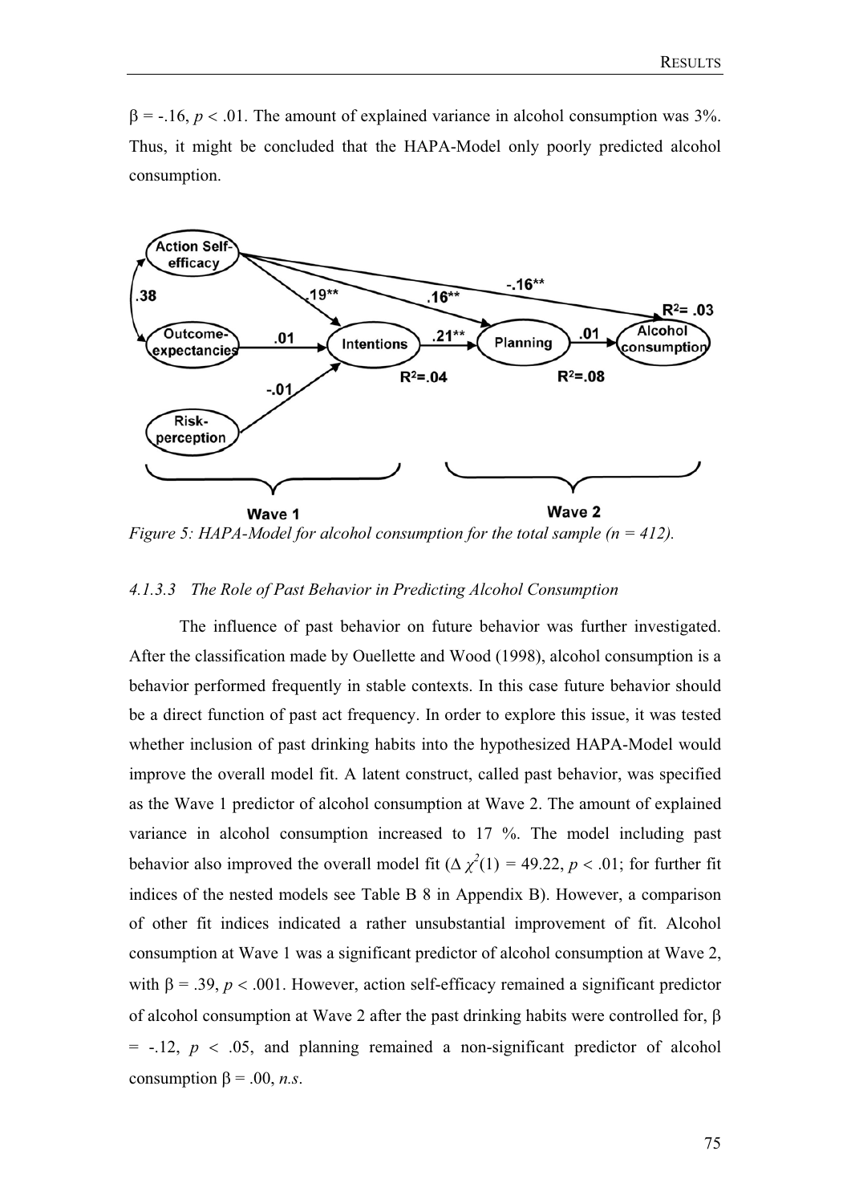$\beta = -.16$, $p < .01$. The amount of explained variance in alcohol consumption was 3%. Thus, it might be concluded that the HAPA-Model only poorly predicted alcohol consumption.

*Figure 5: HAPA-Model for alcohol consumption for the total sample (n = 412).*

#### *4.1.3.3 The Role of Past Behavior in Predicting Alcohol Consumption*

The influence of past behavior on future behavior was further investigated. After the classification made by Ouellette and Wood (1998), alcohol consumption is a behavior performed frequently in stable contexts. In this case future behavior should be a direct function of past act frequency. In order to explore this issue, it was tested whether inclusion of past drinking habits into the hypothesized HAPA-Model would improve the overall model fit. A latent construct, called past behavior, was specified as the Wave 1 predictor of alcohol consumption at Wave 2. The amount of explained variance in alcohol consumption increased to 17 %. The model including past behavior also improved the overall model fit ($\Delta \chi^2(1) = 49.22$, $p < .01$; for further fit indices of the nested models see Table B 8 in Appendix B). However, a comparison of other fit indices indicated a rather unsubstantial improvement of fit. Alcohol consumption at Wave 1 was a significant predictor of alcohol consumption at Wave 2, with $\beta = .39$, $p < .001$. However, action self-efficacy remained a significant predictor of alcohol consumption at Wave 2 after the past drinking habits were controlled for, $\beta = -.12$, $p < .05$, and planning remained a non-significant predictor of alcohol consumption $\beta = .00$, *n.s*.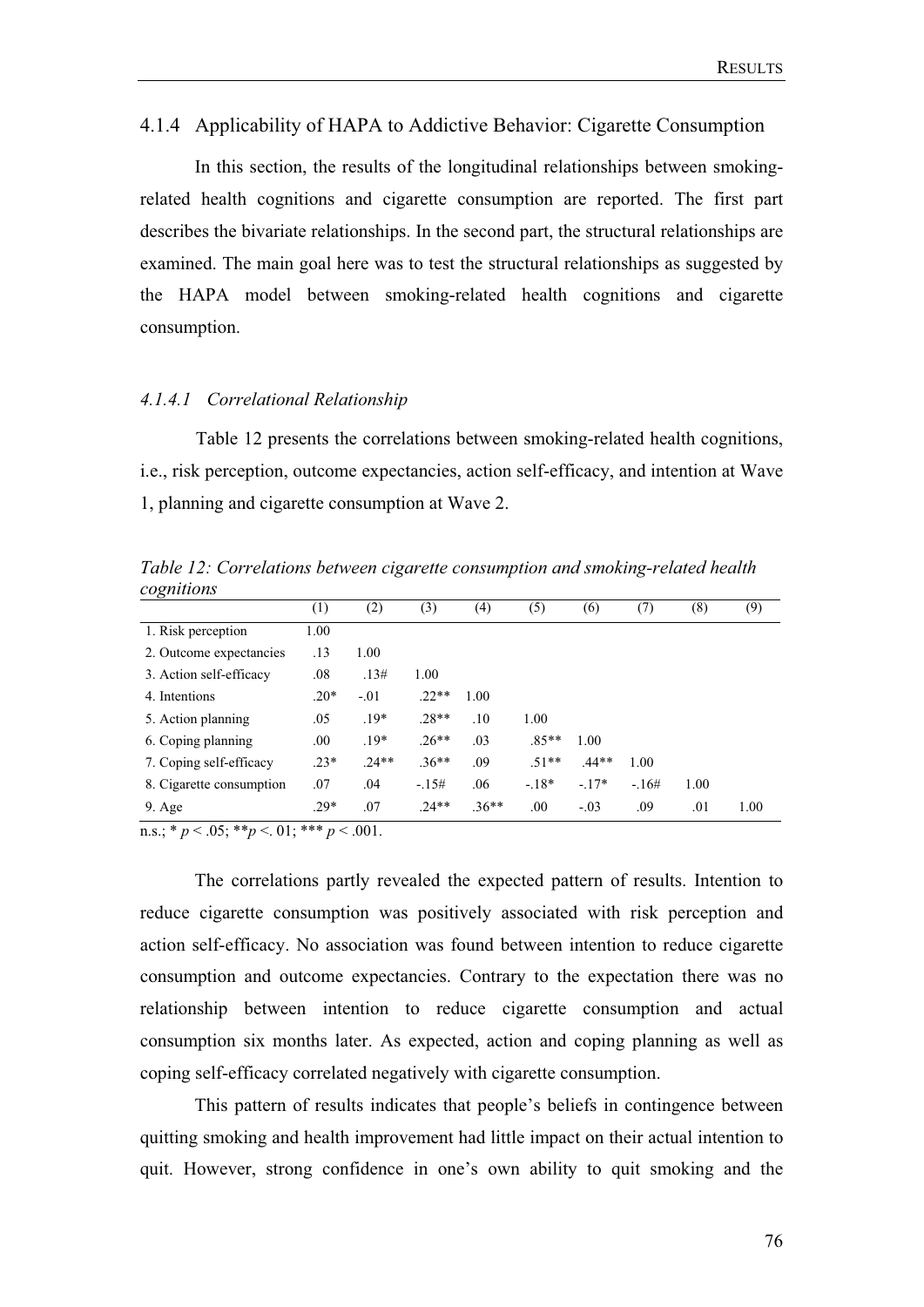### 4.1.4 Applicability of HAPA to Addictive Behavior: Cigarette Consumption

In this section, the results of the longitudinal relationships between smoking-related health cognitions and cigarette consumption are reported. The first part describes the bivariate relationships. In the second part, the structural relationships are examined. The main goal here was to test the structural relationships as suggested by the HAPA model between smoking-related health cognitions and cigarette consumption.

#### *4.1.4.1 Correlational Relationship*

Table 12 presents the correlations between smoking-related health cognitions, i.e., risk perception, outcome expectancies, action self-efficacy, and intention at Wave 1, planning and cigarette consumption at Wave 2.

*Table 12: Correlations between cigarette consumption and smoking-related health cognitions*

| | (1) | (2) | (3) | (4) | (5) | (6) | (7) | (8) | (9) |
|---|---|---|---|---|---|---|---|---|---|
| 1. Risk perception | 1.00 | | | | | | | | |
| 2. Outcome expectancies | .13 | 1.00 | | | | | | | |
| 3. Action self-efficacy | .08 | .13# | 1.00 | | | | | | |
| 4. Intentions | .20* | -.01 | .22** | 1.00 | | | | | |
| 5. Action planning | .05 | .19* | .28** | .10 | 1.00 | | | | |
| 6. Coping planning | .00 | .19* | .26** | .03 | .85** | 1.00 | | | |
| 7. Coping self-efficacy | .23* | .24** | .36** | .09 | .51** | .44** | 1.00 | | |
| 8. Cigarette consumption | .07 | .04 | -.15# | .06 | -.18* | -.17* | -.16# | 1.00 | |
| 9. Age | .29* | .07 | .24** | .36** | .00 | -.03 | .09 | .01 | 1.00 |

n.s.; * $p < .05$; ** $p < .01$; *** $p < .001$.

The correlations partly revealed the expected pattern of results. Intention to reduce cigarette consumption was positively associated with risk perception and action self-efficacy. No association was found between intention to reduce cigarette consumption and outcome expectancies. Contrary to the expectation there was no relationship between intention to reduce cigarette consumption and actual consumption six months later. As expected, action and coping planning as well as coping self-efficacy correlated negatively with cigarette consumption.

This pattern of results indicates that people's beliefs in contingence between quitting smoking and health improvement had little impact on their actual intention to quit. However, strong confidence in one's own ability to quit smoking and the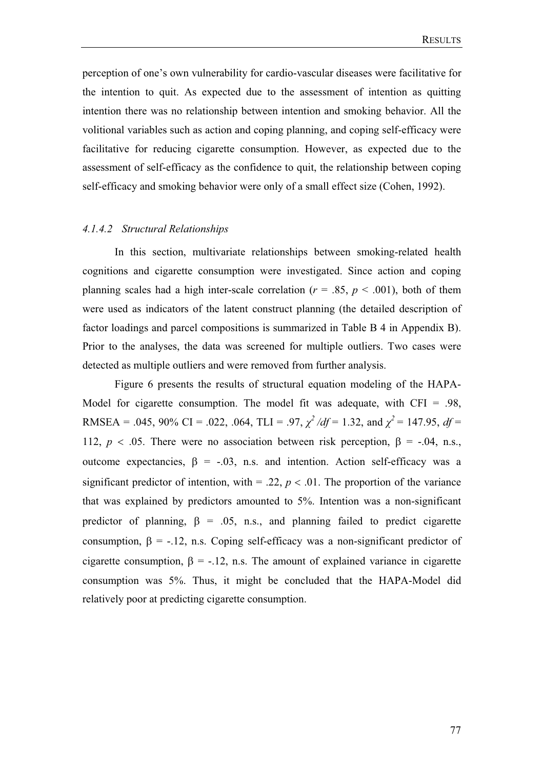perception of one's own vulnerability for cardio-vascular diseases were facilitative for the intention to quit. As expected due to the assessment of intention as quitting intention there was no relationship between intention and smoking behavior. All the volitional variables such as action and coping planning, and coping self-efficacy were facilitative for reducing cigarette consumption. However, as expected due to the assessment of self-efficacy as the confidence to quit, the relationship between coping self-efficacy and smoking behavior were only of a small effect size (Cohen, 1992).

#### *4.1.4.2 Structural Relationships*

In this section, multivariate relationships between smoking-related health cognitions and cigarette consumption were investigated. Since action and coping planning scales had a high inter-scale correlation ($r$ = .85, $p$ < .001), both of them were used as indicators of the latent construct planning (the detailed description of factor loadings and parcel compositions is summarized in Table B 4 in Appendix B). Prior to the analyses, the data was screened for multiple outliers. Two cases were detected as multiple outliers and were removed from further analysis.

Figure 6 presents the results of structural equation modeling of the HAPA-Model for cigarette consumption. The model fit was adequate, with CFI = .98, RMSEA = .045, 90% CI = .022, .064, TLI = .97, $\chi^2/df$ = 1.32, and $\chi^2$ = 147.95, $df$ = 112, $p$ < .05. There were no association between risk perception, $\beta$ = -.04, n.s., outcome expectancies, $\beta$ = -.03, n.s. and intention. Action self-efficacy was a significant predictor of intention, with = .22, $p$ < .01. The proportion of the variance that was explained by predictors amounted to 5%. Intention was a non-significant predictor of planning, $\beta$ = .05, n.s., and planning failed to predict cigarette consumption, $\beta$ = -.12, n.s. Coping self-efficacy was a non-significant predictor of cigarette consumption, $\beta$ = -.12, n.s. The amount of explained variance in cigarette consumption was 5%. Thus, it might be concluded that the HAPA-Model did relatively poor at predicting cigarette consumption.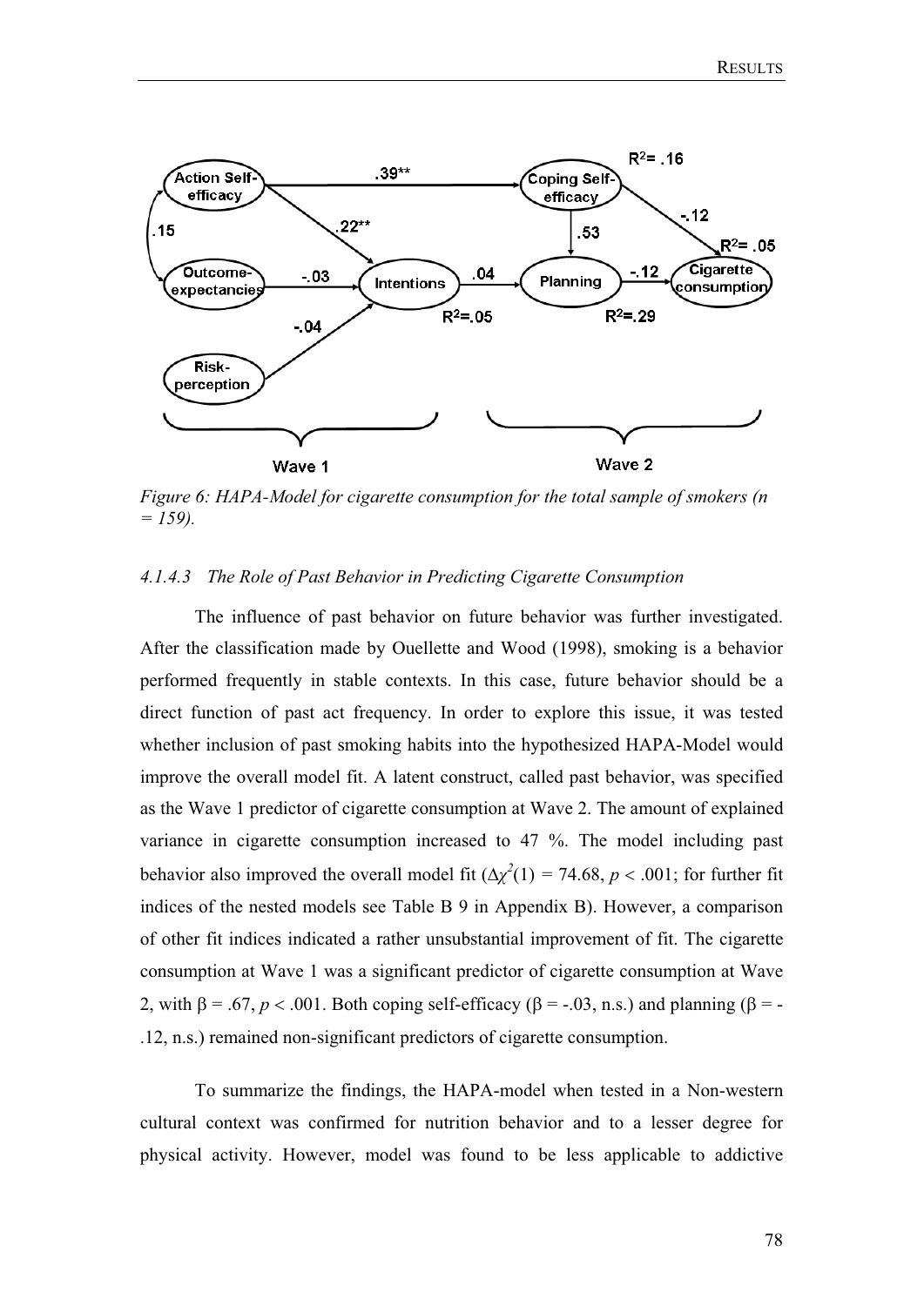*Figure 6: HAPA-Model for cigarette consumption for the total sample of smokers (n = 159).*

#### *4.1.4.3 The Role of Past Behavior in Predicting Cigarette Consumption*

The influence of past behavior on future behavior was further investigated. After the classification made by Ouellette and Wood (1998), smoking is a behavior performed frequently in stable contexts. In this case, future behavior should be a direct function of past act frequency. In order to explore this issue, it was tested whether inclusion of past smoking habits into the hypothesized HAPA-Model would improve the overall model fit. A latent construct, called past behavior, was specified as the Wave 1 predictor of cigarette consumption at Wave 2. The amount of explained variance in cigarette consumption increased to 47 %. The model including past behavior also improved the overall model fit ($\Delta\chi^2(1) = 74.68$, $p < .001$; for further fit indices of the nested models see Table B 9 in Appendix B). However, a comparison of other fit indices indicated a rather unsubstantial improvement of fit. The cigarette consumption at Wave 1 was a significant predictor of cigarette consumption at Wave 2, with $\beta = .67$, $p < .001$. Both coping self-efficacy ($\beta = -.03$, n.s.) and planning ($\beta = -.12$, n.s.) remained non-significant predictors of cigarette consumption.

To summarize the findings, the HAPA-model when tested in a Non-western cultural context was confirmed for nutrition behavior and to a lesser degree for physical activity. However, model was found to be less applicable to addictive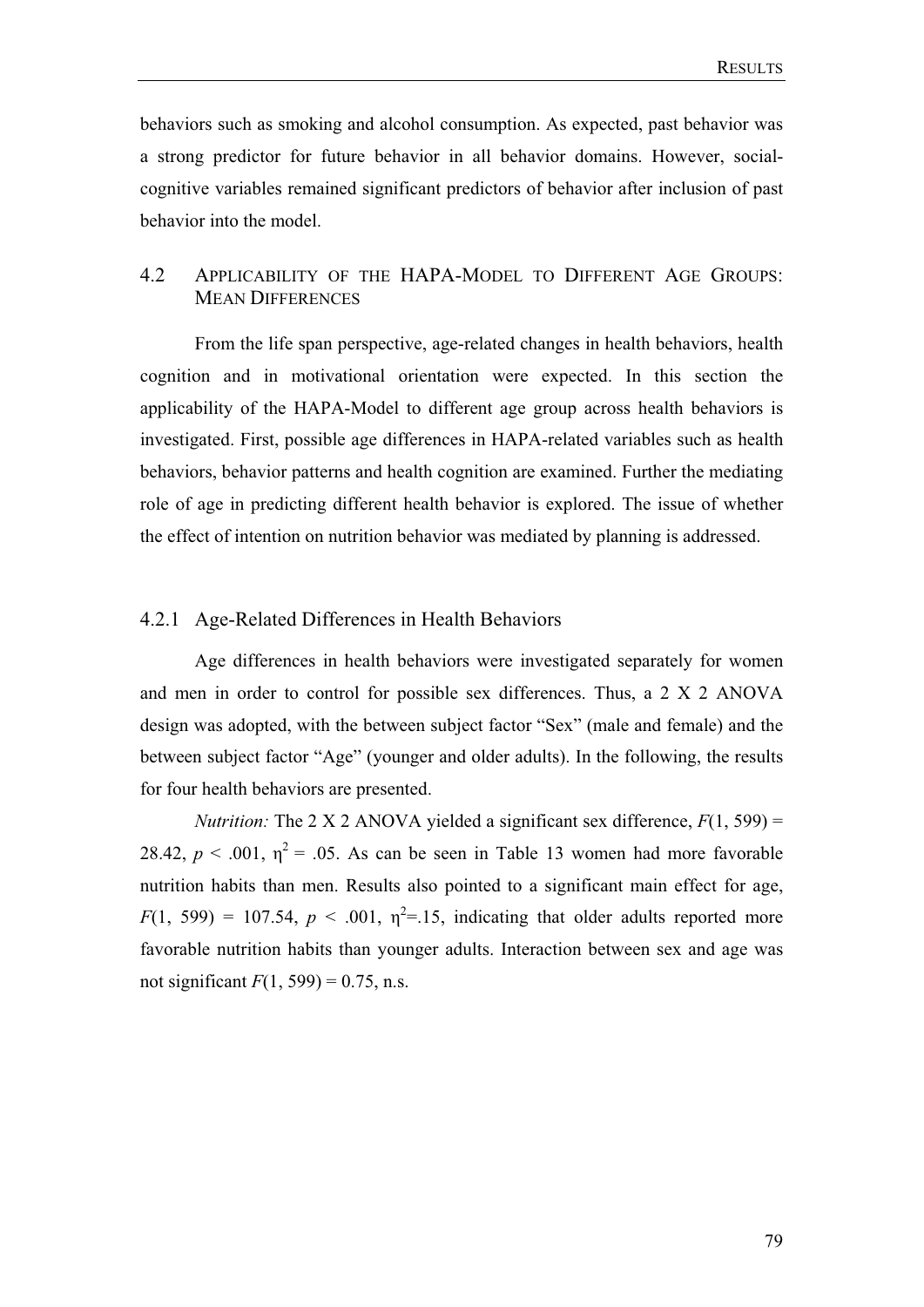behaviors such as smoking and alcohol consumption. As expected, past behavior was a strong predictor for future behavior in all behavior domains. However, social-cognitive variables remained significant predictors of behavior after inclusion of past behavior into the model.

## 4.2 Applicability of the HAPA-Model to Different Age Groups: Mean Differences

From the life span perspective, age-related changes in health behaviors, health cognition and in motivational orientation were expected. In this section the applicability of the HAPA-Model to different age group across health behaviors is investigated. First, possible age differences in HAPA-related variables such as health behaviors, behavior patterns and health cognition are examined. Further the mediating role of age in predicting different health behavior is explored. The issue of whether the effect of intention on nutrition behavior was mediated by planning is addressed.

### 4.2.1 Age-Related Differences in Health Behaviors

Age differences in health behaviors were investigated separately for women and men in order to control for possible sex differences. Thus, a 2 X 2 ANOVA design was adopted, with the between subject factor "Sex" (male and female) and the between subject factor "Age" (younger and older adults). In the following, the results for four health behaviors are presented.

*Nutrition:* The 2 X 2 ANOVA yielded a significant sex difference, $F(1, 599) = 28.42$, $p < .001$, $\eta^2 = .05$. As can be seen in Table 13 women had more favorable nutrition habits than men. Results also pointed to a significant main effect for age, $F(1, 599) = 107.54$, $p < .001$, $\eta^2 = .15$, indicating that older adults reported more favorable nutrition habits than younger adults. Interaction between sex and age was not significant $F(1, 599) = 0.75$, n.s.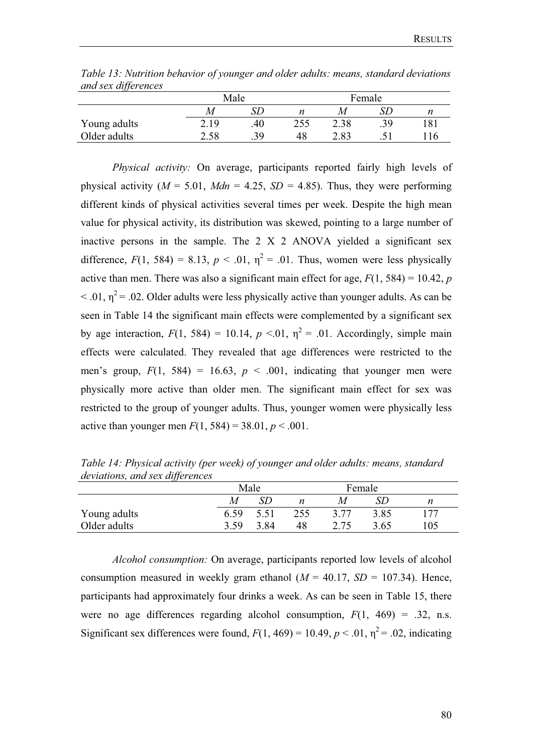*Table 13: Nutrition behavior of younger and older adults: means, standard deviations and sex differences*

| | Male | | | Female | | |
|---|---|---|---|---|---|---|
| | *M* | *SD* | *n* | *M* | *SD* | *n* |
| Young adults | 2.19 | .40 | 255 | 2.38 | .39 | 181 |
| Older adults | 2.58 | .39 | 48 | 2.83 | .51 | 116 |

*Physical activity:* On average, participants reported fairly high levels of physical activity ($M$ = 5.01, $Mdn$ = 4.25, $SD$ = 4.85). Thus, they were performing different kinds of physical activities several times per week. Despite the high mean value for physical activity, its distribution was skewed, pointing to a large number of inactive persons in the sample. The 2 X 2 ANOVA yielded a significant sex difference, $F(1, 584) = 8.13$, $p < .01$, $\eta^2 = .01$. Thus, women were less physically active than men. There was also a significant main effect for age, $F(1, 584) = 10.42$, $p < .01$, $\eta^2 = .02$. Older adults were less physically active than younger adults. As can be seen in Table 14 the significant main effects were complemented by a significant sex by age interaction, $F(1, 584) = 10.14$, $p <.01$, $\eta^2 = .01$. Accordingly, simple main effects were calculated. They revealed that age differences were restricted to the men's group, $F(1, 584) = 16.63$, $p < .001$, indicating that younger men were physically more active than older men. The significant main effect for sex was restricted to the group of younger adults. Thus, younger women were physically less active than younger men $F(1, 584) = 38.01$, $p < .001$.

*Table 14: Physical activity (per week) of younger and older adults: means, standard deviations, and sex differences*

| | Male | | | Female | | |
|---|---|---|---|---|---|---|
| | *M* | *SD* | *n* | *M* | *SD* | *n* |
| Young adults | 6.59 | 5.51 | 255 | 3.77 | 3.85 | 177 |
| Older adults | 3.59 | 3.84 | 48 | 2.75 | 3.65 | 105 |

*Alcohol consumption:* On average, participants reported low levels of alcohol consumption measured in weekly gram ethanol ($M$ = 40.17, $SD$ = 107.34). Hence, participants had approximately four drinks a week. As can be seen in Table 15, there were no age differences regarding alcohol consumption, $F(1, 469) = .32$, n.s. Significant sex differences were found, $F(1, 469) = 10.49$, $p < .01$, $\eta^2 = .02$, indicating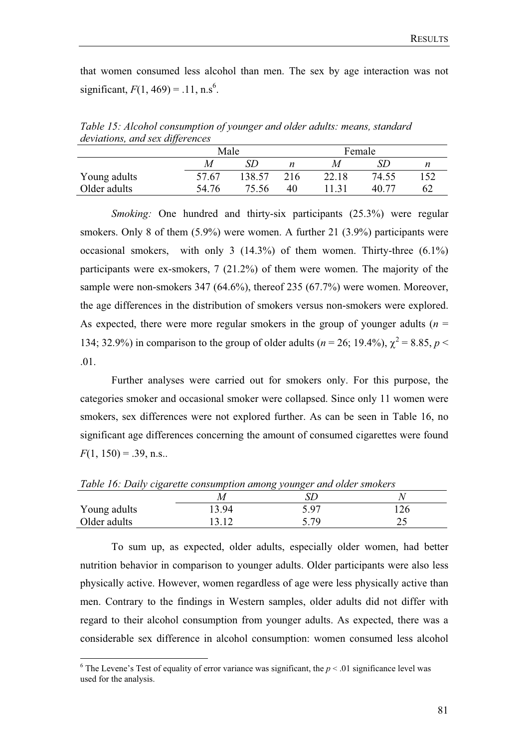that women consumed less alcohol than men. The sex by age interaction was not significant, $F(1, 469) = .11$, n.s[6].

*Table 15: Alcohol consumption of younger and older adults: means, standard deviations, and sex differences*

| | Male | | | Female | | |
|---|---|---|---|---|---|---|
| | *M* | *SD* | *n* | *M* | *SD* | *n* |
| Young adults | 57.67 | 138.57 | 216 | 22.18 | 74.55 | 152 |
| Older adults | 54.76 | 75.56 | 40 | 11.31 | 40.77 | 62 |

*Smoking:* One hundred and thirty-six participants (25.3%) were regular smokers. Only 8 of them (5.9%) were women. A further 21 (3.9%) participants were occasional smokers, with only 3 (14.3%) of them women. Thirty-three (6.1%) participants were ex-smokers, 7 (21.2%) of them were women. The majority of the sample were non-smokers 347 (64.6%), thereof 235 (67.7%) were women. Moreover, the age differences in the distribution of smokers versus non-smokers were explored. As expected, there were more regular smokers in the group of younger adults ($n$ = 134; 32.9%) in comparison to the group of older adults ($n$ = 26; 19.4%), $\chi^2 = 8.85$, $p < .01$.

Further analyses were carried out for smokers only. For this purpose, the categories smoker and occasional smoker were collapsed. Since only 11 women were smokers, sex differences were not explored further. As can be seen in Table 16, no significant age differences concerning the amount of consumed cigarettes were found $F(1, 150) = .39$, n.s..

*Table 16: Daily cigarette consumption among younger and older smokers*

| | *M* | *SD* | *N* |
|---|---|---|---|
| Young adults | 13.94 | 5.97 | 126 |
| Older adults | 13.12 | 5.79 | 25 |

To sum up, as expected, older adults, especially older women, had better nutrition behavior in comparison to younger adults. Older participants were also less physically active. However, women regardless of age were less physically active than men. Contrary to the findings in Western samples, older adults did not differ with regard to their alcohol consumption from younger adults. As expected, there was a considerable sex difference in alcohol consumption: women consumed less alcohol

[6] The Levene's Test of equality of error variance was significant, the $p < .01$ significance level was used for the analysis.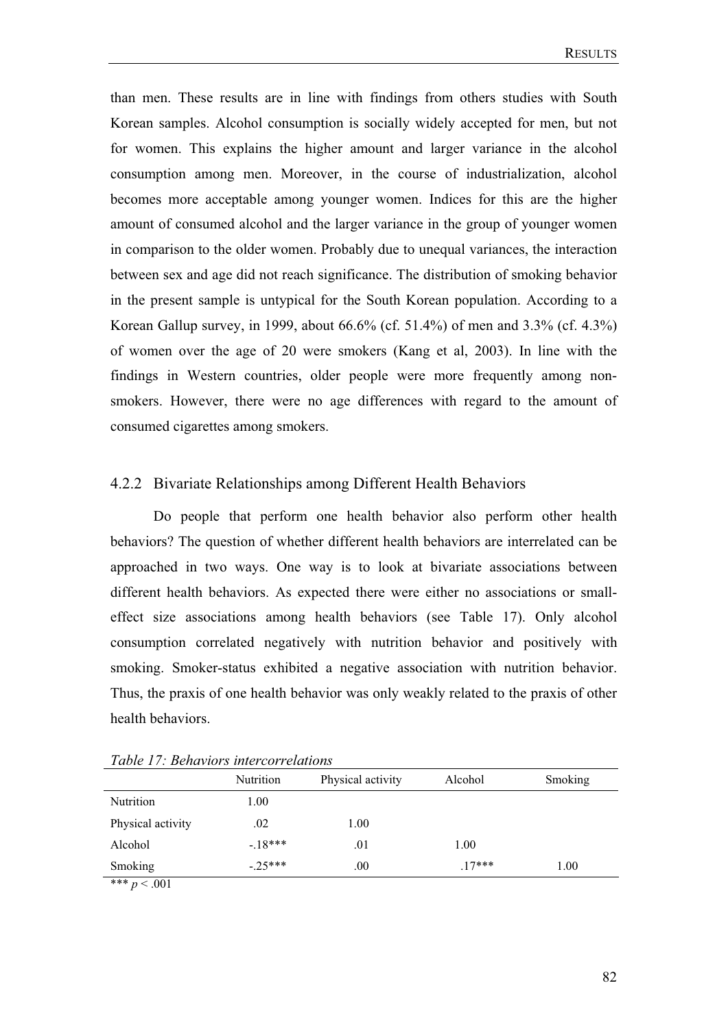than men. These results are in line with findings from others studies with South Korean samples. Alcohol consumption is socially widely accepted for men, but not for women. This explains the higher amount and larger variance in the alcohol consumption among men. Moreover, in the course of industrialization, alcohol becomes more acceptable among younger women. Indices for this are the higher amount of consumed alcohol and the larger variance in the group of younger women in comparison to the older women. Probably due to unequal variances, the interaction between sex and age did not reach significance. The distribution of smoking behavior in the present sample is untypical for the South Korean population. According to a Korean Gallup survey, in 1999, about 66.6% (cf. 51.4%) of men and 3.3% (cf. 4.3%) of women over the age of 20 were smokers (Kang et al, 2003). In line with the findings in Western countries, older people were more frequently among non-smokers. However, there were no age differences with regard to the amount of consumed cigarettes among smokers.

### 4.2.2 Bivariate Relationships among Different Health Behaviors

Do people that perform one health behavior also perform other health behaviors? The question of whether different health behaviors are interrelated can be approached in two ways. One way is to look at bivariate associations between different health behaviors. As expected there were either no associations or small-effect size associations among health behaviors (see Table 17). Only alcohol consumption correlated negatively with nutrition behavior and positively with smoking. Smoker-status exhibited a negative association with nutrition behavior. Thus, the praxis of one health behavior was only weakly related to the praxis of other health behaviors.

*Table 17: Behaviors intercorrelations*

| | Nutrition | Physical activity | Alcohol | Smoking |
|---|---|---|---|---|
| Nutrition | 1.00 | | | |
| Physical activity | .02 | 1.00 | | |
| Alcohol | -.18*** | .01 | 1.00 | |
| Smoking | -.25*** | .00 | .17*** | 1.00 |

*** $p < .001$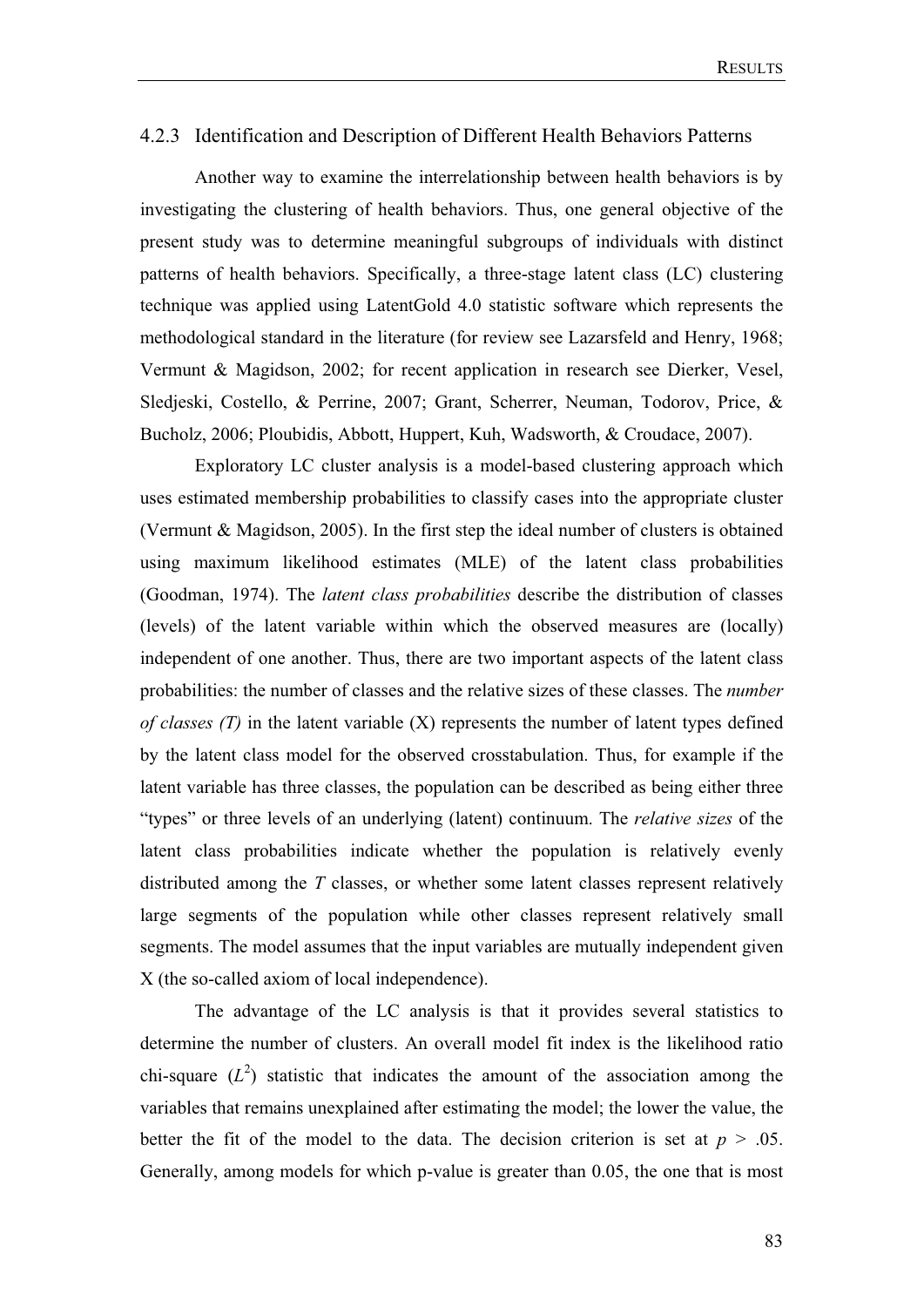### 4.2.3 Identification and Description of Different Health Behaviors Patterns

Another way to examine the interrelationship between health behaviors is by investigating the clustering of health behaviors. Thus, one general objective of the present study was to determine meaningful subgroups of individuals with distinct patterns of health behaviors. Specifically, a three-stage latent class (LC) clustering technique was applied using LatentGold 4.0 statistic software which represents the methodological standard in the literature (for review see Lazarsfeld and Henry, 1968; Vermunt & Magidson, 2002; for recent application in research see Dierker, Vesel, Sledjeski, Costello, & Perrine, 2007; Grant, Scherrer, Neuman, Todorov, Price, & Bucholz, 2006; Ploubidis, Abbott, Huppert, Kuh, Wadsworth, & Croudace, 2007).

Exploratory LC cluster analysis is a model-based clustering approach which uses estimated membership probabilities to classify cases into the appropriate cluster (Vermunt & Magidson, 2005). In the first step the ideal number of clusters is obtained using maximum likelihood estimates (MLE) of the latent class probabilities (Goodman, 1974). The *latent class probabilities* describe the distribution of classes (levels) of the latent variable within which the observed measures are (locally) independent of one another. Thus, there are two important aspects of the latent class probabilities: the number of classes and the relative sizes of these classes. The *number of classes (T)* in the latent variable (X) represents the number of latent types defined by the latent class model for the observed crosstabulation. Thus, for example if the latent variable has three classes, the population can be described as being either three "types" or three levels of an underlying (latent) continuum. The *relative sizes* of the latent class probabilities indicate whether the population is relatively evenly distributed among the *T* classes, or whether some latent classes represent relatively large segments of the population while other classes represent relatively small segments. The model assumes that the input variables are mutually independent given X (the so-called axiom of local independence).

The advantage of the LC analysis is that it provides several statistics to determine the number of clusters. An overall model fit index is the likelihood ratio chi-square ($L^2$) statistic that indicates the amount of the association among the variables that remains unexplained after estimating the model; the lower the value, the better the fit of the model to the data. The decision criterion is set at $p > .05$. Generally, among models for which p-value is greater than 0.05, the one that is most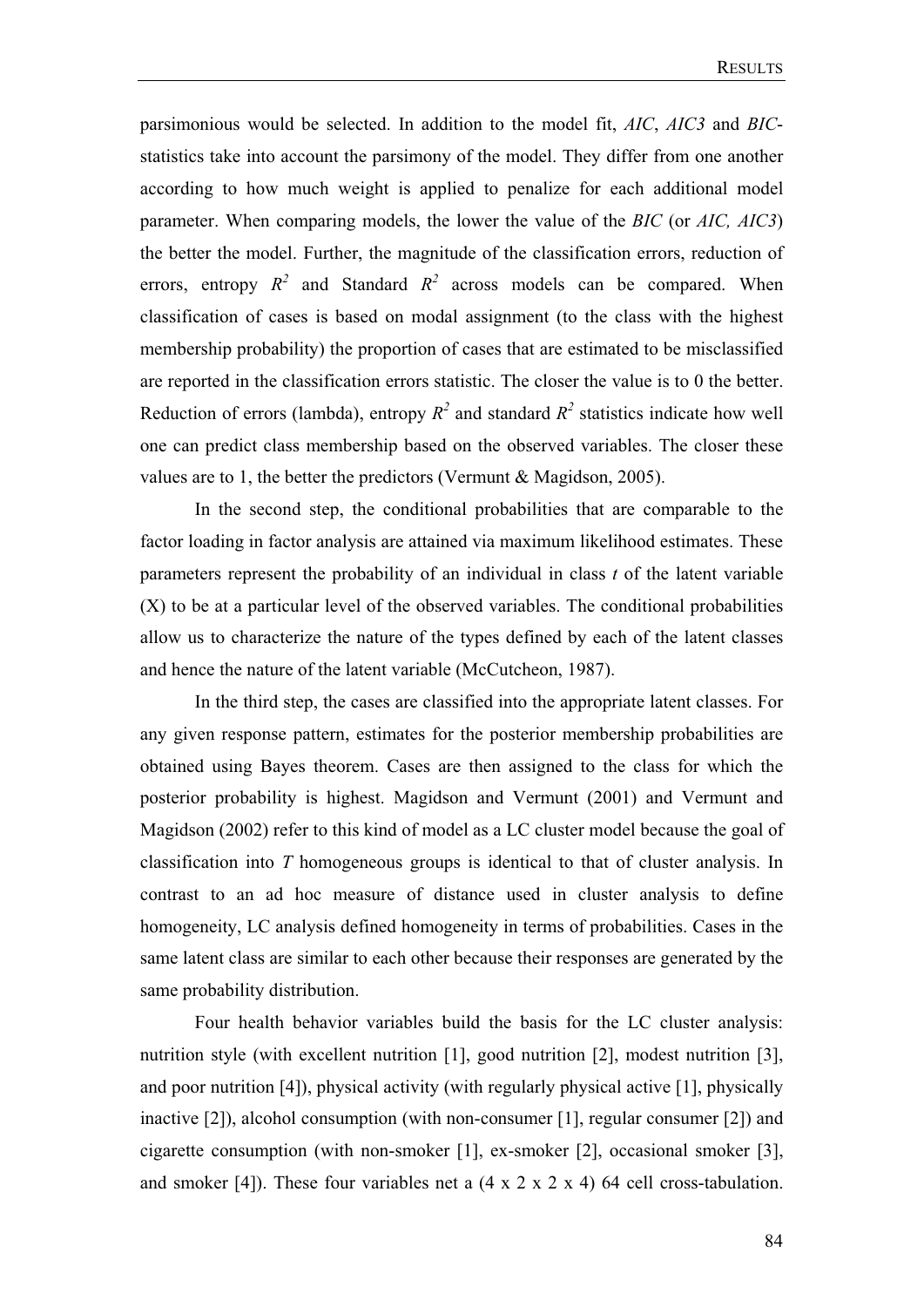parsimonious would be selected. In addition to the model fit, *AIC*, *AIC3* and *BIC*-statistics take into account the parsimony of the model. They differ from one another according to how much weight is applied to penalize for each additional model parameter. When comparing models, the lower the value of the *BIC* (or *AIC, AIC3*) the better the model. Further, the magnitude of the classification errors, reduction of errors, entropy $R^2$ and Standard $R^2$ across models can be compared. When classification of cases is based on modal assignment (to the class with the highest membership probability) the proportion of cases that are estimated to be misclassified are reported in the classification errors statistic. The closer the value is to 0 the better. Reduction of errors (lambda), entropy $R^2$ and standard $R^2$ statistics indicate how well one can predict class membership based on the observed variables. The closer these values are to 1, the better the predictors (Vermunt & Magidson, 2005).

In the second step, the conditional probabilities that are comparable to the factor loading in factor analysis are attained via maximum likelihood estimates. These parameters represent the probability of an individual in class $t$ of the latent variable (X) to be at a particular level of the observed variables. The conditional probabilities allow us to characterize the nature of the types defined by each of the latent classes and hence the nature of the latent variable (McCutcheon, 1987).

In the third step, the cases are classified into the appropriate latent classes. For any given response pattern, estimates for the posterior membership probabilities are obtained using Bayes theorem. Cases are then assigned to the class for which the posterior probability is highest. Magidson and Vermunt (2001) and Vermunt and Magidson (2002) refer to this kind of model as a LC cluster model because the goal of classification into $T$ homogeneous groups is identical to that of cluster analysis. In contrast to an ad hoc measure of distance used in cluster analysis to define homogeneity, LC analysis defined homogeneity in terms of probabilities. Cases in the same latent class are similar to each other because their responses are generated by the same probability distribution.

Four health behavior variables build the basis for the LC cluster analysis: nutrition style (with excellent nutrition [1], good nutrition [2], modest nutrition [3], and poor nutrition [4]), physical activity (with regularly physical active [1], physically inactive [2]), alcohol consumption (with non-consumer [1], regular consumer [2]) and cigarette consumption (with non-smoker [1], ex-smoker [2], occasional smoker [3], and smoker [4]). These four variables net a (4 x 2 x 2 x 4) 64 cell cross-tabulation.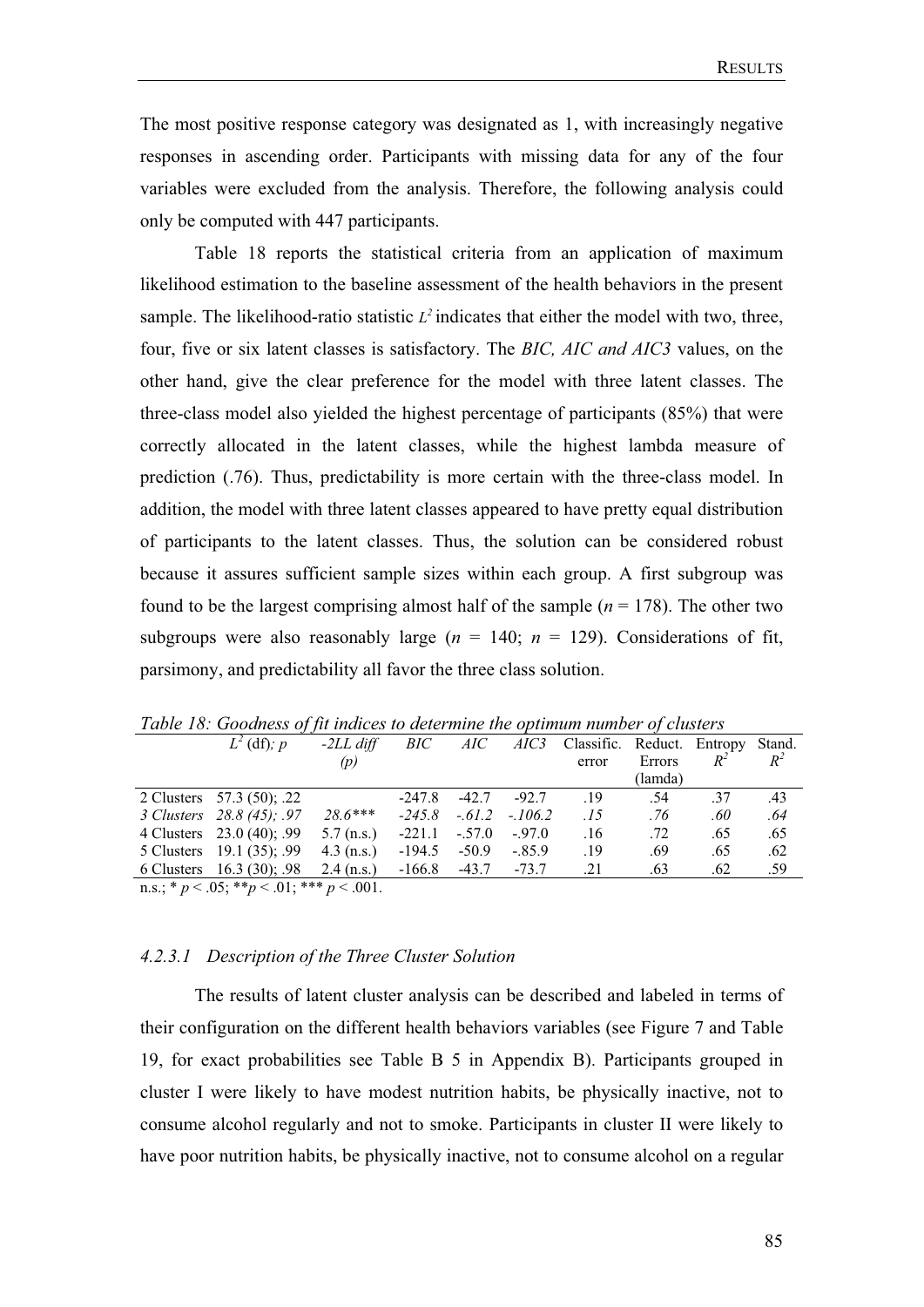The most positive response category was designated as 1, with increasingly negative responses in ascending order. Participants with missing data for any of the four variables were excluded from the analysis. Therefore, the following analysis could only be computed with 447 participants.

Table 18 reports the statistical criteria from an application of maximum likelihood estimation to the baseline assessment of the health behaviors in the present sample. The likelihood-ratio statistic $L^2$ indicates that either the model with two, three, four, five or six latent classes is satisfactory. The *BIC, AIC and AIC3* values, on the other hand, give the clear preference for the model with three latent classes. The three-class model also yielded the highest percentage of participants (85%) that were correctly allocated in the latent classes, while the highest lambda measure of prediction (.76). Thus, predictability is more certain with the three-class model. In addition, the model with three latent classes appeared to have pretty equal distribution of participants to the latent classes. Thus, the solution can be considered robust because it assures sufficient sample sizes within each group. A first subgroup was found to be the largest comprising almost half of the sample ($n$ = 178). The other two subgroups were also reasonably large ($n$ = 140; $n$ = 129). Considerations of fit, parsimony, and predictability all favor the three class solution.

*Table 18: Goodness of fit indices to determine the optimum number of clusters*

| | $L^2$ (df); $p$ | *-2LL diff (p)* | *BIC* | *AIC* | *AIC3* | Classific. error | Reduct. Errors (lamda) | Entropy $R^2$ | Stand. $R^2$ |
|---|---|---|---|---|---|---|---|---|---|
| 2 Clusters | 57.3 (50); .22 | | -247.8 | -42.7 | -92.7 | .19 | .54 | .37 | .43 |
| *3 Clusters* | *28.8 (45); .97* | *28.6**** | *-245.8* | *-.61.2* | *-.106.2* | *.15* | *.76* | *.60* | *.64* |
| 4 Clusters | 23.0 (40); .99 | 5.7 (n.s.) | -221.1 | -.57.0 | -.97.0 | .16 | .72 | .65 | .65 |
| 5 Clusters | 19.1 (35); .99 | 4.3 (n.s.) | -194.5 | -50.9 | -.85.9 | .19 | .69 | .65 | .62 |
| 6 Clusters | 16.3 (30); .98 | 2.4 (n.s.) | -166.8 | -43.7 | -73.7 | .21 | .63 | .62 | .59 |

n.s.; * $p$ < .05; ** $p$ < .01; *** $p$ < .001.

#### *4.2.3.1 Description of the Three Cluster Solution*

The results of latent cluster analysis can be described and labeled in terms of their configuration on the different health behaviors variables (see Figure 7 and Table 19, for exact probabilities see Table B 5 in Appendix B). Participants grouped in cluster I were likely to have modest nutrition habits, be physically inactive, not to consume alcohol regularly and not to smoke. Participants in cluster II were likely to have poor nutrition habits, be physically inactive, not to consume alcohol on a regular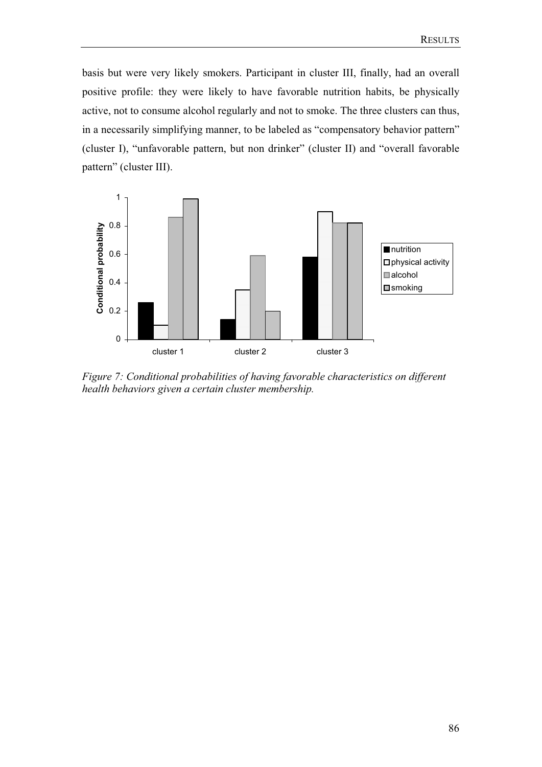basis but were very likely smokers. Participant in cluster III, finally, had an overall positive profile: they were likely to have favorable nutrition habits, be physically active, not to consume alcohol regularly and not to smoke. The three clusters can thus, in a necessarily simplifying manner, to be labeled as "compensatory behavior pattern" (cluster I), "unfavorable pattern, but non drinker" (cluster II) and "overall favorable pattern" (cluster III).

*Figure 7: Conditional probabilities of having favorable characteristics on different health behaviors given a certain cluster membership.*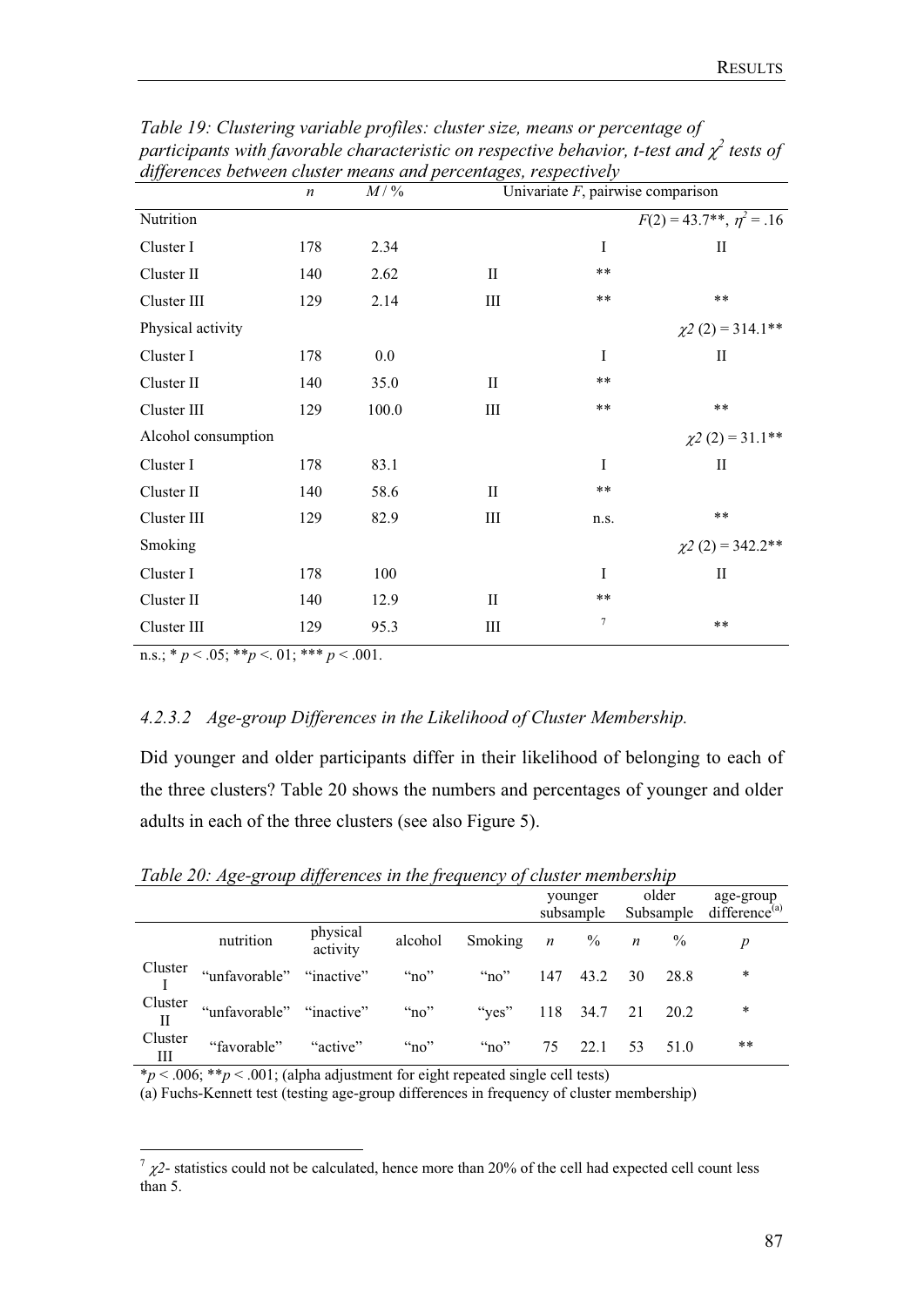*Table 19: Clustering variable profiles: cluster size, means or percentage of participants with favorable characteristic on respective behavior, t-test and $\chi^2$ tests of differences between cluster means and percentages, respectively*

| | $n$ | $M$ / % | Univariate $F$, pairwise comparison | | |
|---|---|---|---|---|---|
| Nutrition | | | | | $F(2) = 43.7$**, $\eta^2 = .16$ |
| Cluster I | 178 | 2.34 | | I | II |
| Cluster II | 140 | 2.62 | II | ** | |
| Cluster III | 129 | 2.14 | III | ** | ** |
| Physical activity | | | | | $\chi 2\ (2) = 314.1$** |
| Cluster I | 178 | 0.0 | | I | II |
| Cluster II | 140 | 35.0 | II | ** | |
| Cluster III | 129 | 100.0 | III | ** | ** |
| Alcohol consumption | | | | | $\chi 2\ (2) = 31.1$** |
| Cluster I | 178 | 83.1 | | I | II |
| Cluster II | 140 | 58.6 | II | ** | |
| Cluster III | 129 | 82.9 | III | n.s. | ** |
| Smoking | | | | | $\chi 2\ (2) = 342.2$** |
| Cluster I | 178 | 100 | | I | II |
| Cluster II | 140 | 12.9 | II | ** | |
| Cluster III | 129 | 95.3 | III | [7] | ** |

n.s.; * $p < .05$; ** $p < .01$; *** $p < .001$.

### 4.2.3.2 Age-group Differences in the Likelihood of Cluster Membership.

Did younger and older participants differ in their likelihood of belonging to each of the three clusters? Table 20 shows the numbers and percentages of younger and older adults in each of the three clusters (see also Figure 5).

*Table 20: Age-group differences in the frequency of cluster membership*

| | | | | | younger subsample | | older Subsample | | age-group difference[(a)] |
|---|---|---|---|---|---|---|---|---|---|
| | nutrition | physical activity | alcohol | Smoking | $n$ | % | $n$ | % | $p$ |
| Cluster I | "unfavorable" | "inactive" | "no" | "no" | 147 | 43.2 | 30 | 28.8 | * |
| Cluster II | "unfavorable" | "inactive" | "no" | "yes" | 118 | 34.7 | 21 | 20.2 | * |
| Cluster III | "favorable" | "active" | "no" | "no" | 75 | 22.1 | 53 | 51.0 | ** |

* $p < .006$; ** $p < .001$; (alpha adjustment for eight repeated single cell tests)

(a) Fuchs-Kennett test (testing age-group differences in frequency of cluster membership)

[7] $\chi 2$- statistics could not be calculated, hence more than 20% of the cell had expected cell count less than 5.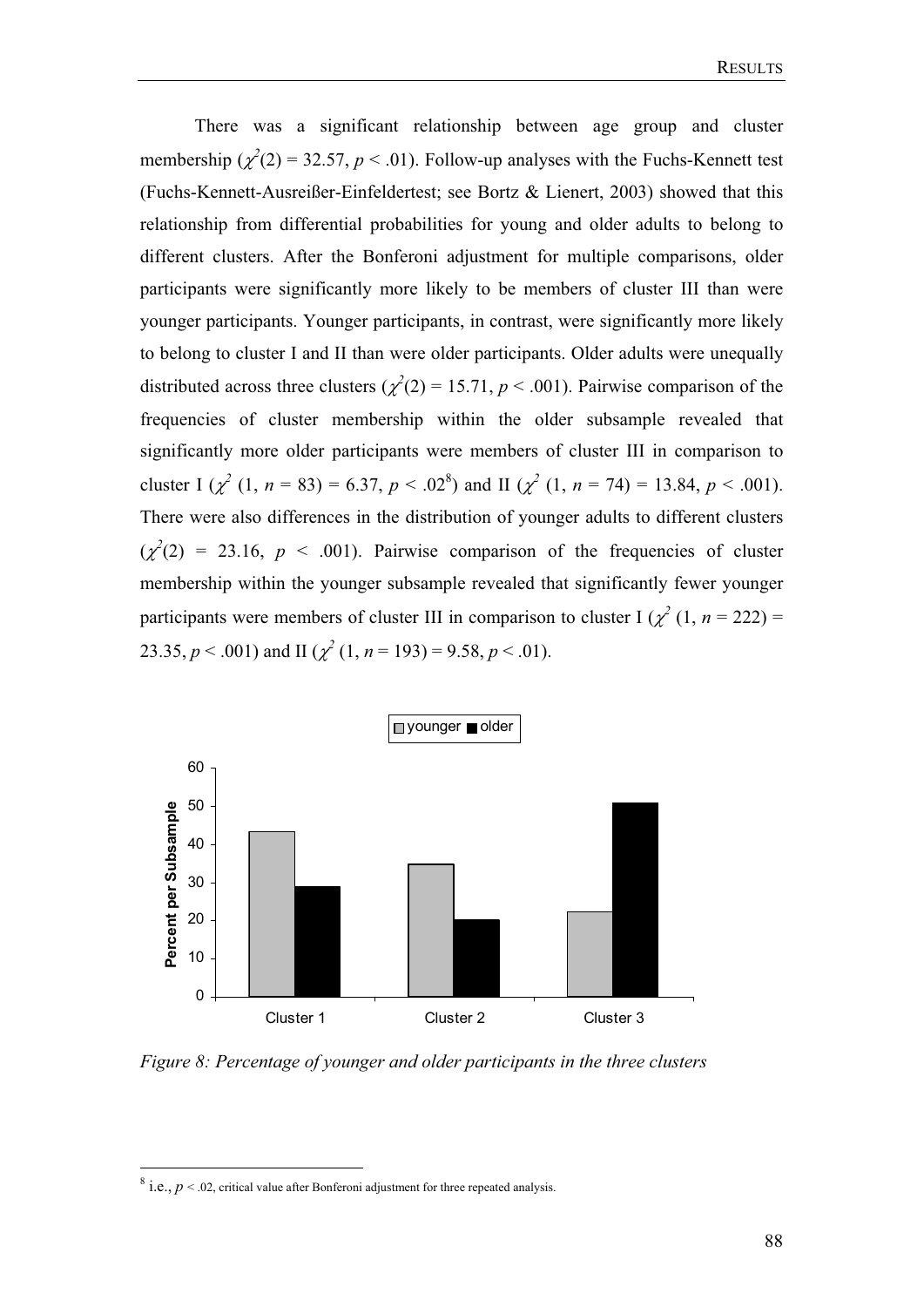There was a significant relationship between age group and cluster membership ($\chi^2(2) = 32.57$, $p < .01$). Follow-up analyses with the Fuchs-Kennett test (Fuchs-Kennett-Ausreißer-Einfeldertest; see Bortz & Lienert, 2003) showed that this relationship from differential probabilities for young and older adults to belong to different clusters. After the Bonferoni adjustment for multiple comparisons, older participants were significantly more likely to be members of cluster III than were younger participants. Younger participants, in contrast, were significantly more likely to belong to cluster I and II than were older participants. Older adults were unequally distributed across three clusters ($\chi^2(2) = 15.71$, $p < .001$). Pairwise comparison of the frequencies of cluster membership within the older subsample revealed that significantly more older participants were members of cluster III in comparison to cluster I ($\chi^2$ (1, $n$ = 83) = 6.37, $p < .02$[8]) and II ($\chi^2$ (1, $n$ = 74) = 13.84, $p < .001$). There were also differences in the distribution of younger adults to different clusters ($\chi^2(2) = 23.16$, $p < .001$). Pairwise comparison of the frequencies of cluster membership within the younger subsample revealed that significantly fewer younger participants were members of cluster III in comparison to cluster I ($\chi^2$ (1, $n$ = 222) = 23.35, $p < .001$) and II ($\chi^2$ (1, $n$ = 193) = 9.58, $p < .01$).

*Figure 8: Percentage of younger and older participants in the three clusters*

[8] i.e., $p < .02$, critical value after Bonferoni adjustment for three repeated analysis.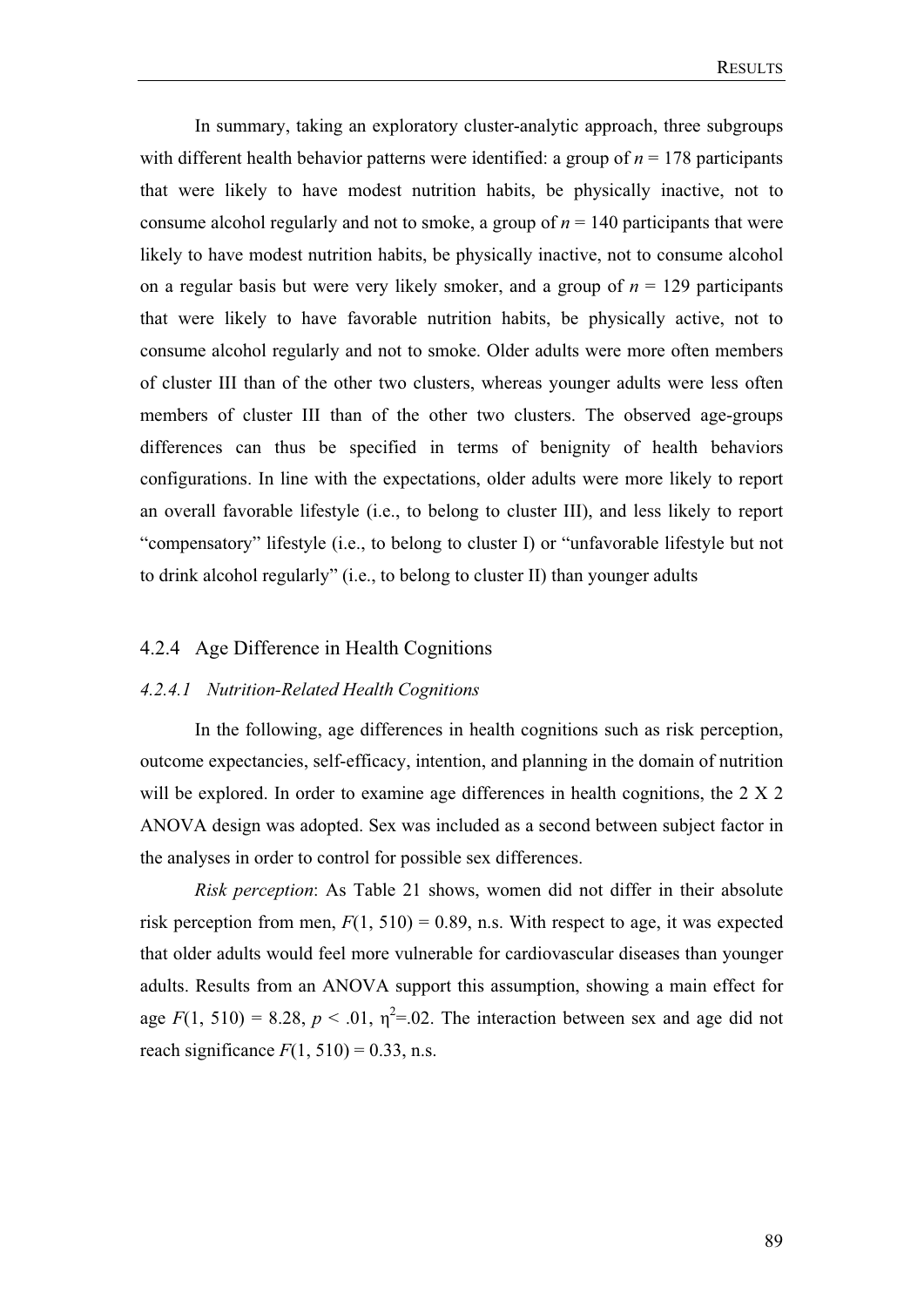In summary, taking an exploratory cluster-analytic approach, three subgroups with different health behavior patterns were identified: a group of $n = 178$ participants that were likely to have modest nutrition habits, be physically inactive, not to consume alcohol regularly and not to smoke, a group of $n = 140$ participants that were likely to have modest nutrition habits, be physically inactive, not to consume alcohol on a regular basis but were very likely smoker, and a group of $n = 129$ participants that were likely to have favorable nutrition habits, be physically active, not to consume alcohol regularly and not to smoke. Older adults were more often members of cluster III than of the other two clusters, whereas younger adults were less often members of cluster III than of the other two clusters. The observed age-groups differences can thus be specified in terms of benignity of health behaviors configurations. In line with the expectations, older adults were more likely to report an overall favorable lifestyle (i.e., to belong to cluster III), and less likely to report "compensatory" lifestyle (i.e., to belong to cluster I) or "unfavorable lifestyle but not to drink alcohol regularly" (i.e., to belong to cluster II) than younger adults

### 4.2.4 Age Difference in Health Cognitions

#### *4.2.4.1 Nutrition-Related Health Cognitions*

In the following, age differences in health cognitions such as risk perception, outcome expectancies, self-efficacy, intention, and planning in the domain of nutrition will be explored. In order to examine age differences in health cognitions, the 2 X 2 ANOVA design was adopted. Sex was included as a second between subject factor in the analyses in order to control for possible sex differences.

*Risk perception*: As Table 21 shows, women did not differ in their absolute risk perception from men, $F(1, 510) = 0.89$, n.s. With respect to age, it was expected that older adults would feel more vulnerable for cardiovascular diseases than younger adults. Results from an ANOVA support this assumption, showing a main effect for age $F(1, 510) = 8.28$, $p < .01$, $\eta^2 = .02$. The interaction between sex and age did not reach significance $F(1, 510) = 0.33$, n.s.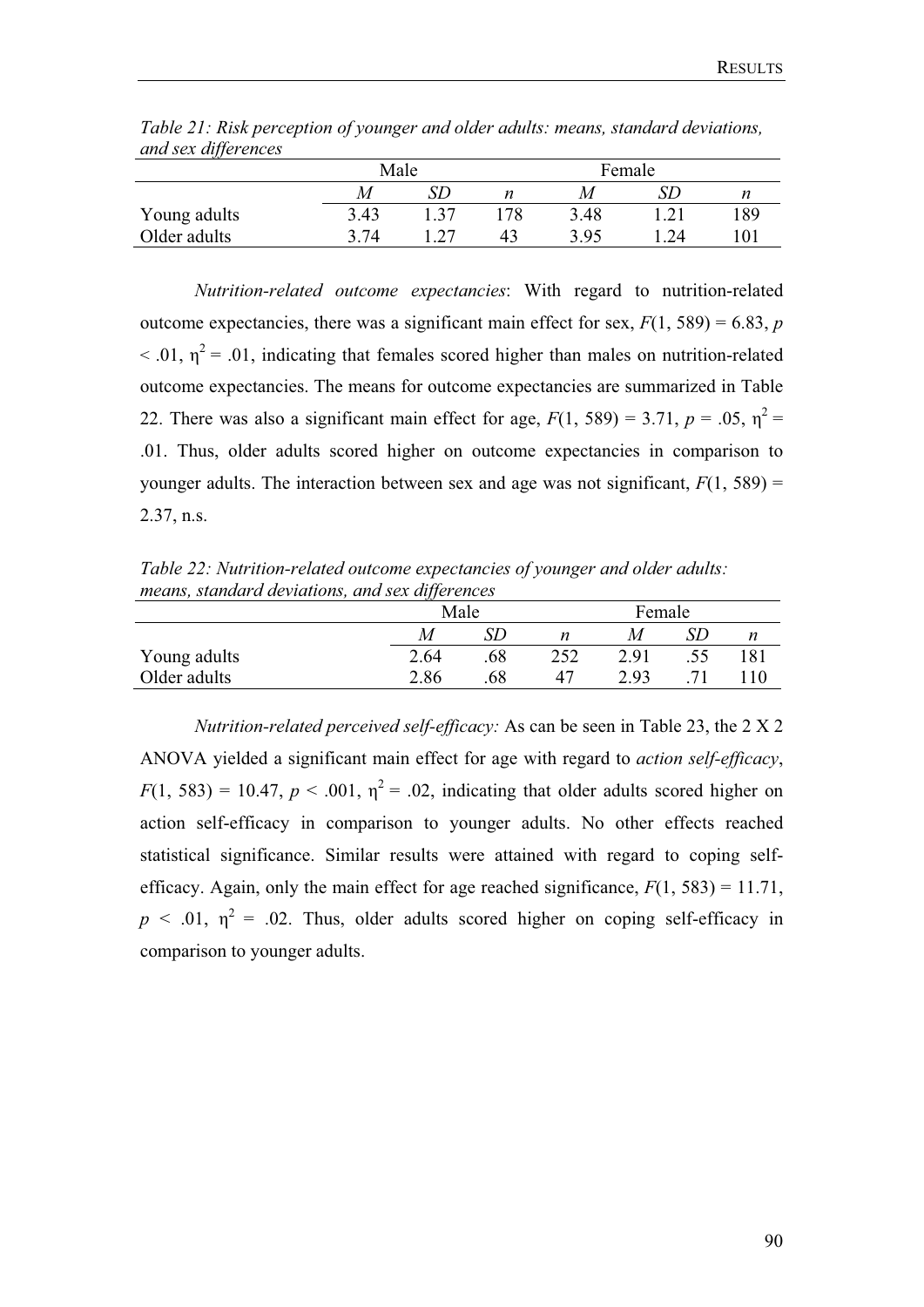*Table 21: Risk perception of younger and older adults: means, standard deviations, and sex differences*

| | Male | | | Female | | |
|---|---|---|---|---|---|---|
| | *M* | *SD* | *n* | *M* | *SD* | *n* |
| Young adults | 3.43 | 1.37 | 178 | 3.48 | 1.21 | 189 |
| Older adults | 3.74 | 1.27 | 43 | 3.95 | 1.24 | 101 |

*Nutrition-related outcome expectancies*: With regard to nutrition-related outcome expectancies, there was a significant main effect for sex, $F(1, 589) = 6.83$, $p < .01$, $\eta^2 = .01$, indicating that females scored higher than males on nutrition-related outcome expectancies. The means for outcome expectancies are summarized in Table 22. There was also a significant main effect for age, $F(1, 589) = 3.71$, $p = .05$, $\eta^2 = .01$. Thus, older adults scored higher on outcome expectancies in comparison to younger adults. The interaction between sex and age was not significant, $F(1, 589) = 2.37$, n.s.

*Table 22: Nutrition-related outcome expectancies of younger and older adults: means, standard deviations, and sex differences*

| | Male | | | Female | | |
|---|---|---|---|---|---|---|
| | *M* | *SD* | *n* | *M* | *SD* | *n* |
| Young adults | 2.64 | .68 | 252 | 2.91 | .55 | 181 |
| Older adults | 2.86 | .68 | 47 | 2.93 | .71 | 110 |

*Nutrition-related perceived self-efficacy:* As can be seen in Table 23, the 2 X 2 ANOVA yielded a significant main effect for age with regard to *action self-efficacy*, $F(1, 583) = 10.47$, $p < .001$, $\eta^2 = .02$, indicating that older adults scored higher on action self-efficacy in comparison to younger adults. No other effects reached statistical significance. Similar results were attained with regard to coping self-efficacy. Again, only the main effect for age reached significance, $F(1, 583) = 11.71$, $p < .01$, $\eta^2 = .02$. Thus, older adults scored higher on coping self-efficacy in comparison to younger adults.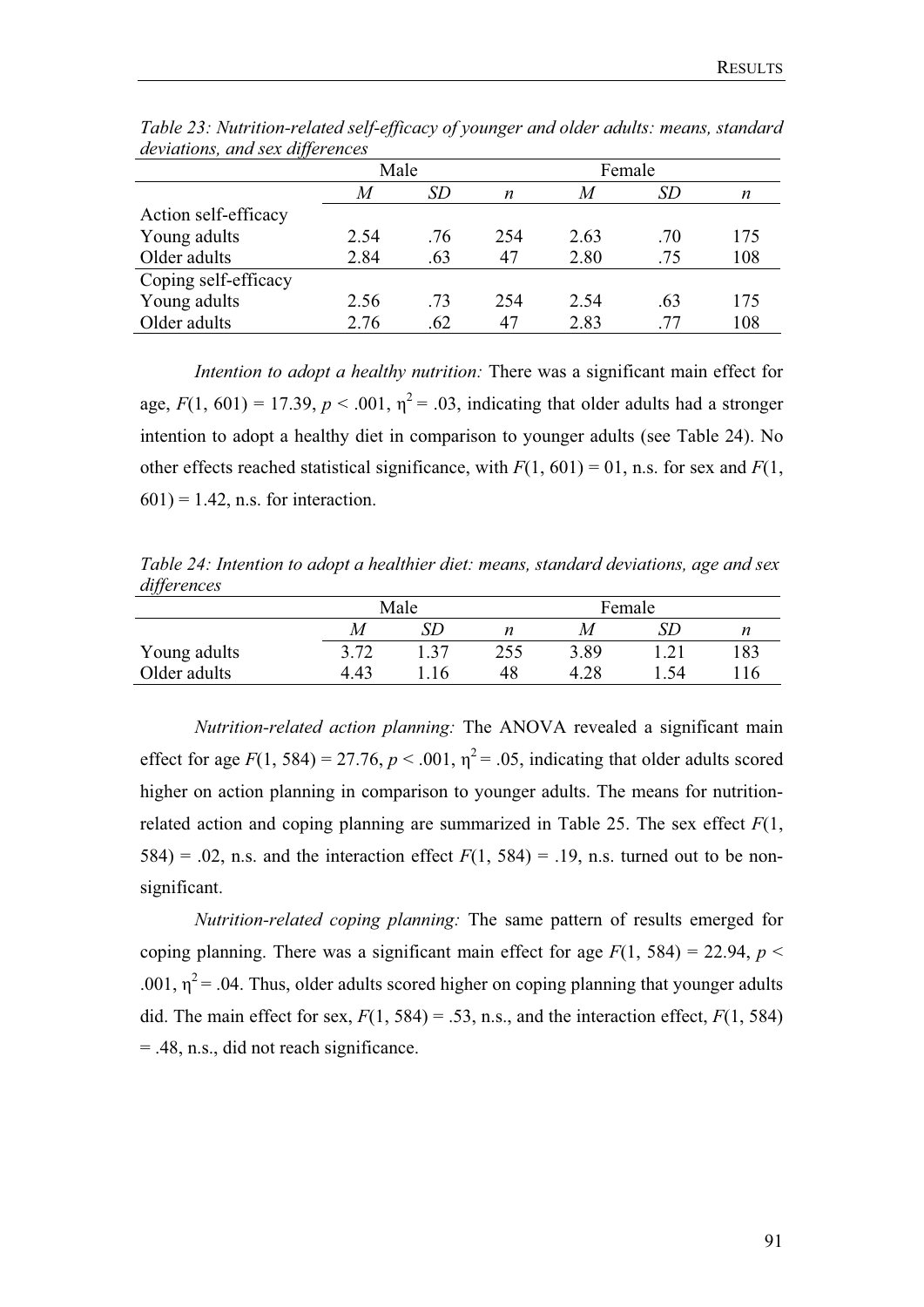*Table 23: Nutrition-related self-efficacy of younger and older adults: means, standard deviations, and sex differences*

| | Male | | | Female | | |
|---|---|---|---|---|---|---|
| | *M* | *SD* | *n* | *M* | *SD* | *n* |
| Action self-efficacy | | | | | | |
| Young adults | 2.54 | .76 | 254 | 2.63 | .70 | 175 |
| Older adults | 2.84 | .63 | 47 | 2.80 | .75 | 108 |
| Coping self-efficacy | | | | | | |
| Young adults | 2.56 | .73 | 254 | 2.54 | .63 | 175 |
| Older adults | 2.76 | .62 | 47 | 2.83 | .77 | 108 |

*Intention to adopt a healthy nutrition:* There was a significant main effect for age, $F(1, 601) = 17.39$, $p < .001$, $\eta^2 = .03$, indicating that older adults had a stronger intention to adopt a healthy diet in comparison to younger adults (see Table 24). No other effects reached statistical significance, with $F(1, 601) = 01$, n.s. for sex and $F(1, 601) = 1.42$, n.s. for interaction.

*Table 24: Intention to adopt a healthier diet: means, standard deviations, age and sex differences*

| | Male | | | Female | | |
|---|---|---|---|---|---|---|
| | *M* | *SD* | *n* | *M* | *SD* | *n* |
| Young adults | 3.72 | 1.37 | 255 | 3.89 | 1.21 | 183 |
| Older adults | 4.43 | 1.16 | 48 | 4.28 | 1.54 | 116 |

*Nutrition-related action planning:* The ANOVA revealed a significant main effect for age $F(1, 584) = 27.76$, $p < .001$, $\eta^2 = .05$, indicating that older adults scored higher on action planning in comparison to younger adults. The means for nutrition-related action and coping planning are summarized in Table 25. The sex effect $F(1, 584) = .02$, n.s. and the interaction effect $F(1, 584) = .19$, n.s. turned out to be non-significant.

*Nutrition-related coping planning:* The same pattern of results emerged for coping planning. There was a significant main effect for age $F(1, 584) = 22.94$, $p < .001$, $\eta^2 = .04$. Thus, older adults scored higher on coping planning that younger adults did. The main effect for sex, $F(1, 584) = .53$, n.s., and the interaction effect, $F(1, 584) = .48$, n.s., did not reach significance.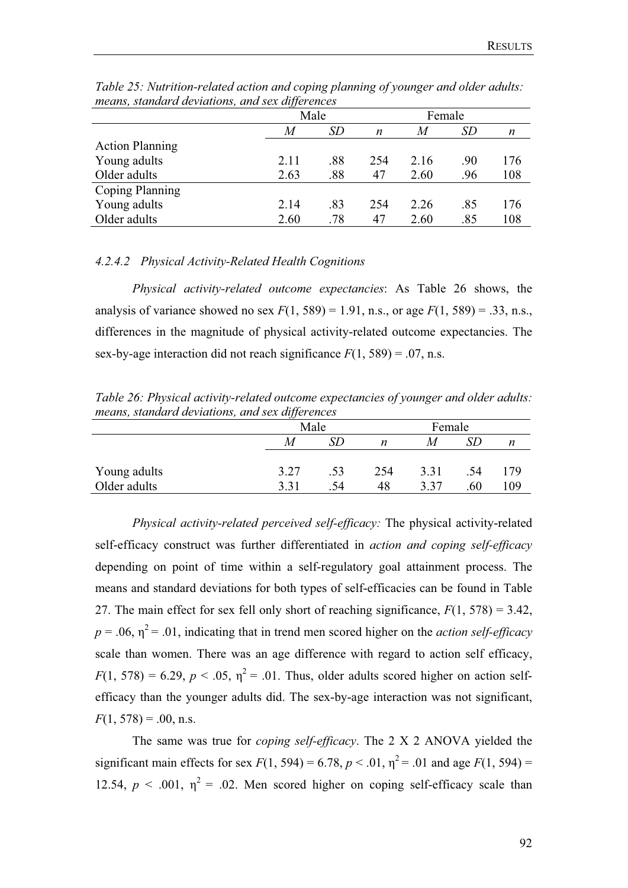*Table 25: Nutrition-related action and coping planning of younger and older adults: means, standard deviations, and sex differences*

| | Male | | | Female | | |
|---|---|---|---|---|---|---|
| | *M* | *SD* | *n* | *M* | *SD* | *n* |
| Action Planning | | | | | | |
| Young adults | 2.11 | .88 | 254 | 2.16 | .90 | 176 |
| Older adults | 2.63 | .88 | 47 | 2.60 | .96 | 108 |
| Coping Planning | | | | | | |
| Young adults | 2.14 | .83 | 254 | 2.26 | .85 | 176 |
| Older adults | 2.60 | .78 | 47 | 2.60 | .85 | 108 |

#### *4.2.4.2 Physical Activity-Related Health Cognitions*

*Physical activity-related outcome expectancies*: As Table 26 shows, the analysis of variance showed no sex $F(1, 589) = 1.91$, n.s., or age $F(1, 589) = .33$, n.s., differences in the magnitude of physical activity-related outcome expectancies. The sex-by-age interaction did not reach significance $F(1, 589) = .07$, n.s.

*Table 26: Physical activity-related outcome expectancies of younger and older adults: means, standard deviations, and sex differences*

| | Male | | | Female | | |
|---|---|---|---|---|---|---|
| | *M* | *SD* | *n* | *M* | *SD* | *n* |
| Young adults | 3.27 | .53 | 254 | 3.31 | .54 | 179 |
| Older adults | 3.31 | .54 | 48 | 3.37 | .60 | 109 |

*Physical activity-related perceived self-efficacy:* The physical activity-related self-efficacy construct was further differentiated in *action and coping self-efficacy* depending on point of time within a self-regulatory goal attainment process. The means and standard deviations for both types of self-efficacies can be found in Table 27. The main effect for sex fell only short of reaching significance, $F(1, 578) = 3.42$, $p = .06$, $\eta^2 = .01$, indicating that in trend men scored higher on the *action self-efficacy* scale than women. There was an age difference with regard to action self efficacy, $F(1, 578) = 6.29$, $p < .05$, $\eta^2 = .01$. Thus, older adults scored higher on action self-efficacy than the younger adults did. The sex-by-age interaction was not significant, $F(1, 578) = .00$, n.s.

The same was true for *coping self-efficacy*. The 2 X 2 ANOVA yielded the significant main effects for sex $F(1, 594) = 6.78$, $p < .01$, $\eta^2 = .01$ and age $F(1, 594) = 12.54$, $p < .001$, $\eta^2 = .02$. Men scored higher on coping self-efficacy scale than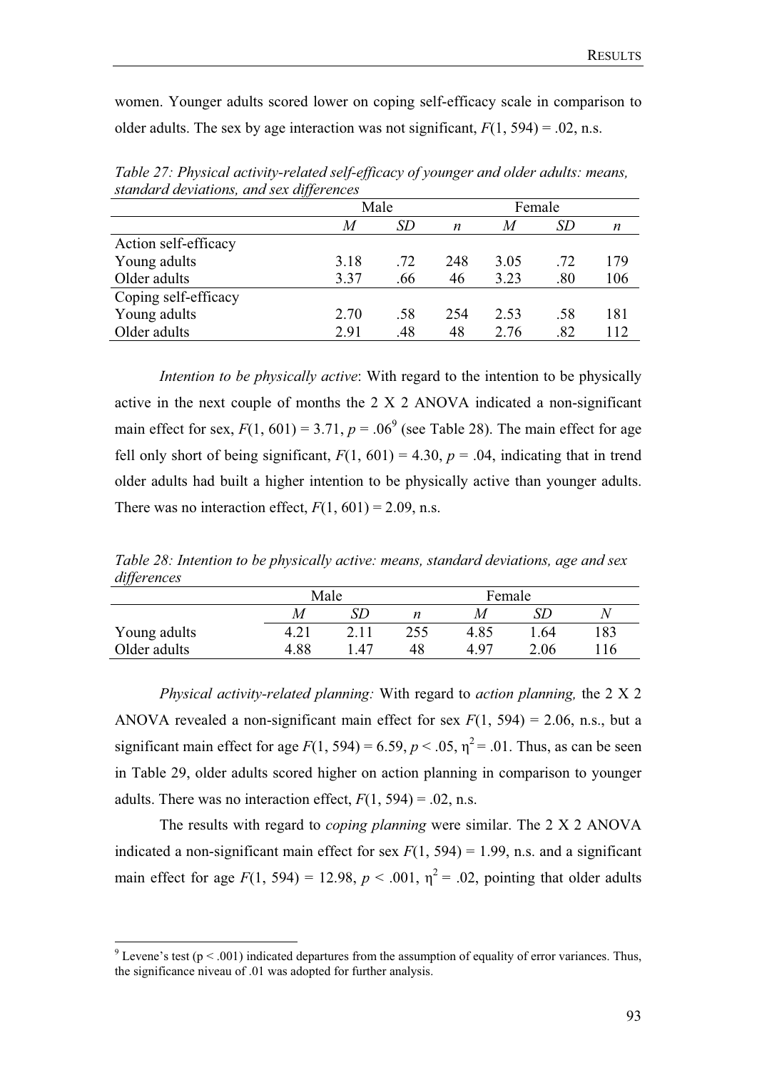women. Younger adults scored lower on coping self-efficacy scale in comparison to older adults. The sex by age interaction was not significant, $F(1, 594) = .02$, n.s.

*Table 27: Physical activity-related self-efficacy of younger and older adults: means, standard deviations, and sex differences*

| | Male | | | Female | | |
|---|---|---|---|---|---|---|
| | *M* | *SD* | *n* | *M* | *SD* | *n* |
| Action self-efficacy | | | | | | |
| Young adults | 3.18 | .72 | 248 | 3.05 | .72 | 179 |
| Older adults | 3.37 | .66 | 46 | 3.23 | .80 | 106 |
| Coping self-efficacy | | | | | | |
| Young adults | 2.70 | .58 | 254 | 2.53 | .58 | 181 |
| Older adults | 2.91 | .48 | 48 | 2.76 | .82 | 112 |

*Intention to be physically active*: With regard to the intention to be physically active in the next couple of months the 2 X 2 ANOVA indicated a non-significant main effect for sex, $F(1, 601) = 3.71$, $p = .06$[9] (see Table 28). The main effect for age fell only short of being significant, $F(1, 601) = 4.30$, $p = .04$, indicating that in trend older adults had built a higher intention to be physically active than younger adults. There was no interaction effect, $F(1, 601) = 2.09$, n.s.

*Table 28: Intention to be physically active: means, standard deviations, age and sex differences*

| | Male | | | Female | | |
|---|---|---|---|---|---|---|
| | *M* | *SD* | *n* | *M* | *SD* | *N* |
| Young adults | 4.21 | 2.11 | 255 | 4.85 | 1.64 | 183 |
| Older adults | 4.88 | 1.47 | 48 | 4.97 | 2.06 | 116 |

*Physical activity-related planning:* With regard to *action planning,* the 2 X 2 ANOVA revealed a non-significant main effect for sex $F(1, 594) = 2.06$, n.s., but a significant main effect for age $F(1, 594) = 6.59$, $p < .05$, $\eta^2 = .01$. Thus, as can be seen in Table 29, older adults scored higher on action planning in comparison to younger adults. There was no interaction effect, $F(1, 594) = .02$, n.s.

The results with regard to *coping planning* were similar. The 2 X 2 ANOVA indicated a non-significant main effect for sex $F(1, 594) = 1.99$, n.s. and a significant main effect for age $F(1, 594) = 12.98$, $p < .001$, $\eta^2 = .02$, pointing that older adults

[9] Levene's test ($p < .001$) indicated departures from the assumption of equality of error variances. Thus, the significance niveau of .01 was adopted for further analysis.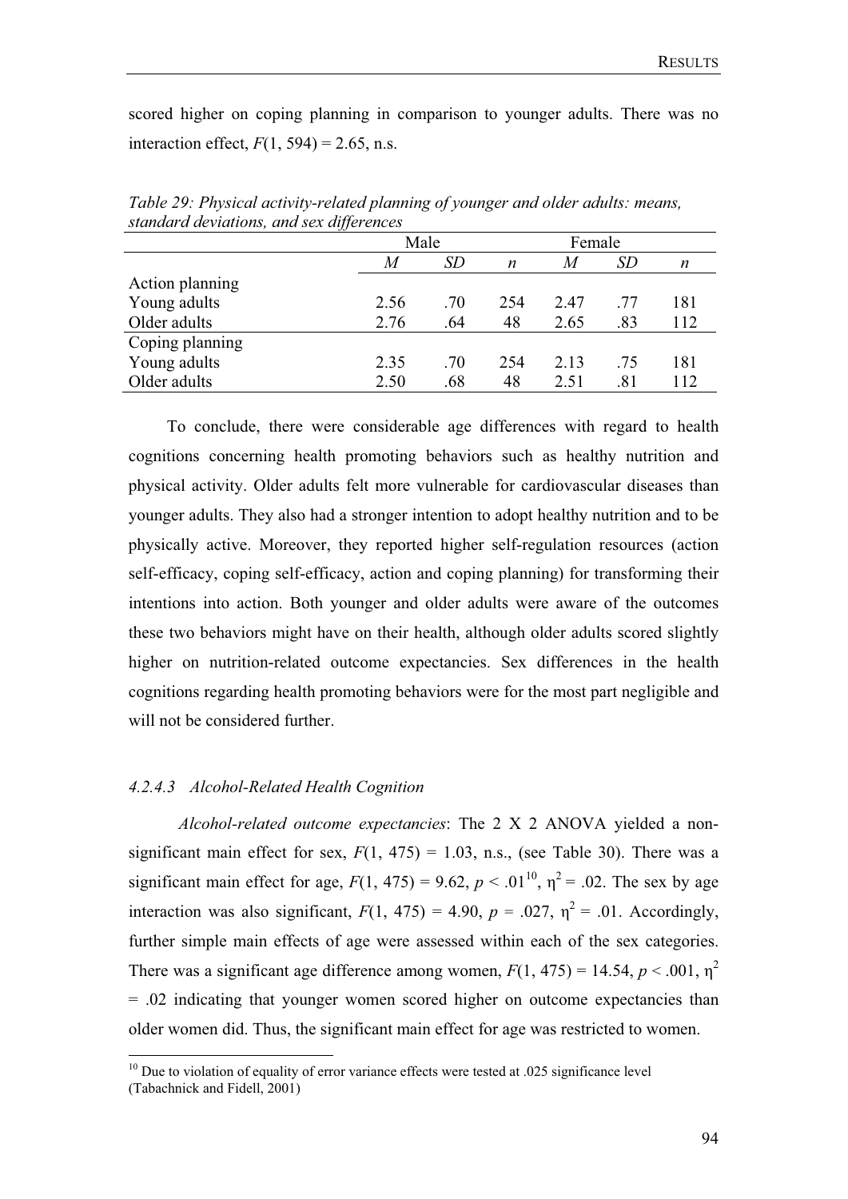scored higher on coping planning in comparison to younger adults. There was no interaction effect, $F(1, 594) = 2.65$, n.s.

*Table 29: Physical activity-related planning of younger and older adults: means, standard deviations, and sex differences*

| | Male | | | Female | | |
|---|---|---|---|---|---|---|
| | *M* | *SD* | *n* | *M* | *SD* | *n* |
| Action planning | | | | | | |
| Young adults | 2.56 | .70 | 254 | 2.47 | .77 | 181 |
| Older adults | 2.76 | .64 | 48 | 2.65 | .83 | 112 |
| Coping planning | | | | | | |
| Young adults | 2.35 | .70 | 254 | 2.13 | .75 | 181 |
| Older adults | 2.50 | .68 | 48 | 2.51 | .81 | 112 |

To conclude, there were considerable age differences with regard to health cognitions concerning health promoting behaviors such as healthy nutrition and physical activity. Older adults felt more vulnerable for cardiovascular diseases than younger adults. They also had a stronger intention to adopt healthy nutrition and to be physically active. Moreover, they reported higher self-regulation resources (action self-efficacy, coping self-efficacy, action and coping planning) for transforming their intentions into action. Both younger and older adults were aware of the outcomes these two behaviors might have on their health, although older adults scored slightly higher on nutrition-related outcome expectancies. Sex differences in the health cognitions regarding health promoting behaviors were for the most part negligible and will not be considered further.

#### 4.2.4.3 Alcohol-Related Health Cognition

*Alcohol-related outcome expectancies*: The 2 X 2 ANOVA yielded a non-significant main effect for sex, $F(1, 475) = 1.03$, n.s., (see Table 30). There was a significant main effect for age, $F(1, 475) = 9.62$, $p < .01$[10], $\eta^2 = .02$. The sex by age interaction was also significant, $F(1, 475) = 4.90$, $p = .027$, $\eta^2 = .01$. Accordingly, further simple main effects of age were assessed within each of the sex categories. There was a significant age difference among women, $F(1, 475) = 14.54$, $p < .001$, $\eta^2 = .02$ indicating that younger women scored higher on outcome expectancies than older women did. Thus, the significant main effect for age was restricted to women.

[10] Due to violation of equality of error variance effects were tested at .025 significance level (Tabachnick and Fidell, 2001)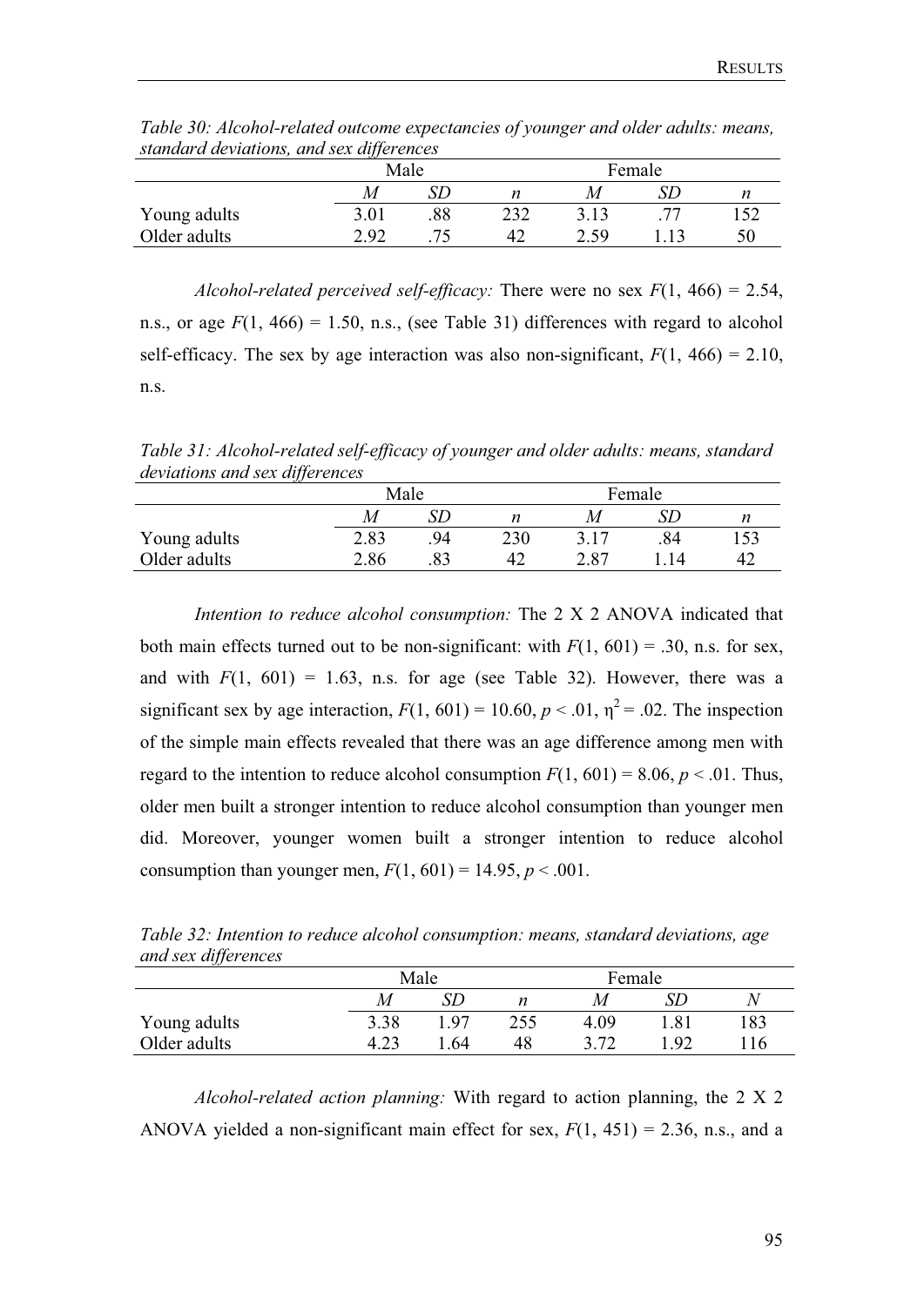*Table 30: Alcohol-related outcome expectancies of younger and older adults: means, standard deviations, and sex differences*

| | Male | | | Female | | |
|---|---|---|---|---|---|---|
| | *M* | *SD* | *n* | *M* | *SD* | *n* |
| Young adults | 3.01 | .88 | 232 | 3.13 | .77 | 152 |
| Older adults | 2.92 | .75 | 42 | 2.59 | 1.13 | 50 |

*Alcohol-related perceived self-efficacy:* There were no sex $F(1, 466) = 2.54$, n.s., or age $F(1, 466) = 1.50$, n.s., (see Table 31) differences with regard to alcohol self-efficacy. The sex by age interaction was also non-significant, $F(1, 466) = 2.10$, n.s.

*Table 31: Alcohol-related self-efficacy of younger and older adults: means, standard deviations and sex differences*

| | Male | | | Female | | |
|---|---|---|---|---|---|---|
| | *M* | *SD* | *n* | *M* | *SD* | *n* |
| Young adults | 2.83 | .94 | 230 | 3.17 | .84 | 153 |
| Older adults | 2.86 | .83 | 42 | 2.87 | 1.14 | 42 |

*Intention to reduce alcohol consumption:* The 2 X 2 ANOVA indicated that both main effects turned out to be non-significant: with $F(1, 601) = .30$, n.s. for sex, and with $F(1, 601) = 1.63$, n.s. for age (see Table 32). However, there was a significant sex by age interaction, $F(1, 601) = 10.60$, $p < .01$, $\eta^2 = .02$. The inspection of the simple main effects revealed that there was an age difference among men with regard to the intention to reduce alcohol consumption $F(1, 601) = 8.06$, $p < .01$. Thus, older men built a stronger intention to reduce alcohol consumption than younger men did. Moreover, younger women built a stronger intention to reduce alcohol consumption than younger men, $F(1, 601) = 14.95$, $p < .001$.

*Table 32: Intention to reduce alcohol consumption: means, standard deviations, age and sex differences*

| | Male | | | Female | | |
|---|---|---|---|---|---|---|
| | *M* | *SD* | *n* | *M* | *SD* | *N* |
| Young adults | 3.38 | 1.97 | 255 | 4.09 | 1.81 | 183 |
| Older adults | 4.23 | 1.64 | 48 | 3.72 | 1.92 | 116 |

*Alcohol-related action planning:* With regard to action planning, the 2 X 2 ANOVA yielded a non-significant main effect for sex, $F(1, 451) = 2.36$, n.s., and a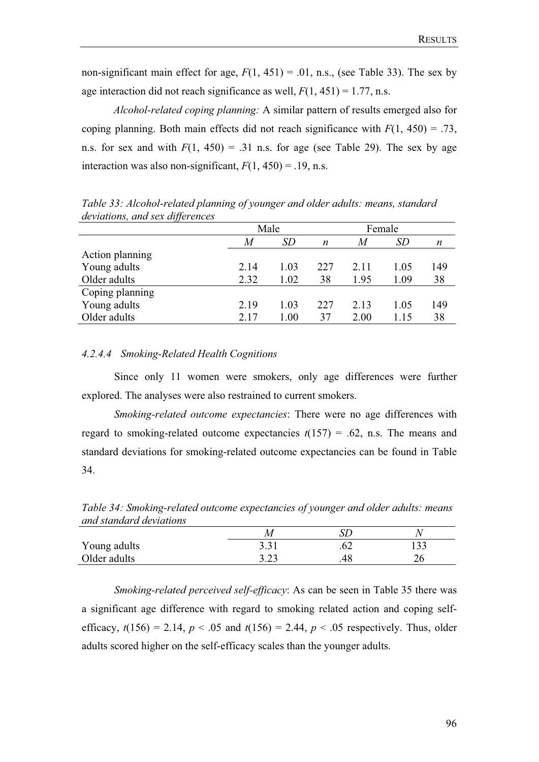non-significant main effect for age, $F(1, 451) = .01$, n.s., (see Table 33). The sex by age interaction did not reach significance as well, $F(1, 451) = 1.77$, n.s.

*Alcohol-related coping planning:* A similar pattern of results emerged also for coping planning. Both main effects did not reach significance with $F(1, 450) = .73$, n.s. for sex and with $F(1, 450) = .31$ n.s. for age (see Table 29). The sex by age interaction was also non-significant, $F(1, 450) = .19$, n.s.

*Table 33: Alcohol-related planning of younger and older adults: means, standard deviations, and sex differences*

| | Male | | | Female | | |
|---|---|---|---|---|---|---|
| | *M* | *SD* | *n* | *M* | *SD* | *n* |
| Action planning | | | | | | |
| Young adults | 2.14 | 1.03 | 227 | 2.11 | 1.05 | 149 |
| Older adults | 2.32 | 1.02 | 38 | 1.95 | 1.09 | 38 |
| Coping planning | | | | | | |
| Young adults | 2.19 | 1.03 | 227 | 2.13 | 1.05 | 149 |
| Older adults | 2.17 | 1.00 | 37 | 2.00 | 1.15 | 38 |

#### *4.2.4.4 Smoking-Related Health Cognitions*

Since only 11 women were smokers, only age differences were further explored. The analyses were also restrained to current smokers.

*Smoking-related outcome expectancies*: There were no age differences with regard to smoking-related outcome expectancies $t(157) = .62$, n.s. The means and standard deviations for smoking-related outcome expectancies can be found in Table 34.

*Table 34: Smoking-related outcome expectancies of younger and older adults: means and standard deviations*

| | *M* | *SD* | *N* |
|---|---|---|---|
| Young adults | 3.31 | .62 | 133 |
| Older adults | 3.23 | .48 | 26 |

*Smoking-related perceived self-efficacy*: As can be seen in Table 35 there was a significant age difference with regard to smoking related action and coping self-efficacy, $t(156) = 2.14$, $p < .05$ and $t(156) = 2.44$, $p < .05$ respectively. Thus, older adults scored higher on the self-efficacy scales than the younger adults.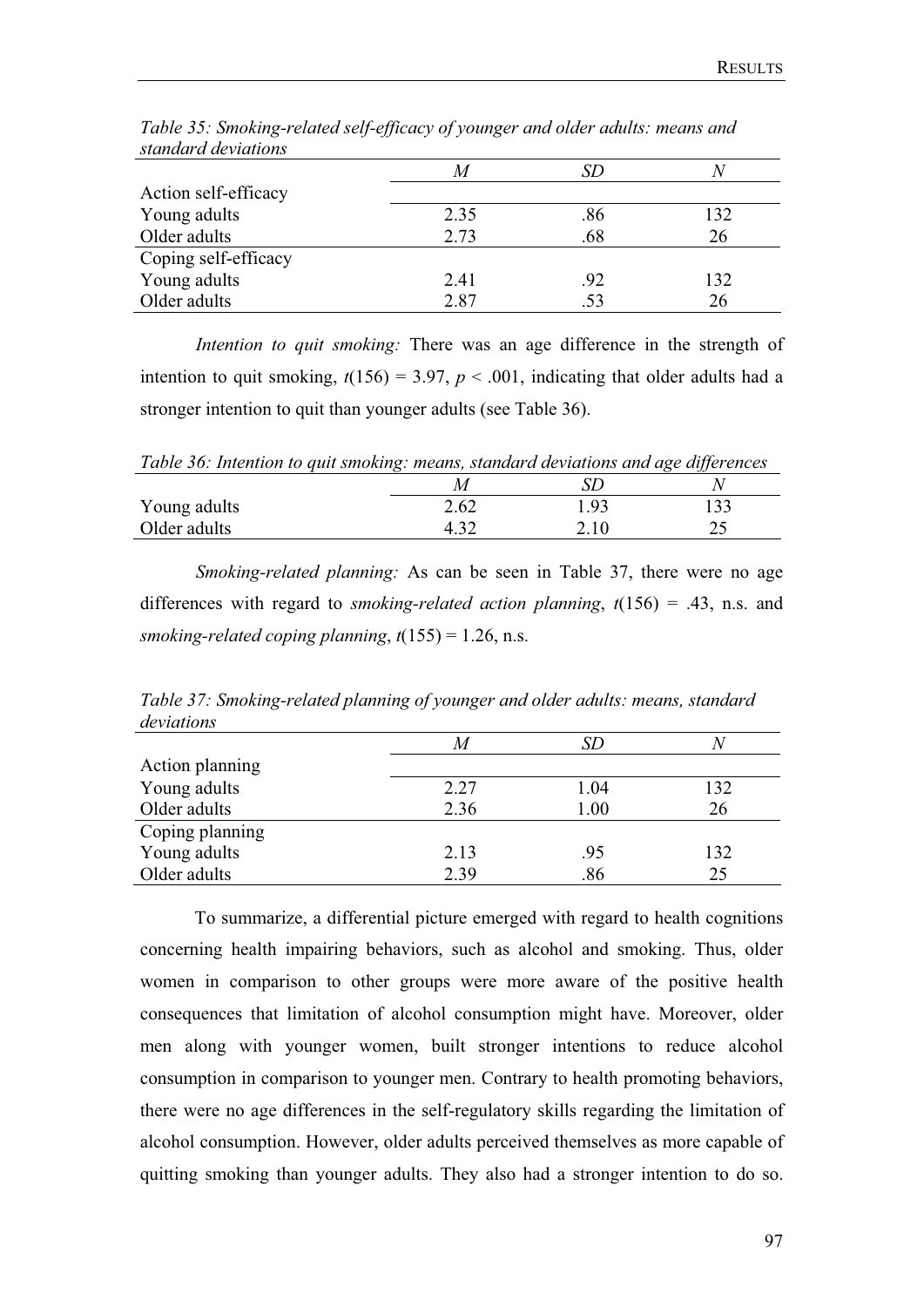*Table 35: Smoking-related self-efficacy of younger and older adults: means and standard deviations*

| | *M* | *SD* | *N* |
|---|---|---|---|
| Action self-efficacy | | | |
| Young adults | 2.35 | .86 | 132 |
| Older adults | 2.73 | .68 | 26 |
| Coping self-efficacy | | | |
| Young adults | 2.41 | .92 | 132 |
| Older adults | 2.87 | .53 | 26 |

*Intention to quit smoking:* There was an age difference in the strength of intention to quit smoking, $t(156) = 3.97$, $p < .001$, indicating that older adults had a stronger intention to quit than younger adults (see Table 36).

*Table 36: Intention to quit smoking: means, standard deviations and age differences*

| | *M* | *SD* | *N* |
|---|---|---|---|
| Young adults | 2.62 | 1.93 | 133 |
| Older adults | 4.32 | 2.10 | 25 |

*Smoking-related planning:* As can be seen in Table 37, there were no age differences with regard to *smoking-related action planning*, $t(156) = .43$, n.s. and *smoking-related coping planning*, $t(155) = 1.26$, n.s.

*Table 37: Smoking-related planning of younger and older adults: means, standard deviations*

| | *M* | *SD* | *N* |
|---|---|---|---|
| Action planning | | | |
| Young adults | 2.27 | 1.04 | 132 |
| Older adults | 2.36 | 1.00 | 26 |
| Coping planning | | | |
| Young adults | 2.13 | .95 | 132 |
| Older adults | 2.39 | .86 | 25 |

To summarize, a differential picture emerged with regard to health cognitions concerning health impairing behaviors, such as alcohol and smoking. Thus, older women in comparison to other groups were more aware of the positive health consequences that limitation of alcohol consumption might have. Moreover, older men along with younger women, built stronger intentions to reduce alcohol consumption in comparison to younger men. Contrary to health promoting behaviors, there were no age differences in the self-regulatory skills regarding the limitation of alcohol consumption. However, older adults perceived themselves as more capable of quitting smoking than younger adults. They also had a stronger intention to do so.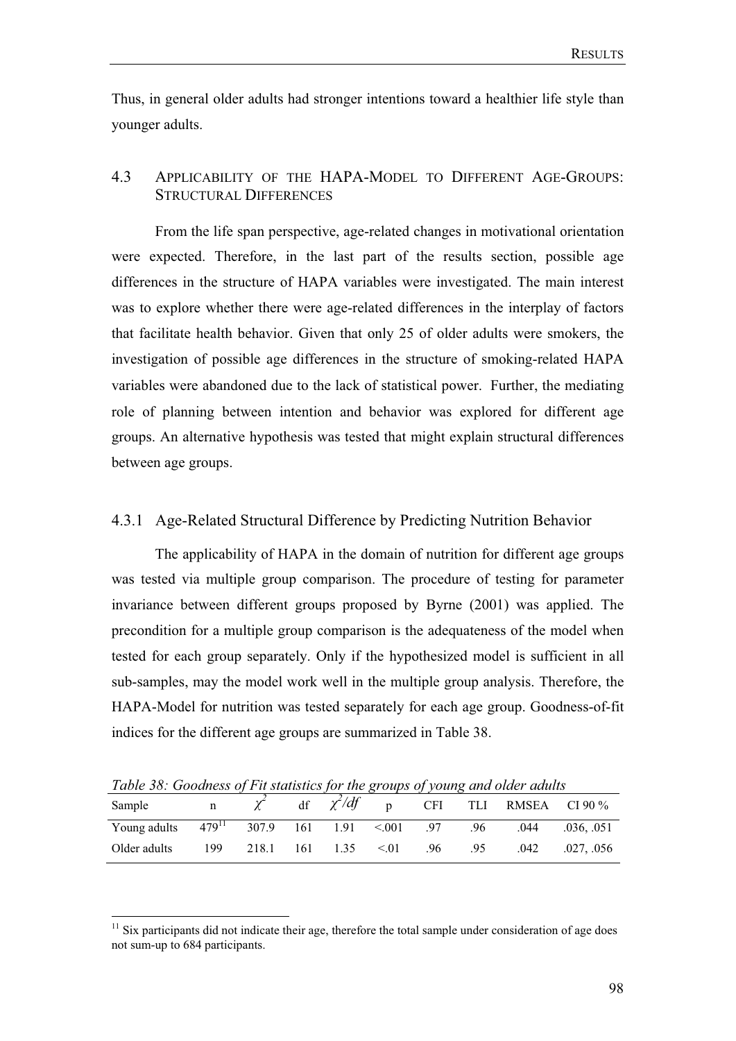Thus, in general older adults had stronger intentions toward a healthier life style than younger adults.

## 4.3 Applicability of the HAPA-Model to Different Age-Groups: Structural Differences

From the life span perspective, age-related changes in motivational orientation were expected. Therefore, in the last part of the results section, possible age differences in the structure of HAPA variables were investigated. The main interest was to explore whether there were age-related differences in the interplay of factors that facilitate health behavior. Given that only 25 of older adults were smokers, the investigation of possible age differences in the structure of smoking-related HAPA variables were abandoned due to the lack of statistical power. Further, the mediating role of planning between intention and behavior was explored for different age groups. An alternative hypothesis was tested that might explain structural differences between age groups.

### 4.3.1 Age-Related Structural Difference by Predicting Nutrition Behavior

The applicability of HAPA in the domain of nutrition for different age groups was tested via multiple group comparison. The procedure of testing for parameter invariance between different groups proposed by Byrne (2001) was applied. The precondition for a multiple group comparison is the adequateness of the model when tested for each group separately. Only if the hypothesized model is sufficient in all sub-samples, may the model work well in the multiple group analysis. Therefore, the HAPA-Model for nutrition was tested separately for each age group. Goodness-of-fit indices for the different age groups are summarized in Table 38.

*Table 38: Goodness of Fit statistics for the groups of young and older adults*

| Sample | n | $\chi^2$ | df | $\chi^2/df$ | p | CFI | TLI | RMSEA | CI 90 % |
|---|---|---|---|---|---|---|---|---|---|
| Young adults | 479[11] | 307.9 | 161 | 1.91 | <.001 | .97 | .96 | .044 | .036, .051 |
| Older adults | 199 | 218.1 | 161 | 1.35 | <.01 | .96 | .95 | .042 | .027, .056 |

[11] Six participants did not indicate their age, therefore the total sample under consideration of age does not sum-up to 684 participants.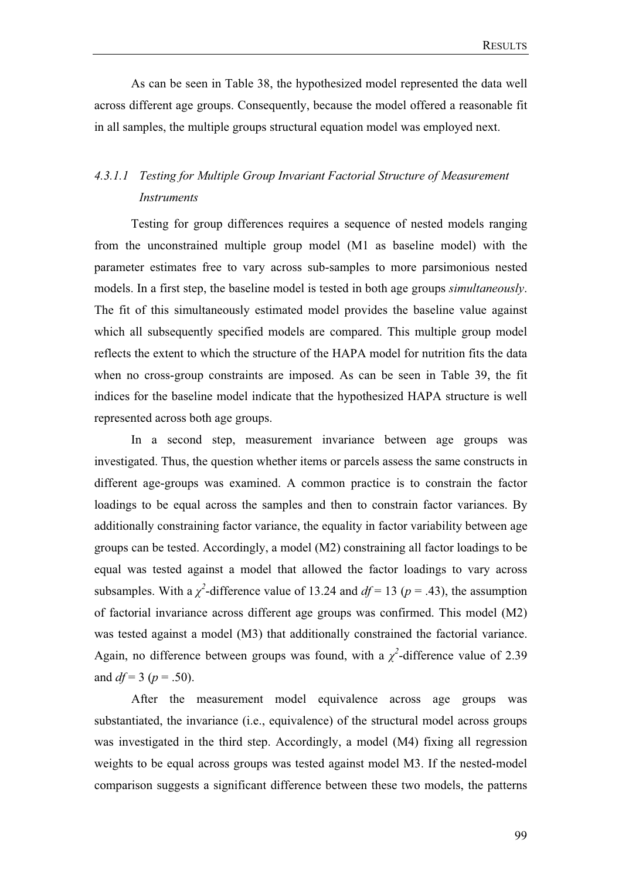As can be seen in Table 38, the hypothesized model represented the data well across different age groups. Consequently, because the model offered a reasonable fit in all samples, the multiple groups structural equation model was employed next.

#### 4.3.1.1 *Testing for Multiple Group Invariant Factorial Structure of Measurement Instruments*

Testing for group differences requires a sequence of nested models ranging from the unconstrained multiple group model (M1 as baseline model) with the parameter estimates free to vary across sub-samples to more parsimonious nested models. In a first step, the baseline model is tested in both age groups *simultaneously*. The fit of this simultaneously estimated model provides the baseline value against which all subsequently specified models are compared. This multiple group model reflects the extent to which the structure of the HAPA model for nutrition fits the data when no cross-group constraints are imposed. As can be seen in Table 39, the fit indices for the baseline model indicate that the hypothesized HAPA structure is well represented across both age groups.

In a second step, measurement invariance between age groups was investigated. Thus, the question whether items or parcels assess the same constructs in different age-groups was examined. A common practice is to constrain the factor loadings to be equal across the samples and then to constrain factor variances. By additionally constraining factor variance, the equality in factor variability between age groups can be tested. Accordingly, a model (M2) constraining all factor loadings to be equal was tested against a model that allowed the factor loadings to vary across subsamples. With a $\chi^2$-difference value of 13.24 and $df = 13$ ($p = .43$), the assumption of factorial invariance across different age groups was confirmed. This model (M2) was tested against a model (M3) that additionally constrained the factorial variance. Again, no difference between groups was found, with a $\chi^2$-difference value of 2.39 and $df = 3$ ($p = .50$).

After the measurement model equivalence across age groups was substantiated, the invariance (i.e., equivalence) of the structural model across groups was investigated in the third step. Accordingly, a model (M4) fixing all regression weights to be equal across groups was tested against model M3. If the nested-model comparison suggests a significant difference between these two models, the patterns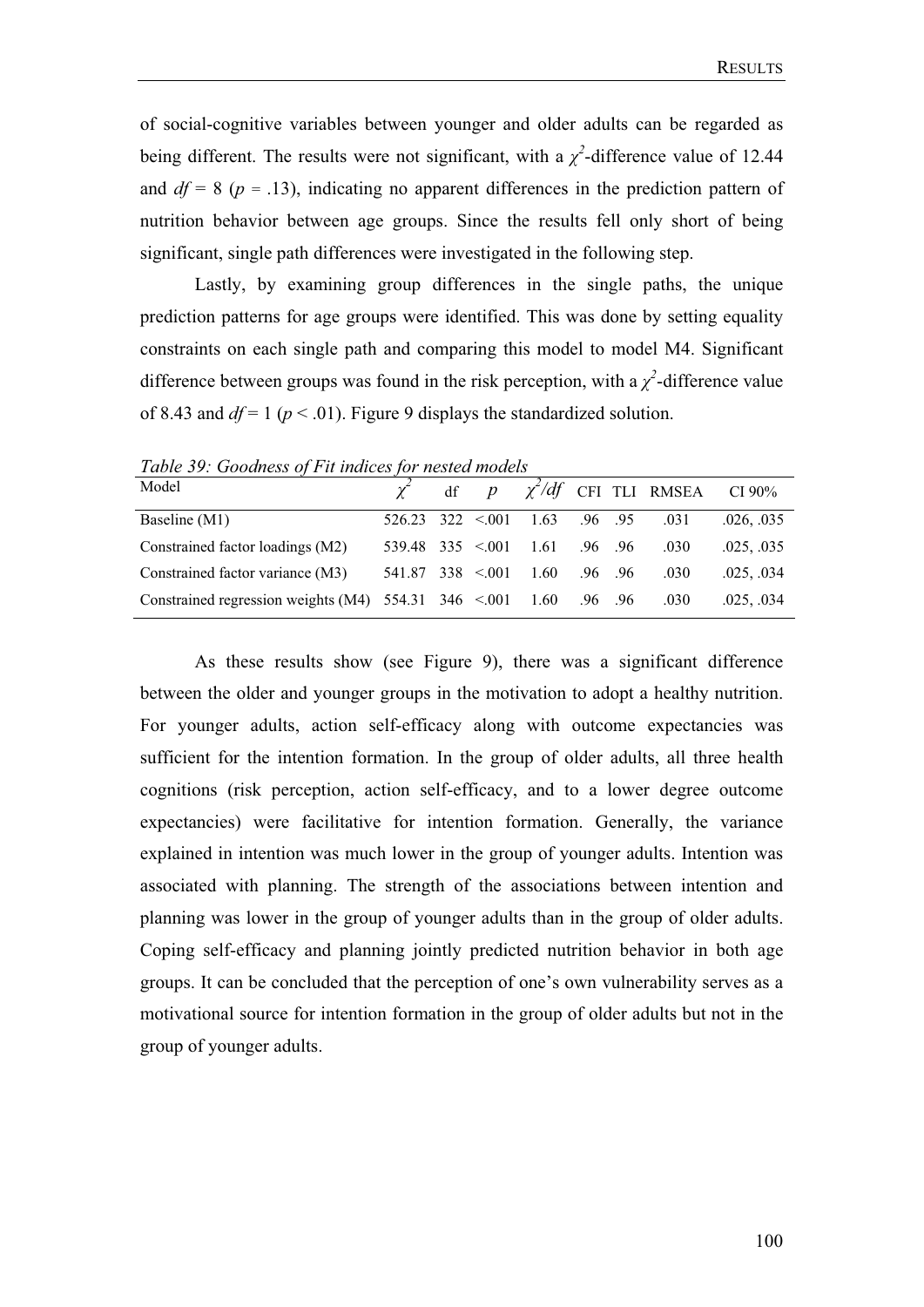of social-cognitive variables between younger and older adults can be regarded as being different. The results were not significant, with a $\chi^2$-difference value of 12.44 and $df = 8$ ($p = .13$), indicating no apparent differences in the prediction pattern of nutrition behavior between age groups. Since the results fell only short of being significant, single path differences were investigated in the following step.

Lastly, by examining group differences in the single paths, the unique prediction patterns for age groups were identified. This was done by setting equality constraints on each single path and comparing this model to model M4. Significant difference between groups was found in the risk perception, with a $\chi^2$-difference value of 8.43 and $df = 1$ ($p < .01$). Figure 9 displays the standardized solution.

*Table 39: Goodness of Fit indices for nested models*

| Model | $\chi^2$ | df | $p$ | $\chi^2/df$ | CFI | TLI | RMSEA | CI 90% |
|---|---|---|---|---|---|---|---|---|
| Baseline (M1) | 526.23 | 322 | <.001 | 1.63 | .96 | .95 | .031 | .026, .035 |
| Constrained factor loadings (M2) | 539.48 | 335 | <.001 | 1.61 | .96 | .96 | .030 | .025, .035 |
| Constrained factor variance (M3) | 541.87 | 338 | <.001 | 1.60 | .96 | .96 | .030 | .025, .034 |
| Constrained regression weights (M4) | 554.31 | 346 | <.001 | 1.60 | .96 | .96 | .030 | .025, .034 |

As these results show (see Figure 9), there was a significant difference between the older and younger groups in the motivation to adopt a healthy nutrition. For younger adults, action self-efficacy along with outcome expectancies was sufficient for the intention formation. In the group of older adults, all three health cognitions (risk perception, action self-efficacy, and to a lower degree outcome expectancies) were facilitative for intention formation. Generally, the variance explained in intention was much lower in the group of younger adults. Intention was associated with planning. The strength of the associations between intention and planning was lower in the group of younger adults than in the group of older adults. Coping self-efficacy and planning jointly predicted nutrition behavior in both age groups. It can be concluded that the perception of one's own vulnerability serves as a motivational source for intention formation in the group of older adults but not in the group of younger adults.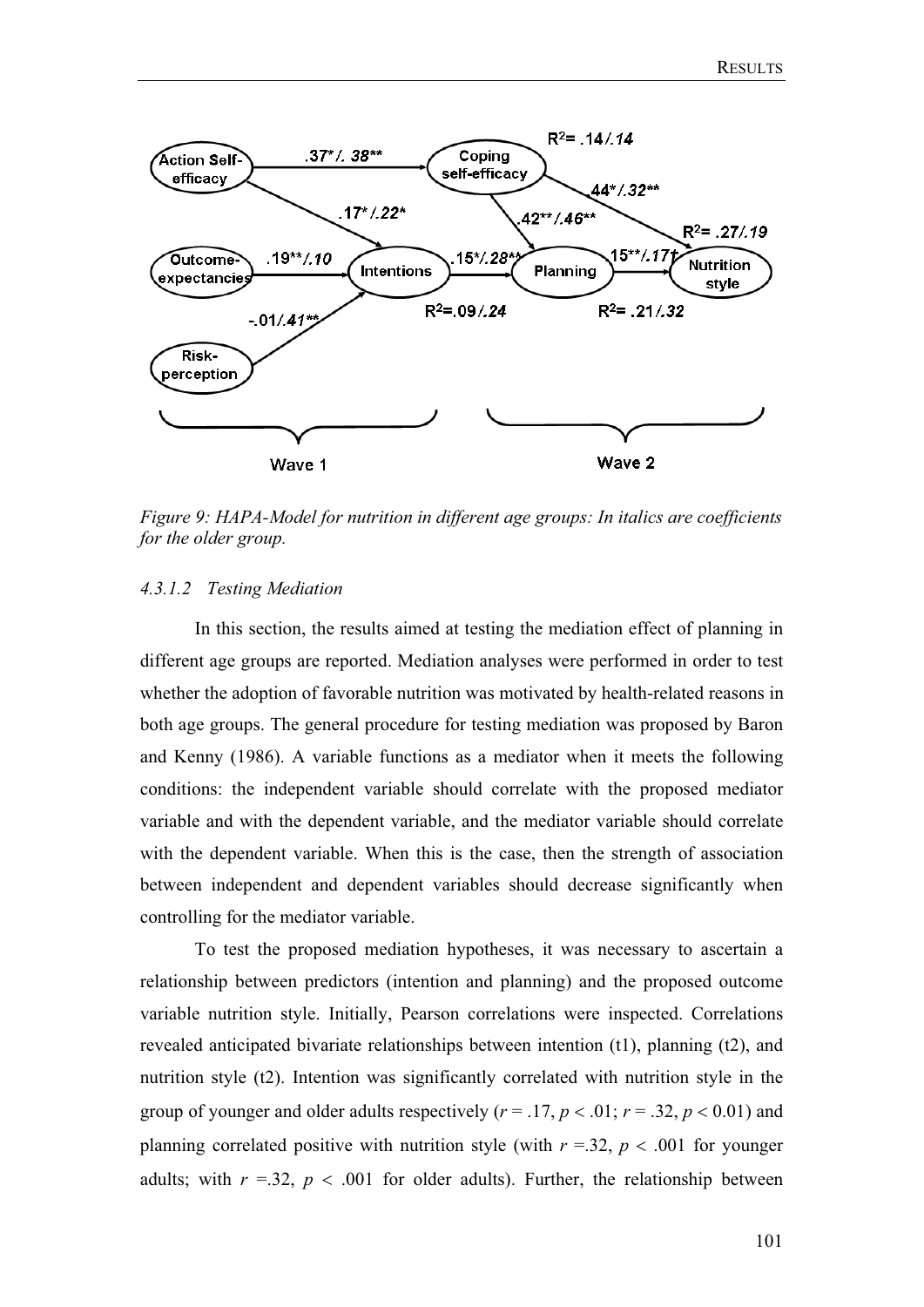R² = .14/.14

Action Self-efficacy → Coping self-efficacy: .37*/.38**

Action Self-efficacy → Intentions: .17*/.22*

Coping self-efficacy → Planning: .42**/.46**

Coping self-efficacy → Nutrition style: .44*/.32**

R² = .27/.19

Outcome-expectancies → Intentions: .19**/.10

Intentions → Planning: .15*/.28**

Planning → Nutrition style: .15**/.17†

Risk-perception → Intentions: -.01/.41**

R² = .09/.24

R² = .21/.32

Wave 1

Wave 2

*Figure 9: HAPA-Model for nutrition in different age groups: In italics are coefficients for the older group.*

#### *4.3.1.2 Testing Mediation*

In this section, the results aimed at testing the mediation effect of planning in different age groups are reported. Mediation analyses were performed in order to test whether the adoption of favorable nutrition was motivated by health-related reasons in both age groups. The general procedure for testing mediation was proposed by Baron and Kenny (1986). A variable functions as a mediator when it meets the following conditions: the independent variable should correlate with the proposed mediator variable and with the dependent variable, and the mediator variable should correlate with the dependent variable. When this is the case, then the strength of association between independent and dependent variables should decrease significantly when controlling for the mediator variable.

To test the proposed mediation hypotheses, it was necessary to ascertain a relationship between predictors (intention and planning) and the proposed outcome variable nutrition style. Initially, Pearson correlations were inspected. Correlations revealed anticipated bivariate relationships between intention (t1), planning (t2), and nutrition style (t2). Intention was significantly correlated with nutrition style in the group of younger and older adults respectively ($r$ = .17, $p < .01$; $r$ = .32, $p < 0.01$) and planning correlated positive with nutrition style (with $r$ =.32, $p < .001$ for younger adults; with $r$ =.32, $p < .001$ for older adults). Further, the relationship between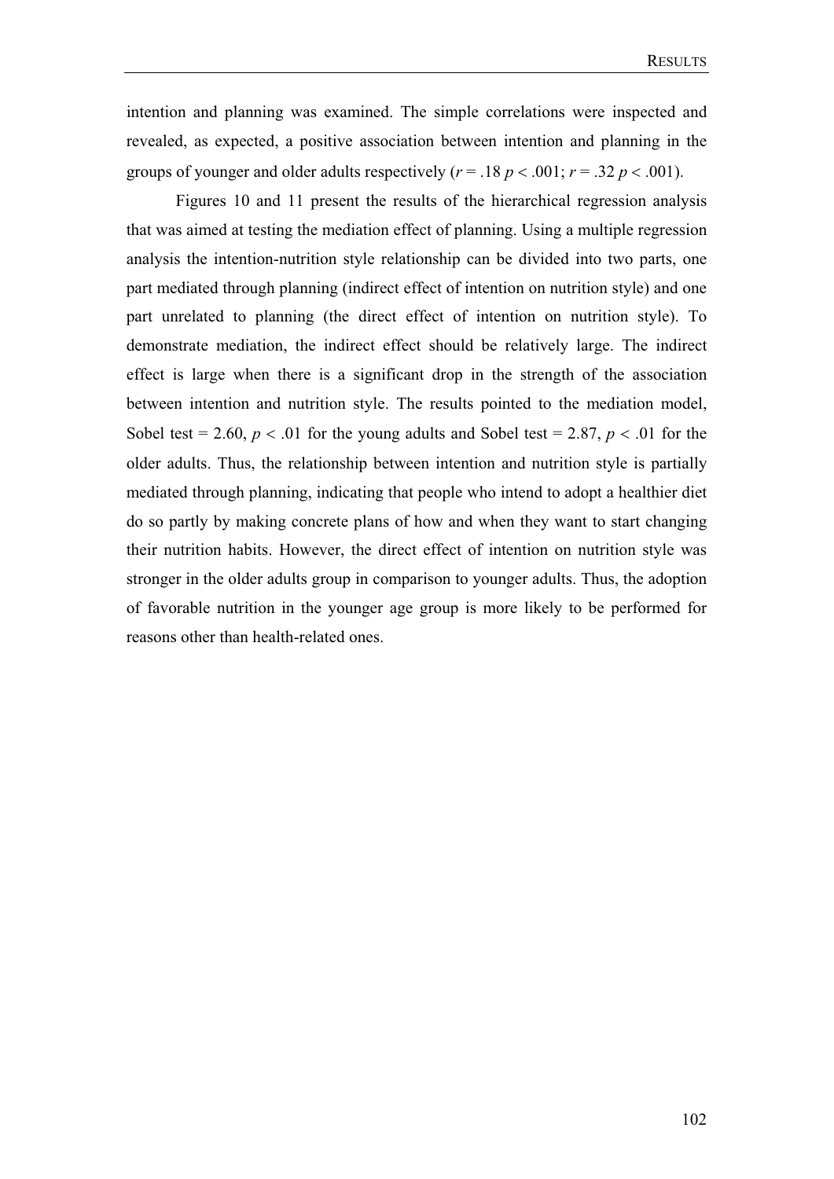intention and planning was examined. The simple correlations were inspected and revealed, as expected, a positive association between intention and planning in the groups of younger and older adults respectively ($r = .18$ $p < .001$; $r = .32$ $p < .001$).

Figures 10 and 11 present the results of the hierarchical regression analysis that was aimed at testing the mediation effect of planning. Using a multiple regression analysis the intention-nutrition style relationship can be divided into two parts, one part mediated through planning (indirect effect of intention on nutrition style) and one part unrelated to planning (the direct effect of intention on nutrition style). To demonstrate mediation, the indirect effect should be relatively large. The indirect effect is large when there is a significant drop in the strength of the association between intention and nutrition style. The results pointed to the mediation model, Sobel test = 2.60, $p < .01$ for the young adults and Sobel test = 2.87, $p < .01$ for the older adults. Thus, the relationship between intention and nutrition style is partially mediated through planning, indicating that people who intend to adopt a healthier diet do so partly by making concrete plans of how and when they want to start changing their nutrition habits. However, the direct effect of intention on nutrition style was stronger in the older adults group in comparison to younger adults. Thus, the adoption of favorable nutrition in the younger age group is more likely to be performed for reasons other than health-related ones.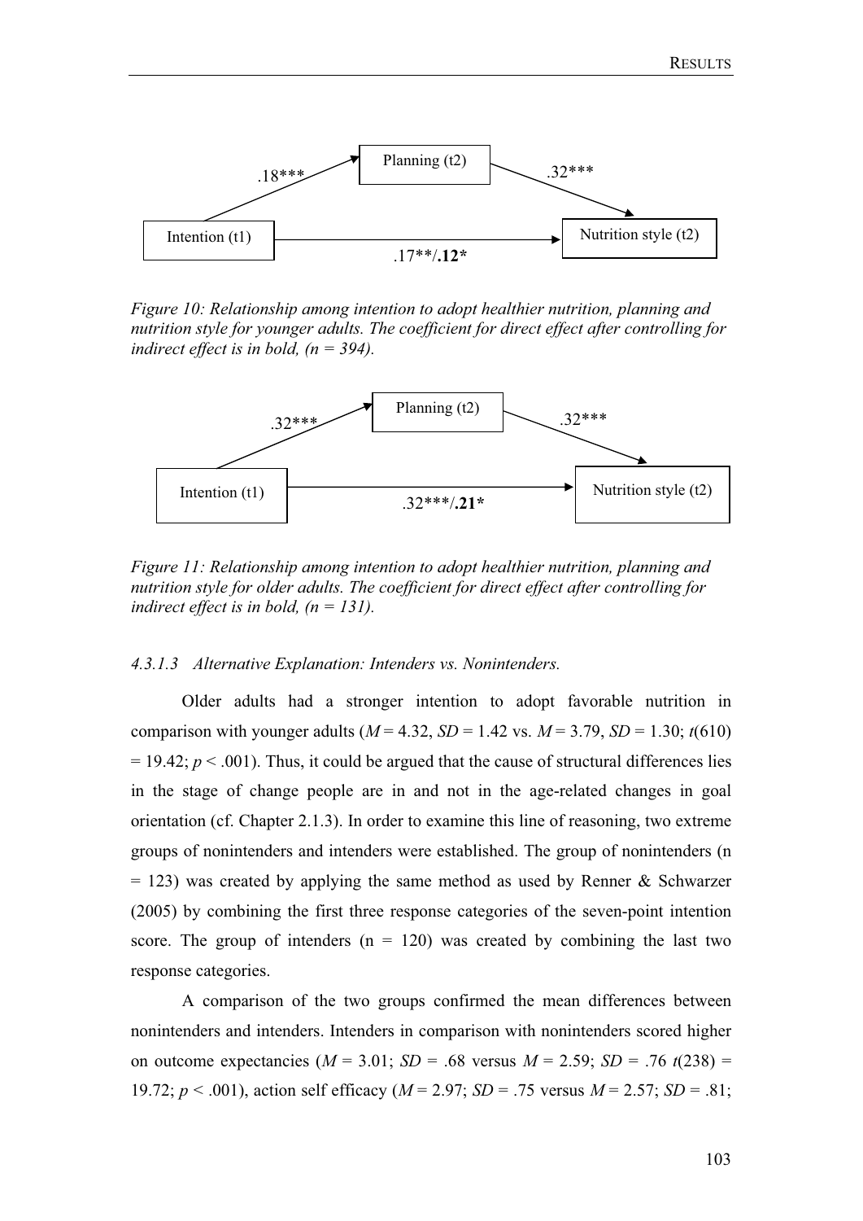Planning (t2)

.18*** .32***

Intention (t1) → Nutrition style (t2)

.17**/**.12***

*Figure 10: Relationship among intention to adopt healthier nutrition, planning and nutrition style for younger adults. The coefficient for direct effect after controlling for indirect effect is in bold, (n = 394).*

Planning (t2)

.32*** .32***

Intention (t1) → Nutrition style (t2)

.32***/**.21***

*Figure 11: Relationship among intention to adopt healthier nutrition, planning and nutrition style for older adults. The coefficient for direct effect after controlling for indirect effect is in bold, (n = 131).*

#### *4.3.1.3 Alternative Explanation: Intenders vs. Nonintenders.*

Older adults had a stronger intention to adopt favorable nutrition in comparison with younger adults (*M* = 4.32, *SD* = 1.42 vs. *M* = 3.79, *SD* = 1.30; $t(610) = 19.42$; $p < .001$). Thus, it could be argued that the cause of structural differences lies in the stage of change people are in and not in the age-related changes in goal orientation (cf. Chapter 2.1.3). In order to examine this line of reasoning, two extreme groups of nonintenders and intenders were established. The group of nonintenders (n = 123) was created by applying the same method as used by Renner & Schwarzer (2005) by combining the first three response categories of the seven-point intention score. The group of intenders (n = 120) was created by combining the last two response categories.

A comparison of the two groups confirmed the mean differences between nonintenders and intenders. Intenders in comparison with nonintenders scored higher on outcome expectancies (*M* = 3.01; *SD* = .68 versus *M* = 2.59; *SD* = .76 $t(238) = 19.72$; $p < .001$), action self efficacy (*M* = 2.97; *SD* = .75 versus *M* = 2.57; *SD* = .81;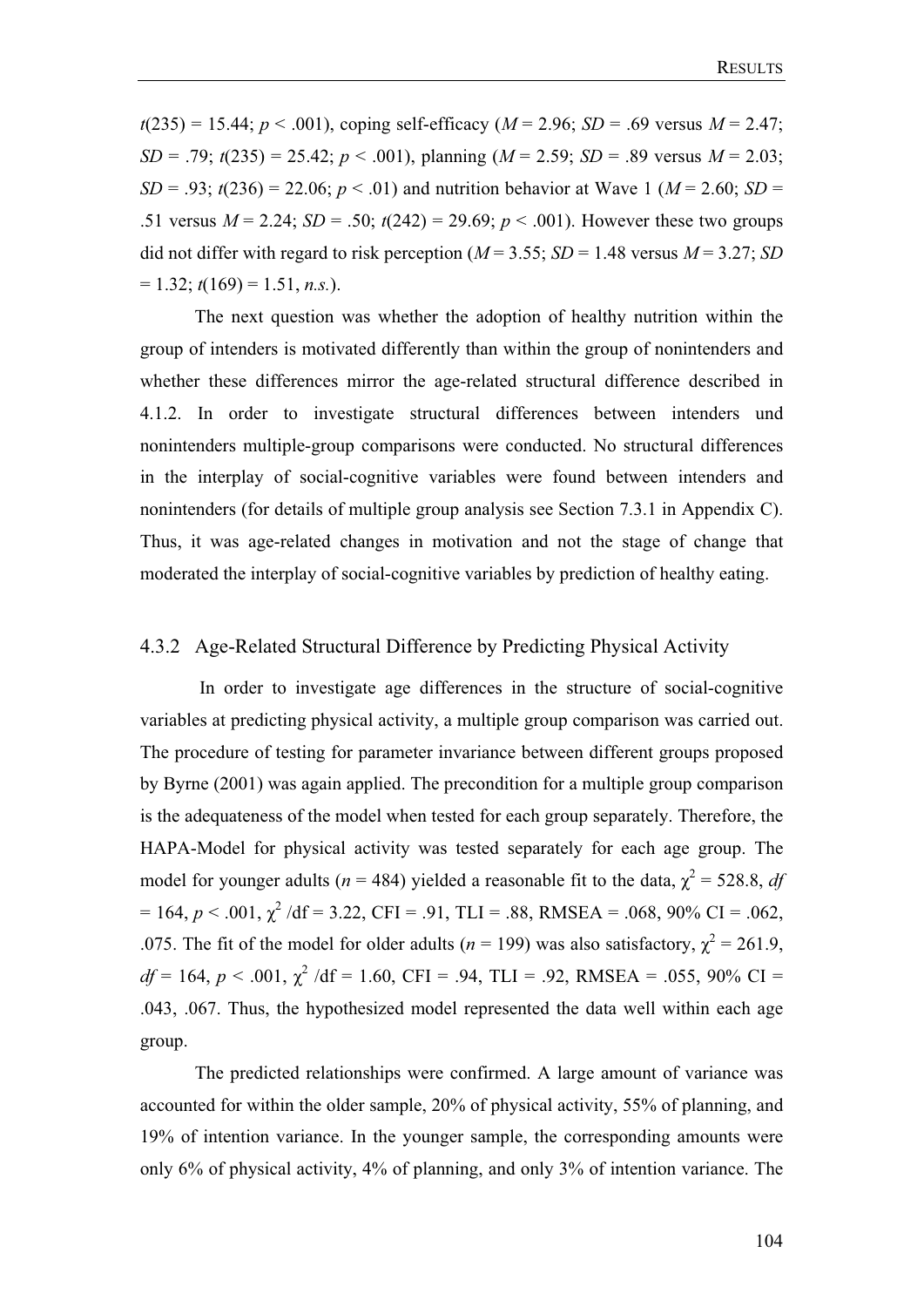$t(235) = 15.44$; $p < .001$), coping self-efficacy ($M = 2.96$; $SD = .69$ versus $M = 2.47$; $SD = .79$; $t(235) = 25.42$; $p < .001$), planning ($M = 2.59$; $SD = .89$ versus $M = 2.03$; $SD = .93$; $t(236) = 22.06$; $p < .01$) and nutrition behavior at Wave 1 ($M = 2.60$; $SD = .51$ versus $M = 2.24$; $SD = .50$; $t(242) = 29.69$; $p < .001$). However these two groups did not differ with regard to risk perception ($M = 3.55$; $SD = 1.48$ versus $M = 3.27$; $SD = 1.32$; $t(169) = 1.51$, *n.s.*).

The next question was whether the adoption of healthy nutrition within the group of intenders is motivated differently than within the group of nonintenders and whether these differences mirror the age-related structural difference described in 4.1.2. In order to investigate structural differences between intenders und nonintenders multiple-group comparisons were conducted. No structural differences in the interplay of social-cognitive variables were found between intenders and nonintenders (for details of multiple group analysis see Section 7.3.1 in Appendix C). Thus, it was age-related changes in motivation and not the stage of change that moderated the interplay of social-cognitive variables by prediction of healthy eating.

### 4.3.2 Age-Related Structural Difference by Predicting Physical Activity

In order to investigate age differences in the structure of social-cognitive variables at predicting physical activity, a multiple group comparison was carried out. The procedure of testing for parameter invariance between different groups proposed by Byrne (2001) was again applied. The precondition for a multiple group comparison is the adequateness of the model when tested for each group separately. Therefore, the HAPA-Model for physical activity was tested separately for each age group. The model for younger adults ($n = 484$) yielded a reasonable fit to the data, $\chi^2 = 528.8$, $df = 164$, $p < .001$, $\chi^2/\text{df} = 3.22$, CFI = .91, TLI = .88, RMSEA = .068, 90% CI = .062, .075. The fit of the model for older adults ($n = 199$) was also satisfactory, $\chi^2 = 261.9$, $df = 164$, $p < .001$, $\chi^2/\text{df} = 1.60$, CFI = .94, TLI = .92, RMSEA = .055, 90% CI = .043, .067. Thus, the hypothesized model represented the data well within each age group.

The predicted relationships were confirmed. A large amount of variance was accounted for within the older sample, 20% of physical activity, 55% of planning, and 19% of intention variance. In the younger sample, the corresponding amounts were only 6% of physical activity, 4% of planning, and only 3% of intention variance. The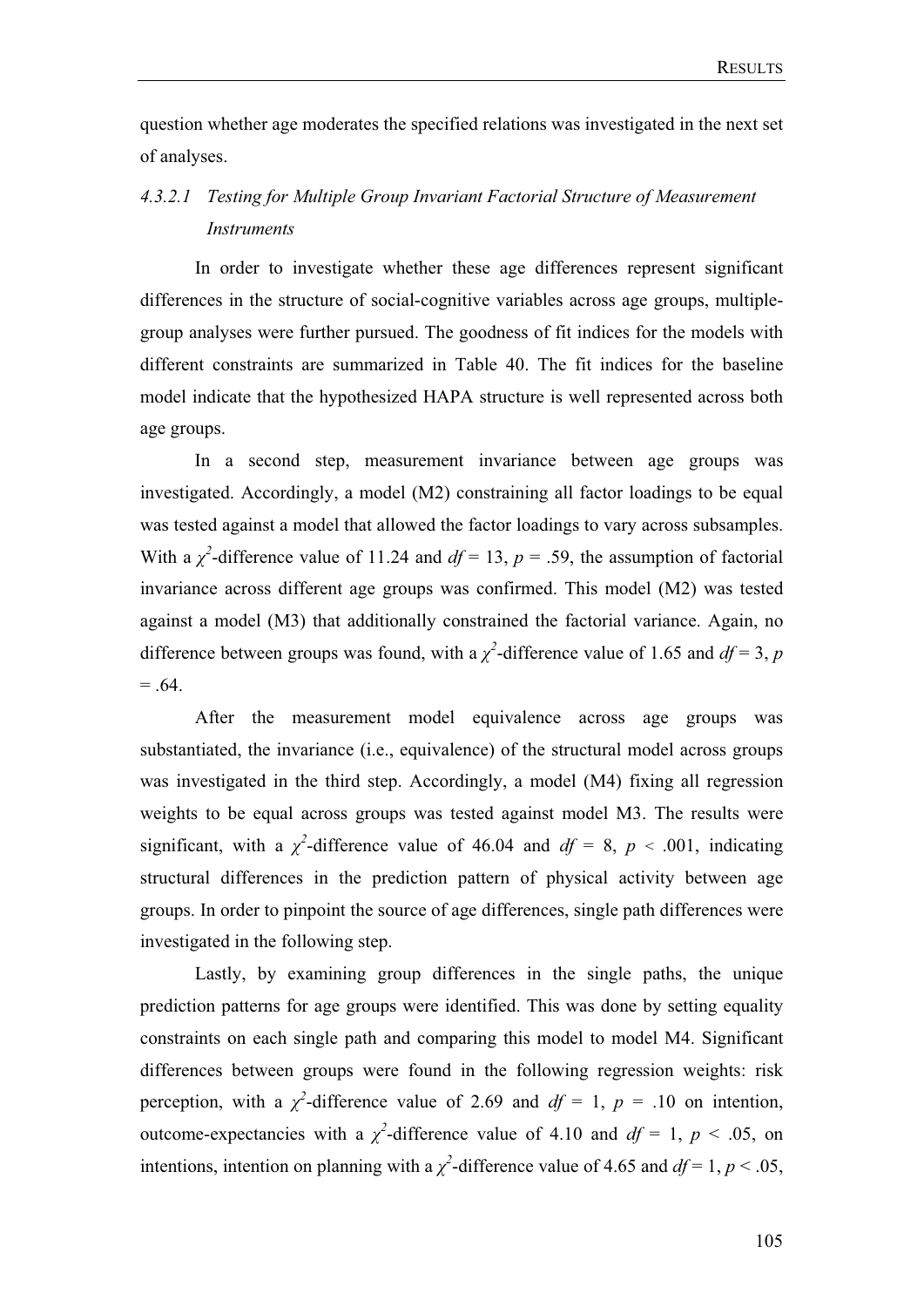question whether age moderates the specified relations was investigated in the next set of analyses.

#### 4.3.2.1 Testing for Multiple Group Invariant Factorial Structure of Measurement Instruments

In order to investigate whether these age differences represent significant differences in the structure of social-cognitive variables across age groups, multiple-group analyses were further pursued. The goodness of fit indices for the models with different constraints are summarized in Table 40. The fit indices for the baseline model indicate that the hypothesized HAPA structure is well represented across both age groups.

In a second step, measurement invariance between age groups was investigated. Accordingly, a model (M2) constraining all factor loadings to be equal was tested against a model that allowed the factor loadings to vary across subsamples. With a $\chi^2$-difference value of 11.24 and $df = 13$, $p = .59$, the assumption of factorial invariance across different age groups was confirmed. This model (M2) was tested against a model (M3) that additionally constrained the factorial variance. Again, no difference between groups was found, with a $\chi^2$-difference value of 1.65 and $df = 3$, $p = .64$.

After the measurement model equivalence across age groups was substantiated, the invariance (i.e., equivalence) of the structural model across groups was investigated in the third step. Accordingly, a model (M4) fixing all regression weights to be equal across groups was tested against model M3. The results were significant, with a $\chi^2$-difference value of 46.04 and $df = 8$, $p < .001$, indicating structural differences in the prediction pattern of physical activity between age groups. In order to pinpoint the source of age differences, single path differences were investigated in the following step.

Lastly, by examining group differences in the single paths, the unique prediction patterns for age groups were identified. This was done by setting equality constraints on each single path and comparing this model to model M4. Significant differences between groups were found in the following regression weights: risk perception, with a $\chi^2$-difference value of 2.69 and $df = 1$, $p = .10$ on intention, outcome-expectancies with a $\chi^2$-difference value of 4.10 and $df = 1$, $p < .05$, on intentions, intention on planning with a $\chi^2$-difference value of 4.65 and $df = 1$, $p < .05$,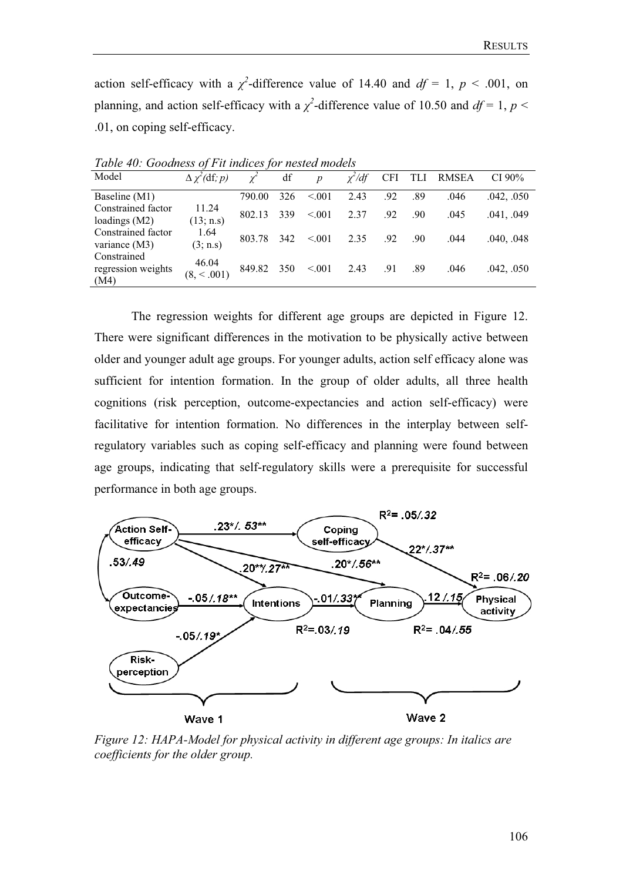action self-efficacy with a $\chi^2$-difference value of 14.40 and $df = 1$, $p < .001$, on planning, and action self-efficacy with a $\chi^2$-difference value of 10.50 and $df = 1$, $p < .01$, on coping self-efficacy.

*Table 40: Goodness of Fit indices for nested models*

| Model | $\Delta\chi^2$(df; *p*) | $\chi^2$ | df | *p* | $\chi^2/df$ | CFI | TLI | RMSEA | CI 90% |
|---|---|---|---|---|---|---|---|---|---|
| Baseline (M1) | | 790.00 | 326 | <.001 | 2.43 | .92 | .89 | .046 | .042, .050 |
| Constrained factor loadings (M2) | 11.24 (13; n.s) | 802.13 | 339 | <.001 | 2.37 | .92 | .90 | .045 | .041, .049 |
| Constrained factor variance (M3) | 1.64 (3; n.s) | 803.78 | 342 | <.001 | 2.35 | .92 | .90 | .044 | .040, .048 |
| Constrained regression weights (M4) | 46.04 (8, < .001) | 849.82 | 350 | <.001 | 2.43 | .91 | .89 | .046 | .042, .050 |

The regression weights for different age groups are depicted in Figure 12. There were significant differences in the motivation to be physically active between older and younger adult age groups. For younger adults, action self efficacy alone was sufficient for intention formation. In the group of older adults, all three health cognitions (risk perception, outcome-expectancies and action self-efficacy) were facilitative for intention formation. No differences in the interplay between self-regulatory variables such as coping self-efficacy and planning were found between age groups, indicating that self-regulatory skills were a prerequisite for successful performance in both age groups.

*Figure 12: HAPA-Model for physical activity in different age groups: In italics are coefficients for the older group.*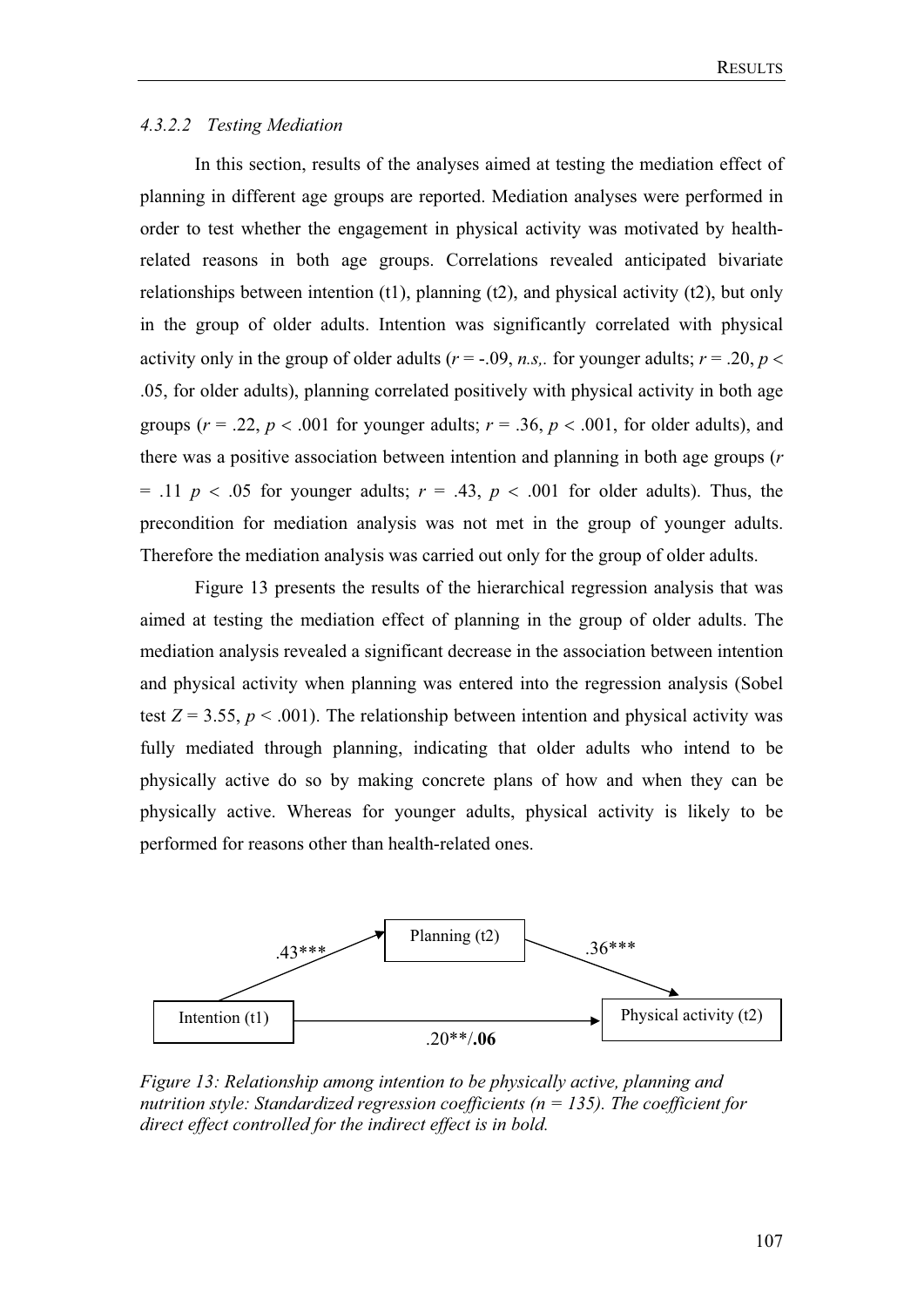#### 4.3.2.2 Testing Mediation

In this section, results of the analyses aimed at testing the mediation effect of planning in different age groups are reported. Mediation analyses were performed in order to test whether the engagement in physical activity was motivated by health-related reasons in both age groups. Correlations revealed anticipated bivariate relationships between intention (t1), planning (t2), and physical activity (t2), but only in the group of older adults. Intention was significantly correlated with physical activity only in the group of older adults ($r$ = -.09, *n.s,.* for younger adults; $r$ = .20, $p <$ .05, for older adults), planning correlated positively with physical activity in both age groups ($r$ = .22, $p$ < .001 for younger adults; $r$ = .36, $p$ < .001, for older adults), and there was a positive association between intention and planning in both age groups ($r$ = .11 $p$ < .05 for younger adults; $r$ = .43, $p$ < .001 for older adults). Thus, the precondition for mediation analysis was not met in the group of younger adults. Therefore the mediation analysis was carried out only for the group of older adults.

Figure 13 presents the results of the hierarchical regression analysis that was aimed at testing the mediation effect of planning in the group of older adults. The mediation analysis revealed a significant decrease in the association between intention and physical activity when planning was entered into the regression analysis (Sobel test $Z$ = 3.55, $p$ < .001). The relationship between intention and physical activity was fully mediated through planning, indicating that older adults who intend to be physically active do so by making concrete plans of how and when they can be physically active. Whereas for younger adults, physical activity is likely to be performed for reasons other than health-related ones.

Planning (t2)

.43*** .36***

Intention (t1) Physical activity (t2)

.20**/**.06**

*Figure 13: Relationship among intention to be physically active, planning and nutrition style: Standardized regression coefficients (n = 135). The coefficient for direct effect controlled for the indirect effect is in bold.*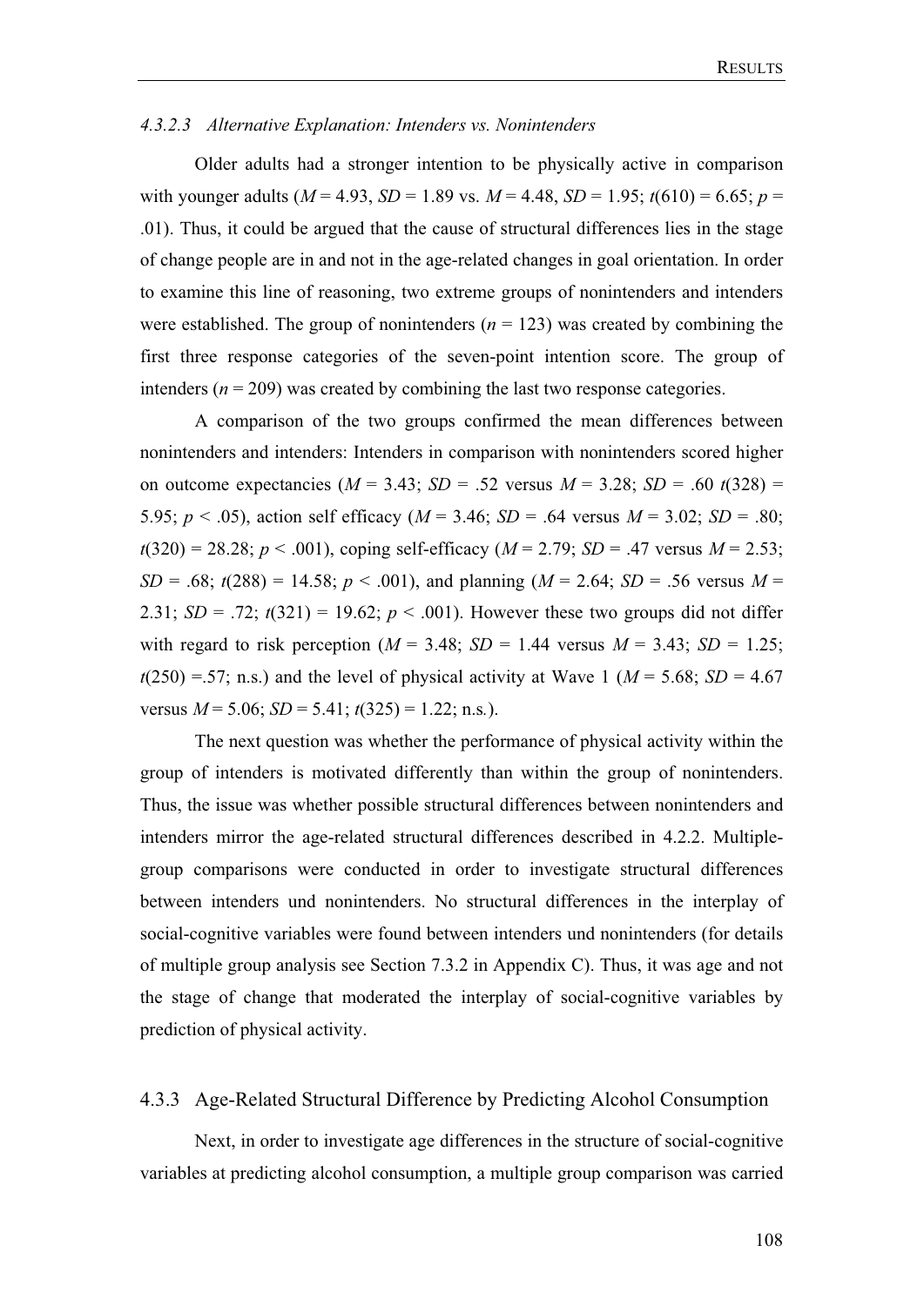#### *4.3.2.3 Alternative Explanation: Intenders vs. Nonintenders*

Older adults had a stronger intention to be physically active in comparison with younger adults ($M$ = 4.93, $SD$ = 1.89 vs. $M$ = 4.48, $SD$ = 1.95; $t(610) = 6.65$; $p$ = .01). Thus, it could be argued that the cause of structural differences lies in the stage of change people are in and not in the age-related changes in goal orientation. In order to examine this line of reasoning, two extreme groups of nonintenders and intenders were established. The group of nonintenders ($n$ = 123) was created by combining the first three response categories of the seven-point intention score. The group of intenders ($n$ = 209) was created by combining the last two response categories.

A comparison of the two groups confirmed the mean differences between nonintenders and intenders: Intenders in comparison with nonintenders scored higher on outcome expectancies ($M$ = 3.43; $SD$ = .52 versus $M$ = 3.28; $SD$ = .60 $t(328)$ = 5.95; $p < .05$), action self efficacy ($M$ = 3.46; $SD$ = .64 versus $M$ = 3.02; $SD$ = .80; $t(320)$ = 28.28; $p < .001$), coping self-efficacy ($M$ = 2.79; $SD$ = .47 versus $M$ = 2.53; $SD$ = .68; $t(288)$ = 14.58; $p < .001$), and planning ($M$ = 2.64; $SD$ = .56 versus $M$ = 2.31; $SD$ = .72; $t(321)$ = 19.62; $p < .001$). However these two groups did not differ with regard to risk perception ($M$ = 3.48; $SD$ = 1.44 versus $M$ = 3.43; $SD$ = 1.25; $t(250)$ =.57; n.s.) and the level of physical activity at Wave 1 ($M$ = 5.68; $SD$ = 4.67 versus $M$ = 5.06; $SD$ = 5.41; $t(325)$ = 1.22; n.s.).

The next question was whether the performance of physical activity within the group of intenders is motivated differently than within the group of nonintenders. Thus, the issue was whether possible structural differences between nonintenders and intenders mirror the age-related structural differences described in 4.2.2. Multiple-group comparisons were conducted in order to investigate structural differences between intenders und nonintenders. No structural differences in the interplay of social-cognitive variables were found between intenders und nonintenders (for details of multiple group analysis see Section 7.3.2 in Appendix C). Thus, it was age and not the stage of change that moderated the interplay of social-cognitive variables by prediction of physical activity.

### 4.3.3 Age-Related Structural Difference by Predicting Alcohol Consumption

Next, in order to investigate age differences in the structure of social-cognitive variables at predicting alcohol consumption, a multiple group comparison was carried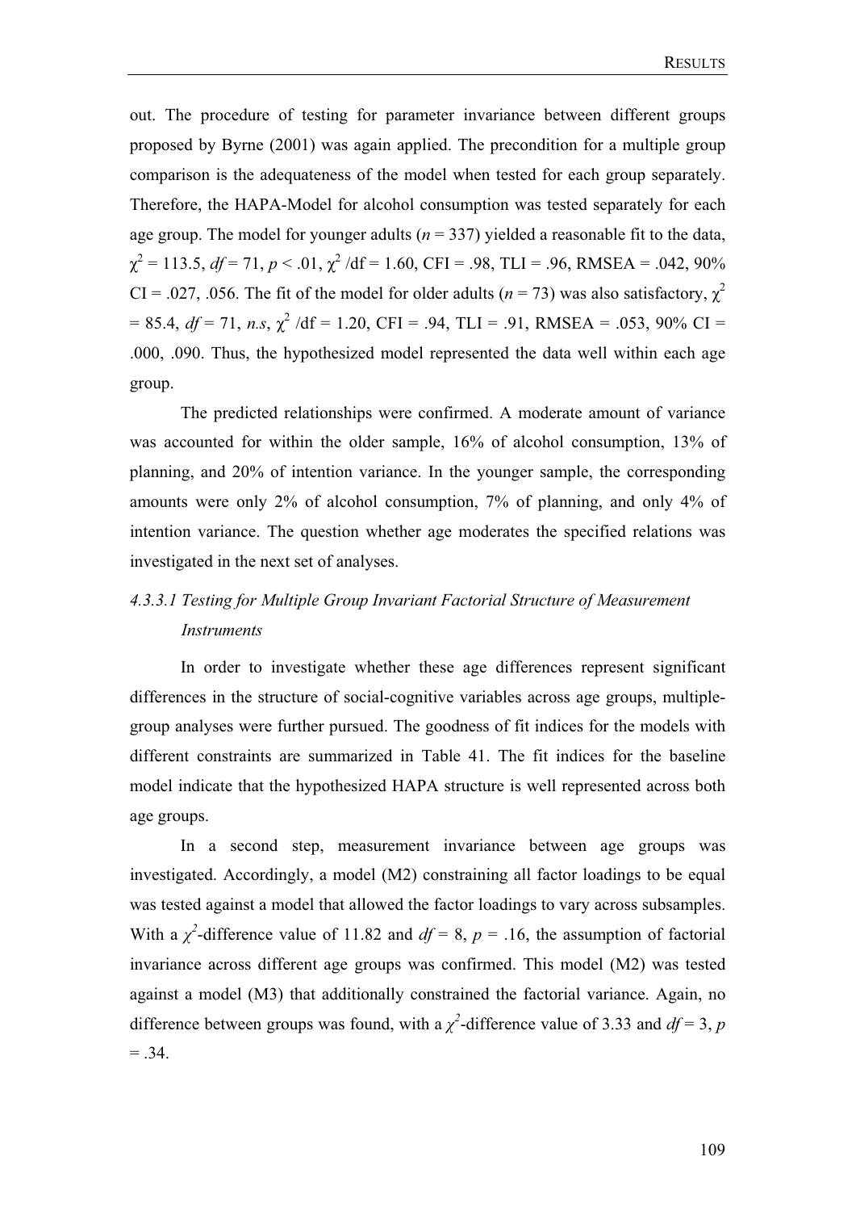out. The procedure of testing for parameter invariance between different groups proposed by Byrne (2001) was again applied. The precondition for a multiple group comparison is the adequateness of the model when tested for each group separately. Therefore, the HAPA-Model for alcohol consumption was tested separately for each age group. The model for younger adults ($n$ = 337) yielded a reasonable fit to the data, $\chi^2$ = 113.5, $df$ = 71, $p$ < .01, $\chi^2$ /df = 1.60, CFI = .98, TLI = .96, RMSEA = .042, 90% CI = .027, .056. The fit of the model for older adults ($n$ = 73) was also satisfactory, $\chi^2$ = 85.4, $df$ = 71, *n.s*, $\chi^2$ /df = 1.20, CFI = .94, TLI = .91, RMSEA = .053, 90% CI = .000, .090. Thus, the hypothesized model represented the data well within each age group.

The predicted relationships were confirmed. A moderate amount of variance was accounted for within the older sample, 16% of alcohol consumption, 13% of planning, and 20% of intention variance. In the younger sample, the corresponding amounts were only 2% of alcohol consumption, 7% of planning, and only 4% of intention variance. The question whether age moderates the specified relations was investigated in the next set of analyses.

#### *4.3.3.1 Testing for Multiple Group Invariant Factorial Structure of Measurement Instruments*

In order to investigate whether these age differences represent significant differences in the structure of social-cognitive variables across age groups, multiple-group analyses were further pursued. The goodness of fit indices for the models with different constraints are summarized in Table 41. The fit indices for the baseline model indicate that the hypothesized HAPA structure is well represented across both age groups.

In a second step, measurement invariance between age groups was investigated. Accordingly, a model (M2) constraining all factor loadings to be equal was tested against a model that allowed the factor loadings to vary across subsamples. With a $\chi^2$-difference value of 11.82 and $df$ = 8, $p$ = .16, the assumption of factorial invariance across different age groups was confirmed. This model (M2) was tested against a model (M3) that additionally constrained the factorial variance. Again, no difference between groups was found, with a $\chi^2$-difference value of 3.33 and $df$ = 3, $p$ = .34.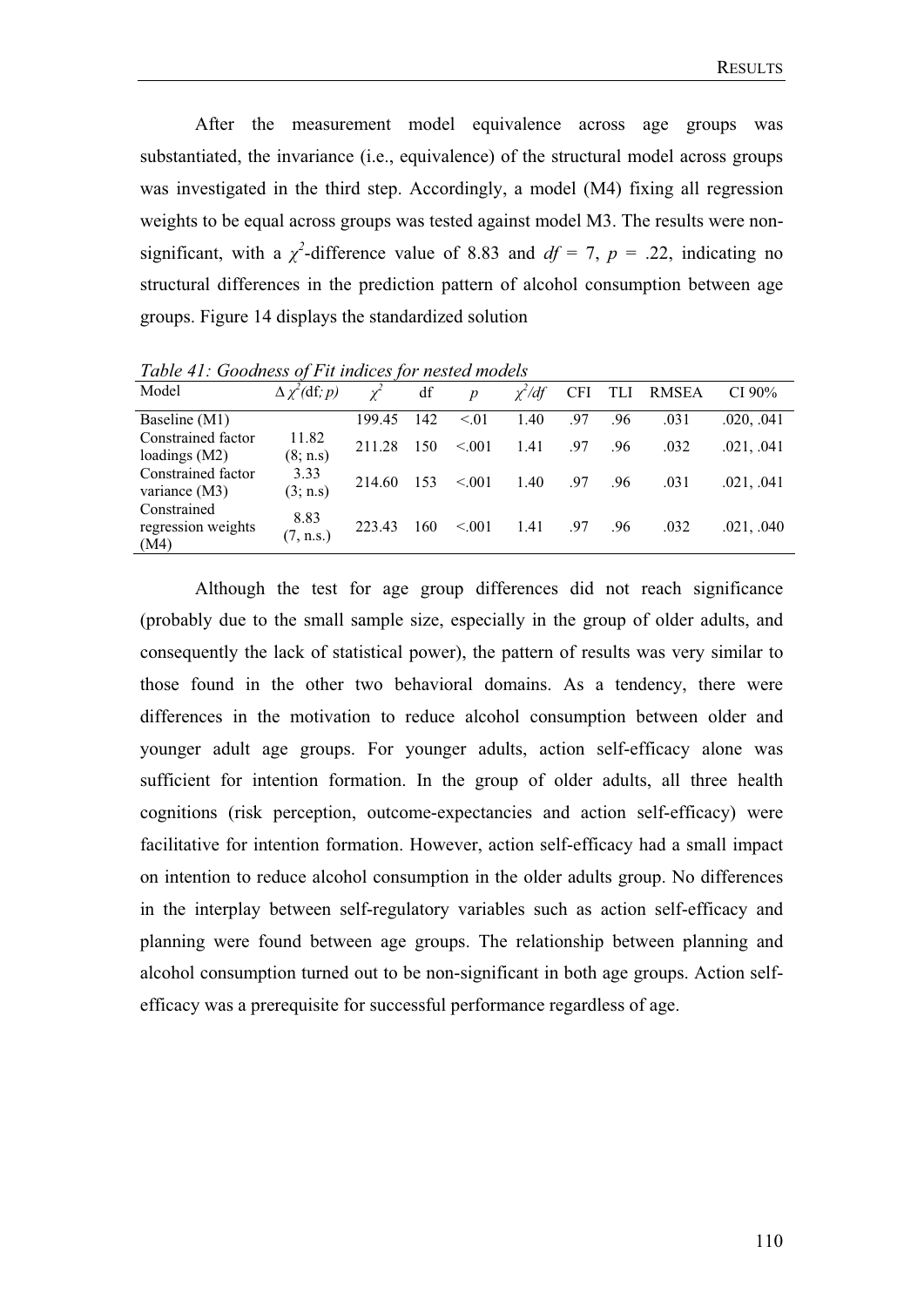After the measurement model equivalence across age groups was substantiated, the invariance (i.e., equivalence) of the structural model across groups was investigated in the third step. Accordingly, a model (M4) fixing all regression weights to be equal across groups was tested against model M3. The results were non-significant, with a $\chi^2$-difference value of 8.83 and $df = 7$, $p = .22$, indicating no structural differences in the prediction pattern of alcohol consumption between age groups. Figure 14 displays the standardized solution

*Table 41: Goodness of Fit indices for nested models*

| Model | $\Delta\chi^2$(df; $p$) | $\chi^2$ | df | $p$ | $\chi^2/df$ | CFI | TLI | RMSEA | CI 90% |
|---|---|---|---|---|---|---|---|---|---|
| Baseline (M1) | | 199.45 | 142 | <.01 | 1.40 | .97 | .96 | .031 | .020, .041 |
| Constrained factor loadings (M2) | 11.82 (8; n.s) | 211.28 | 150 | <.001 | 1.41 | .97 | .96 | .032 | .021, .041 |
| Constrained factor variance (M3) | 3.33 (3; n.s) | 214.60 | 153 | <.001 | 1.40 | .97 | .96 | .031 | .021, .041 |
| Constrained regression weights (M4) | 8.83 (7, n.s.) | 223.43 | 160 | <.001 | 1.41 | .97 | .96 | .032 | .021, .040 |

Although the test for age group differences did not reach significance (probably due to the small sample size, especially in the group of older adults, and consequently the lack of statistical power), the pattern of results was very similar to those found in the other two behavioral domains. As a tendency, there were differences in the motivation to reduce alcohol consumption between older and younger adult age groups. For younger adults, action self-efficacy alone was sufficient for intention formation. In the group of older adults, all three health cognitions (risk perception, outcome-expectancies and action self-efficacy) were facilitative for intention formation. However, action self-efficacy had a small impact on intention to reduce alcohol consumption in the older adults group. No differences in the interplay between self-regulatory variables such as action self-efficacy and planning were found between age groups. The relationship between planning and alcohol consumption turned out to be non-significant in both age groups. Action self-efficacy was a prerequisite for successful performance regardless of age.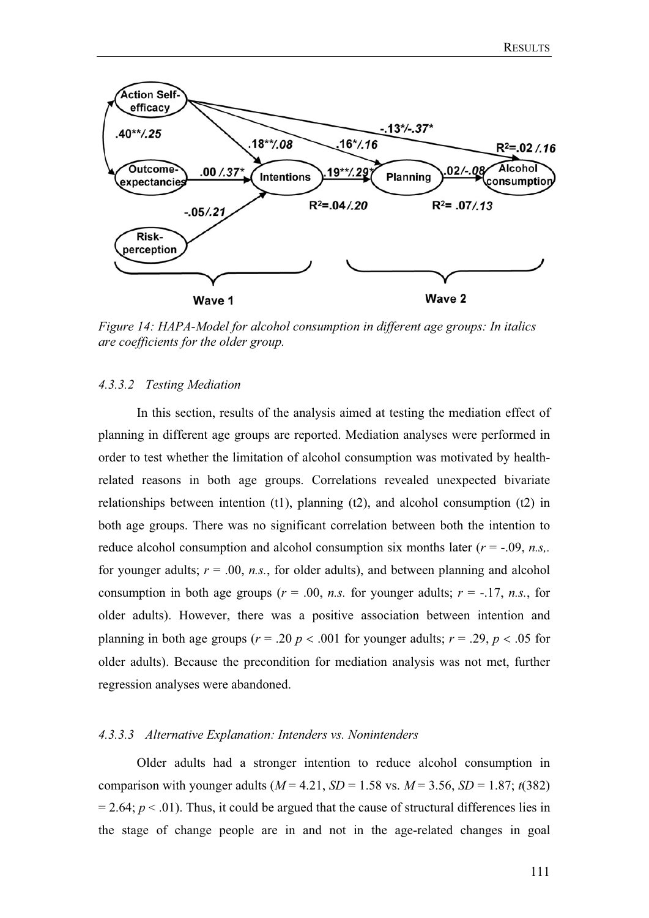*Figure 14: HAPA-Model for alcohol consumption in different age groups: In italics are coefficients for the older group.*

#### *4.3.3.2 Testing Mediation*

In this section, results of the analysis aimed at testing the mediation effect of planning in different age groups are reported. Mediation analyses were performed in order to test whether the limitation of alcohol consumption was motivated by health-related reasons in both age groups. Correlations revealed unexpected bivariate relationships between intention (t1), planning (t2), and alcohol consumption (t2) in both age groups. There was no significant correlation between both the intention to reduce alcohol consumption and alcohol consumption six months later ($r$ = -.09, *n.s,.* for younger adults; $r$ = .00, *n.s.*, for older adults), and between planning and alcohol consumption in both age groups ($r$ = .00, *n.s.* for younger adults; $r$ = -.17, *n.s.*, for older adults). However, there was a positive association between intention and planning in both age groups ($r$ = .20 $p < .001$ for younger adults; $r$ = .29, $p < .05$ for older adults). Because the precondition for mediation analysis was not met, further regression analyses were abandoned.

#### *4.3.3.3 Alternative Explanation: Intenders vs. Nonintenders*

Older adults had a stronger intention to reduce alcohol consumption in comparison with younger adults ($M$ = 4.21, $SD$ = 1.58 vs. $M$ = 3.56, $SD$ = 1.87; $t(382)$ = 2.64; $p < .01$). Thus, it could be argued that the cause of structural differences lies in the stage of change people are in and not in the age-related changes in goal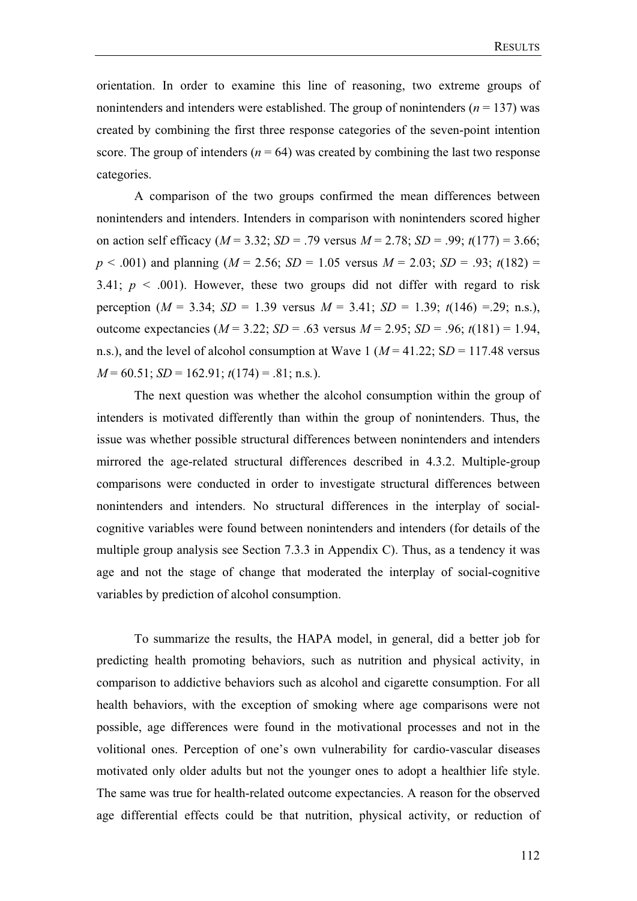orientation. In order to examine this line of reasoning, two extreme groups of nonintenders and intenders were established. The group of nonintenders ($n = 137$) was created by combining the first three response categories of the seven-point intention score. The group of intenders ($n = 64$) was created by combining the last two response categories.

A comparison of the two groups confirmed the mean differences between nonintenders and intenders. Intenders in comparison with nonintenders scored higher on action self efficacy ($M = 3.32$; $SD = .79$ versus $M = 2.78$; $SD = .99$; $t(177) = 3.66$; $p < .001$) and planning ($M = 2.56$; $SD = 1.05$ versus $M = 2.03$; $SD = .93$; $t(182) = 3.41$; $p < .001$). However, these two groups did not differ with regard to risk perception ($M = 3.34$; $SD = 1.39$ versus $M = 3.41$; $SD = 1.39$; $t(146) = .29$; n.s.), outcome expectancies ($M = 3.22$; $SD = .63$ versus $M = 2.95$; $SD = .96$; $t(181) = 1.94$, n.s.), and the level of alcohol consumption at Wave 1 ($M = 41.22$; $SD = 117.48$ versus $M = 60.51$; $SD = 162.91$; $t(174) = .81$; n.s.).

The next question was whether the alcohol consumption within the group of intenders is motivated differently than within the group of nonintenders. Thus, the issue was whether possible structural differences between nonintenders and intenders mirrored the age-related structural differences described in 4.3.2. Multiple-group comparisons were conducted in order to investigate structural differences between nonintenders and intenders. No structural differences in the interplay of social-cognitive variables were found between nonintenders and intenders (for details of the multiple group analysis see Section 7.3.3 in Appendix C). Thus, as a tendency it was age and not the stage of change that moderated the interplay of social-cognitive variables by prediction of alcohol consumption.

To summarize the results, the HAPA model, in general, did a better job for predicting health promoting behaviors, such as nutrition and physical activity, in comparison to addictive behaviors such as alcohol and cigarette consumption. For all health behaviors, with the exception of smoking where age comparisons were not possible, age differences were found in the motivational processes and not in the volitional ones. Perception of one's own vulnerability for cardio-vascular diseases motivated only older adults but not the younger ones to adopt a healthier life style. The same was true for health-related outcome expectancies. A reason for the observed age differential effects could be that nutrition, physical activity, or reduction of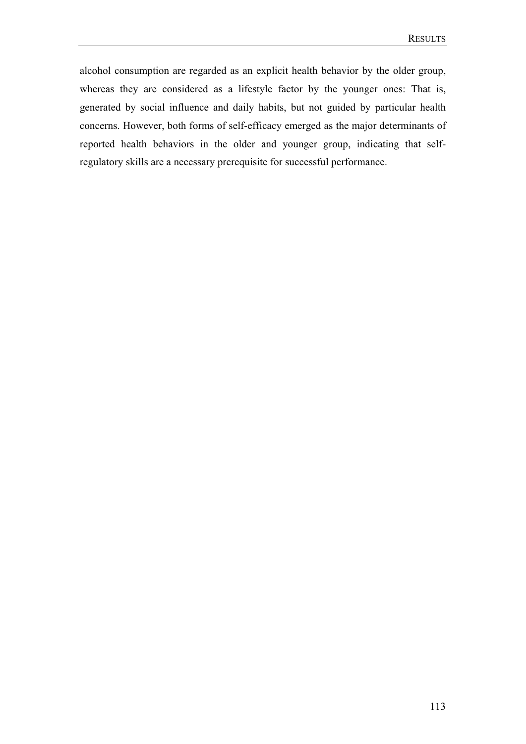alcohol consumption are regarded as an explicit health behavior by the older group, whereas they are considered as a lifestyle factor by the younger ones: That is, generated by social influence and daily habits, but not guided by particular health concerns. However, both forms of self-efficacy emerged as the major determinants of reported health behaviors in the older and younger group, indicating that self-regulatory skills are a necessary prerequisite for successful performance.